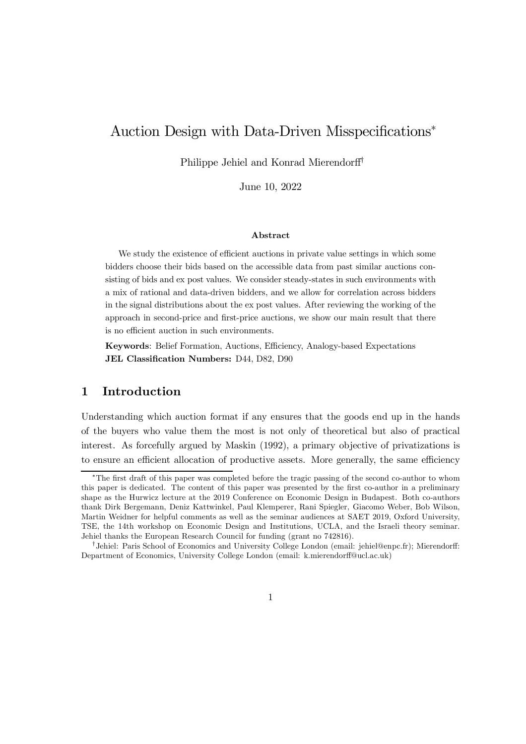# Auction Design with Data-Driven Misspecifications*

Philippe Jehiel and Konrad Mierendorff†

June 10, 2022

### Abstract

We study the existence of efficient auctions in private value settings in which some bidders choose their bids based on the accessible data from past similar auctions consisting of bids and ex post values. We consider steady-states in such environments with a mix of rational and data-driven bidders, and we allow for correlation across bidders in the signal distributions about the ex post values. After reviewing the working of the approach in second-price and first-price auctions, we show our main result that there is no efficient auction in such environments.

**Keywords**: Belief Formation, Auctions, Efficiency, Analogy-based Expectations
**JEL Classification Numbers:** D44, D82, D90

## 1 Introduction

Understanding which auction format if any ensures that the goods end up in the hands of the buyers who value them the most is not only of theoretical but also of practical interest. As forcefully argued by Maskin (1992), a primary objective of privatizations is to ensure an efficient allocation of productive assets. More generally, the same efficiency

*The first draft of this paper was completed before the tragic passing of the second co-author to whom this paper is dedicated. The content of this paper was presented by the first co-author in a preliminary shape as the Hurwicz lecture at the 2019 Conference on Economic Design in Budapest. Both co-authors thank Dirk Bergemann, Deniz Kattwinkel, Paul Klemperer, Rani Spiegler, Giacomo Weber, Bob Wilson, Martin Weidner for helpful comments as well as the seminar audiences at SAET 2019, Oxford University, TSE, the 14th workshop on Economic Design and Institutions, UCLA, and the Israeli theory seminar. Jehiel thanks the European Research Council for funding (grant no 742816).

†Jehiel: Paris School of Economics and University College London (email: jehiel@enpc.fr); Mierendorff: Department of Economics, University College London (email: k.mierendorff@ucl.ac.uk)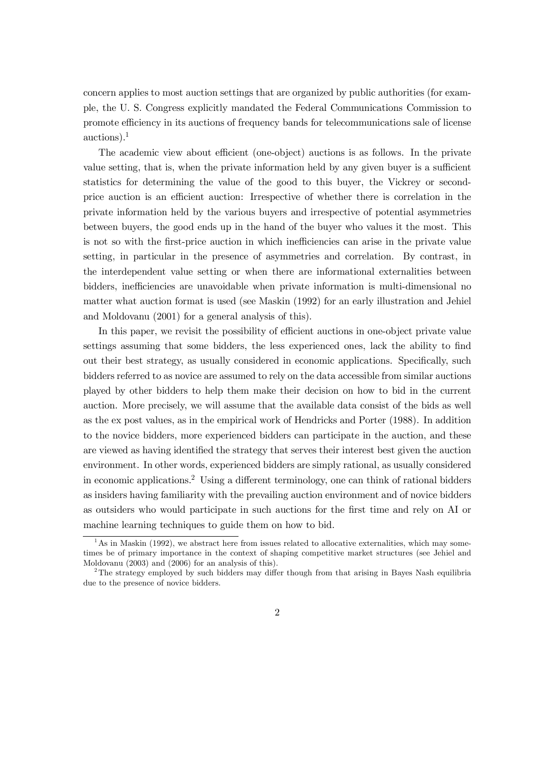concern applies to most auction settings that are organized by public authorities (for example, the U. S. Congress explicitly mandated the Federal Communications Commission to promote efficiency in its auctions of frequency bands for telecommunications sale of license auctions).[1]

The academic view about efficient (one-object) auctions is as follows. In the private value setting, that is, when the private information held by any given buyer is a sufficient statistics for determining the value of the good to this buyer, the Vickrey or second-price auction is an efficient auction: Irrespective of whether there is correlation in the private information held by the various buyers and irrespective of potential asymmetries between buyers, the good ends up in the hand of the buyer who values it the most. This is not so with the first-price auction in which inefficiencies can arise in the private value setting, in particular in the presence of asymmetries and correlation. By contrast, in the interdependent value setting or when there are informational externalities between bidders, inefficiencies are unavoidable when private information is multi-dimensional no matter what auction format is used (see Maskin (1992) for an early illustration and Jehiel and Moldovanu (2001) for a general analysis of this).

In this paper, we revisit the possibility of efficient auctions in one-object private value settings assuming that some bidders, the less experienced ones, lack the ability to find out their best strategy, as usually considered in economic applications. Specifically, such bidders referred to as novice are assumed to rely on the data accessible from similar auctions played by other bidders to help them make their decision on how to bid in the current auction. More precisely, we will assume that the available data consist of the bids as well as the ex post values, as in the empirical work of Hendricks and Porter (1988). In addition to the novice bidders, more experienced bidders can participate in the auction, and these are viewed as having identified the strategy that serves their interest best given the auction environment. In other words, experienced bidders are simply rational, as usually considered in economic applications.[2] Using a different terminology, one can think of rational bidders as insiders having familiarity with the prevailing auction environment and of novice bidders as outsiders who would participate in such auctions for the first time and rely on AI or machine learning techniques to guide them on how to bid.

[1] As in Maskin (1992), we abstract here from issues related to allocative externalities, which may sometimes be of primary importance in the context of shaping competitive market structures (see Jehiel and Moldovanu (2003) and (2006) for an analysis of this).

[2] The strategy employed by such bidders may differ though from that arising in Bayes Nash equilibria due to the presence of novice bidders.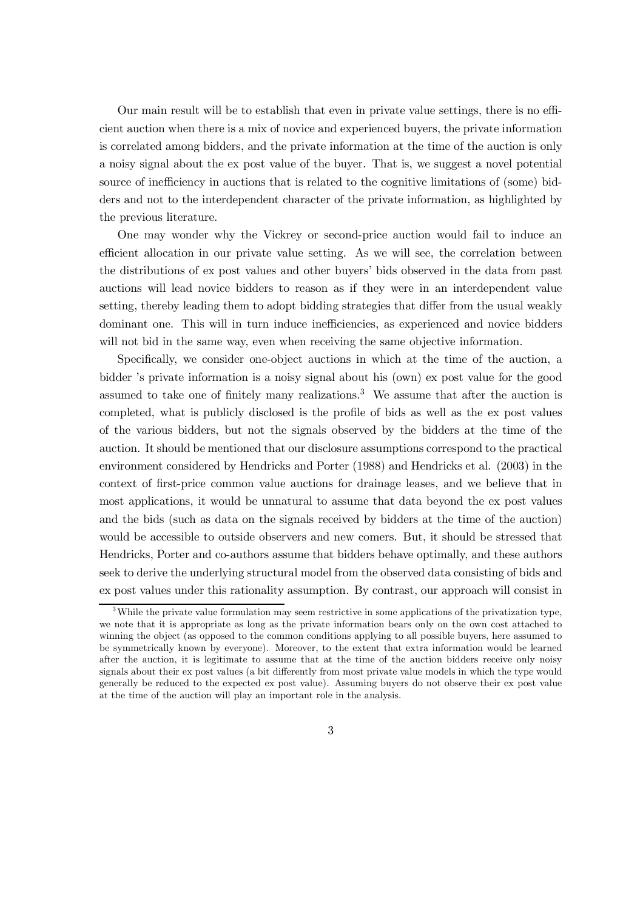Our main result will be to establish that even in private value settings, there is no efficient auction when there is a mix of novice and experienced buyers, the private information is correlated among bidders, and the private information at the time of the auction is only a noisy signal about the ex post value of the buyer. That is, we suggest a novel potential source of inefficiency in auctions that is related to the cognitive limitations of (some) bidders and not to the interdependent character of the private information, as highlighted by the previous literature.

One may wonder why the Vickrey or second-price auction would fail to induce an efficient allocation in our private value setting. As we will see, the correlation between the distributions of ex post values and other buyers' bids observed in the data from past auctions will lead novice bidders to reason as if they were in an interdependent value setting, thereby leading them to adopt bidding strategies that differ from the usual weakly dominant one. This will in turn induce inefficiencies, as experienced and novice bidders will not bid in the same way, even when receiving the same objective information.

Specifically, we consider one-object auctions in which at the time of the auction, a bidder 's private information is a noisy signal about his (own) ex post value for the good assumed to take one of finitely many realizations.[3] We assume that after the auction is completed, what is publicly disclosed is the profile of bids as well as the ex post values of the various bidders, but not the signals observed by the bidders at the time of the auction. It should be mentioned that our disclosure assumptions correspond to the practical environment considered by Hendricks and Porter (1988) and Hendricks et al. (2003) in the context of first-price common value auctions for drainage leases, and we believe that in most applications, it would be unnatural to assume that data beyond the ex post values and the bids (such as data on the signals received by bidders at the time of the auction) would be accessible to outside observers and new comers. But, it should be stressed that Hendricks, Porter and co-authors assume that bidders behave optimally, and these authors seek to derive the underlying structural model from the observed data consisting of bids and ex post values under this rationality assumption. By contrast, our approach will consist in

[3] While the private value formulation may seem restrictive in some applications of the privatization type, we note that it is appropriate as long as the private information bears only on the own cost attached to winning the object (as opposed to the common conditions applying to all possible buyers, here assumed to be symmetrically known by everyone). Moreover, to the extent that extra information would be learned after the auction, it is legitimate to assume that at the time of the auction bidders receive only noisy signals about their ex post values (a bit differently from most private value models in which the type would generally be reduced to the expected ex post value). Assuming buyers do not observe their ex post value at the time of the auction will play an important role in the analysis.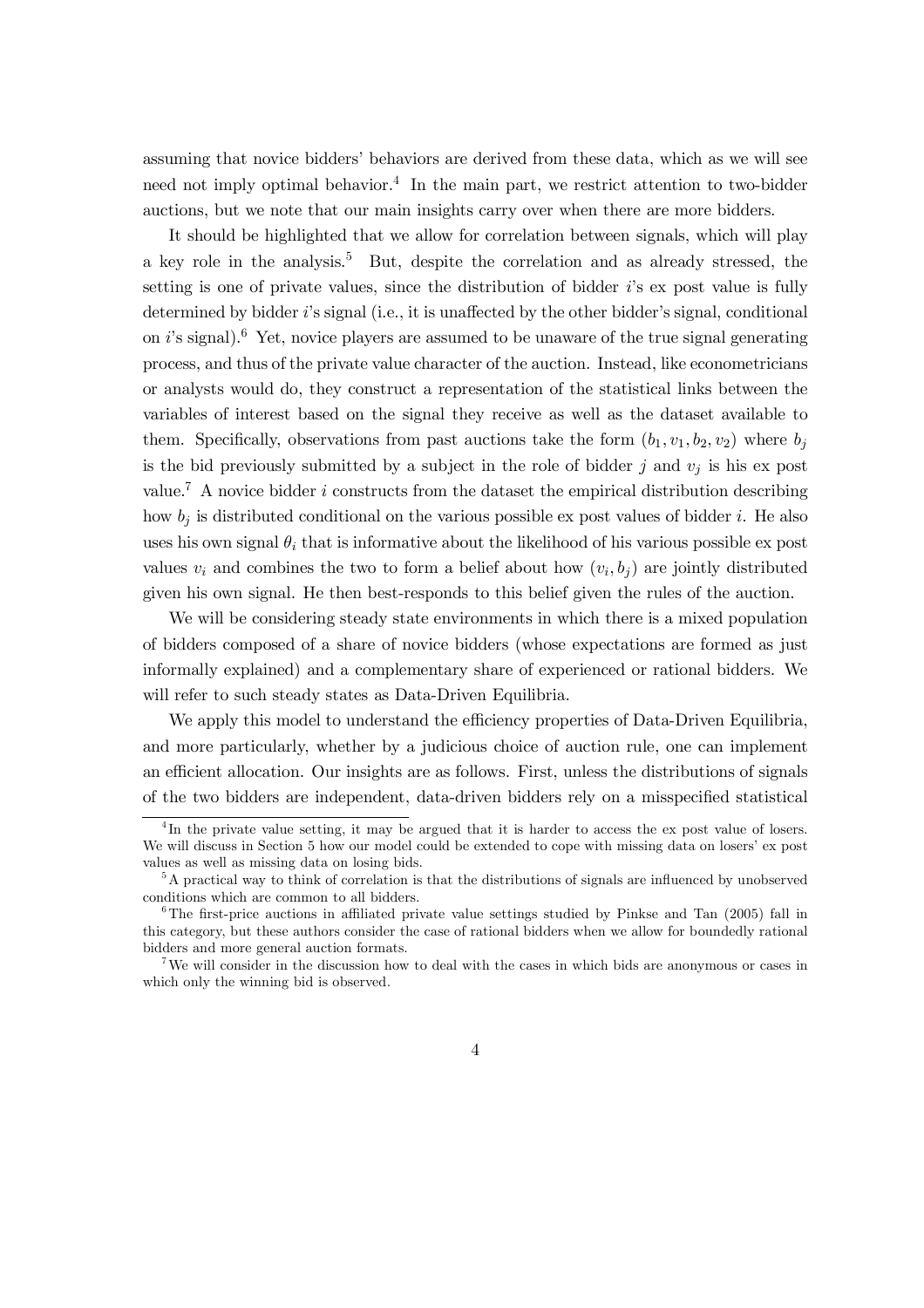assuming that novice bidders' behaviors are derived from these data, which as we will see need not imply optimal behavior.[4] In the main part, we restrict attention to two-bidder auctions, but we note that our main insights carry over when there are more bidders.

It should be highlighted that we allow for correlation between signals, which will play a key role in the analysis.[5] But, despite the correlation and as already stressed, the setting is one of private values, since the distribution of bidder $i$'s ex post value is fully determined by bidder $i$'s signal (i.e., it is unaffected by the other bidder's signal, conditional on $i$'s signal).[6] Yet, novice players are assumed to be unaware of the true signal generating process, and thus of the private value character of the auction. Instead, like econometricians or analysts would do, they construct a representation of the statistical links between the variables of interest based on the signal they receive as well as the dataset available to them. Specifically, observations from past auctions take the form $(b_1, v_1, b_2, v_2)$ where $b_j$ is the bid previously submitted by a subject in the role of bidder $j$ and $v_j$ is his ex post value.[7] A novice bidder $i$ constructs from the dataset the empirical distribution describing how $b_j$ is distributed conditional on the various possible ex post values of bidder $i$. He also uses his own signal $\theta_i$ that is informative about the likelihood of his various possible ex post values $v_i$ and combines the two to form a belief about how $(v_i, b_j)$ are jointly distributed given his own signal. He then best-responds to this belief given the rules of the auction.

We will be considering steady state environments in which there is a mixed population of bidders composed of a share of novice bidders (whose expectations are formed as just informally explained) and a complementary share of experienced or rational bidders. We will refer to such steady states as Data-Driven Equilibria.

We apply this model to understand the efficiency properties of Data-Driven Equilibria, and more particularly, whether by a judicious choice of auction rule, one can implement an efficient allocation. Our insights are as follows. First, unless the distributions of signals of the two bidders are independent, data-driven bidders rely on a misspecified statistical

---

[4] In the private value setting, it may be argued that it is harder to access the ex post value of losers. We will discuss in Section 5 how our model could be extended to cope with missing data on losers' ex post values as well as missing data on losing bids.

[5] A practical way to think of correlation is that the distributions of signals are influenced by unobserved conditions which are common to all bidders.

[6] The first-price auctions in affiliated private value settings studied by Pinkse and Tan (2005) fall in this category, but these authors consider the case of rational bidders when we allow for boundedly rational bidders and more general auction formats.

[7] We will consider in the discussion how to deal with the cases in which bids are anonymous or cases in which only the winning bid is observed.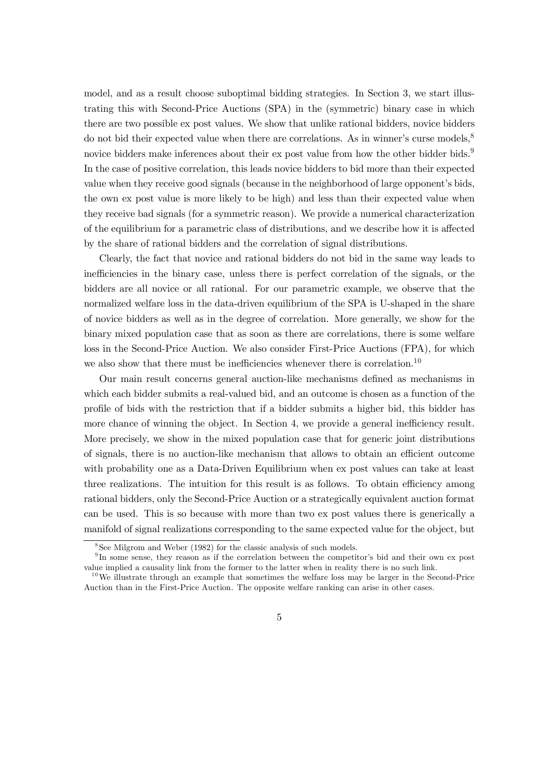model, and as a result choose suboptimal bidding strategies. In Section 3, we start illustrating this with Second-Price Auctions (SPA) in the (symmetric) binary case in which there are two possible ex post values. We show that unlike rational bidders, novice bidders do not bid their expected value when there are correlations. As in winner's curse models,[8] novice bidders make inferences about their ex post value from how the other bidder bids.[9] In the case of positive correlation, this leads novice bidders to bid more than their expected value when they receive good signals (because in the neighborhood of large opponent's bids, the own ex post value is more likely to be high) and less than their expected value when they receive bad signals (for a symmetric reason). We provide a numerical characterization of the equilibrium for a parametric class of distributions, and we describe how it is affected by the share of rational bidders and the correlation of signal distributions.

Clearly, the fact that novice and rational bidders do not bid in the same way leads to inefficiencies in the binary case, unless there is perfect correlation of the signals, or the bidders are all novice or all rational. For our parametric example, we observe that the normalized welfare loss in the data-driven equilibrium of the SPA is U-shaped in the share of novice bidders as well as in the degree of correlation. More generally, we show for the binary mixed population case that as soon as there are correlations, there is some welfare loss in the Second-Price Auction. We also consider First-Price Auctions (FPA), for which we also show that there must be inefficiencies whenever there is correlation.[10]

Our main result concerns general auction-like mechanisms defined as mechanisms in which each bidder submits a real-valued bid, and an outcome is chosen as a function of the profile of bids with the restriction that if a bidder submits a higher bid, this bidder has more chance of winning the object. In Section 4, we provide a general inefficiency result. More precisely, we show in the mixed population case that for generic joint distributions of signals, there is no auction-like mechanism that allows to obtain an efficient outcome with probability one as a Data-Driven Equilibrium when ex post values can take at least three realizations. The intuition for this result is as follows. To obtain efficiency among rational bidders, only the Second-Price Auction or a strategically equivalent auction format can be used. This is so because with more than two ex post values there is generically a manifold of signal realizations corresponding to the same expected value for the object, but

---

[8] See Milgrom and Weber (1982) for the classic analysis of such models.

[9] In some sense, they reason as if the correlation between the competitor's bid and their own ex post value implied a causality link from the former to the latter when in reality there is no such link.

[10] We illustrate through an example that sometimes the welfare loss may be larger in the Second-Price Auction than in the First-Price Auction. The opposite welfare ranking can arise in other cases.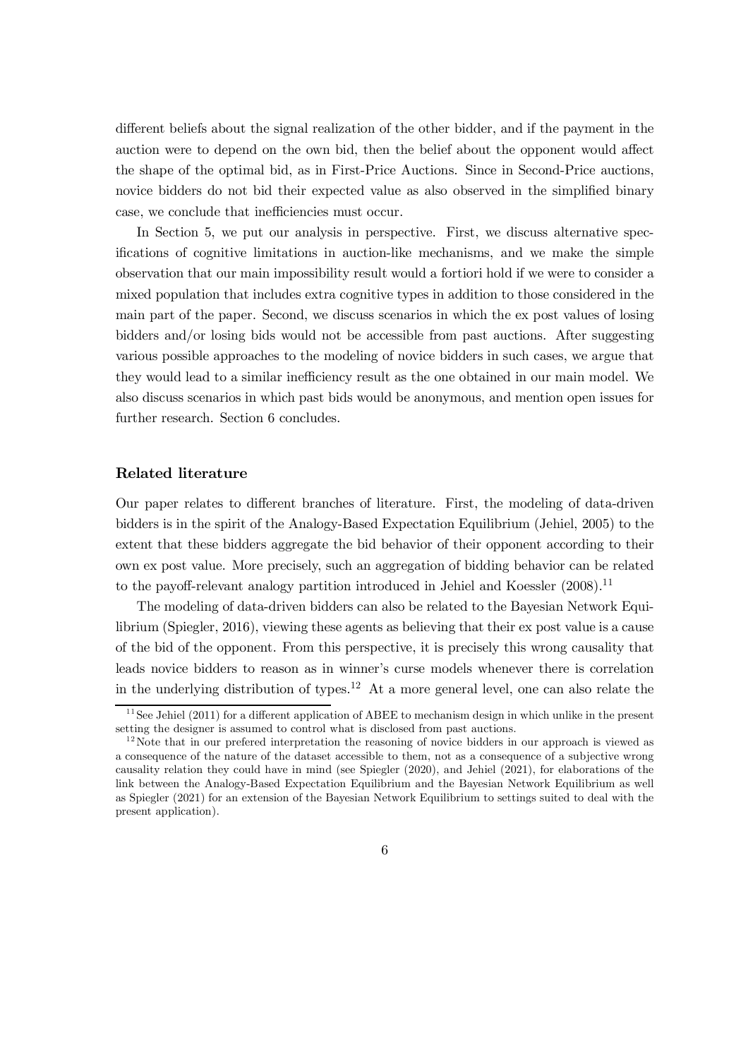different beliefs about the signal realization of the other bidder, and if the payment in the auction were to depend on the own bid, then the belief about the opponent would affect the shape of the optimal bid, as in First-Price Auctions. Since in Second-Price auctions, novice bidders do not bid their expected value as also observed in the simplified binary case, we conclude that inefficiencies must occur.

In Section 5, we put our analysis in perspective. First, we discuss alternative specifications of cognitive limitations in auction-like mechanisms, and we make the simple observation that our main impossibility result would a fortiori hold if we were to consider a mixed population that includes extra cognitive types in addition to those considered in the main part of the paper. Second, we discuss scenarios in which the ex post values of losing bidders and/or losing bids would not be accessible from past auctions. After suggesting various possible approaches to the modeling of novice bidders in such cases, we argue that they would lead to a similar inefficiency result as the one obtained in our main model. We also discuss scenarios in which past bids would be anonymous, and mention open issues for further research. Section 6 concludes.

### Related literature

Our paper relates to different branches of literature. First, the modeling of data-driven bidders is in the spirit of the Analogy-Based Expectation Equilibrium (Jehiel, 2005) to the extent that these bidders aggregate the bid behavior of their opponent according to their own ex post value. More precisely, such an aggregation of bidding behavior can be related to the payoff-relevant analogy partition introduced in Jehiel and Koessler (2008).[11]

The modeling of data-driven bidders can also be related to the Bayesian Network Equilibrium (Spiegler, 2016), viewing these agents as believing that their ex post value is a cause of the bid of the opponent. From this perspective, it is precisely this wrong causality that leads novice bidders to reason as in winner's curse models whenever there is correlation in the underlying distribution of types.[12] At a more general level, one can also relate the

[11] See Jehiel (2011) for a different application of ABEE to mechanism design in which unlike in the present setting the designer is assumed to control what is disclosed from past auctions.

[12] Note that in our prefered interpretation the reasoning of novice bidders in our approach is viewed as a consequence of the nature of the dataset accessible to them, not as a consequence of a subjective wrong causality relation they could have in mind (see Spiegler (2020), and Jehiel (2021), for elaborations of the link between the Analogy-Based Expectation Equilibrium and the Bayesian Network Equilibrium as well as Spiegler (2021) for an extension of the Bayesian Network Equilibrium to settings suited to deal with the present application).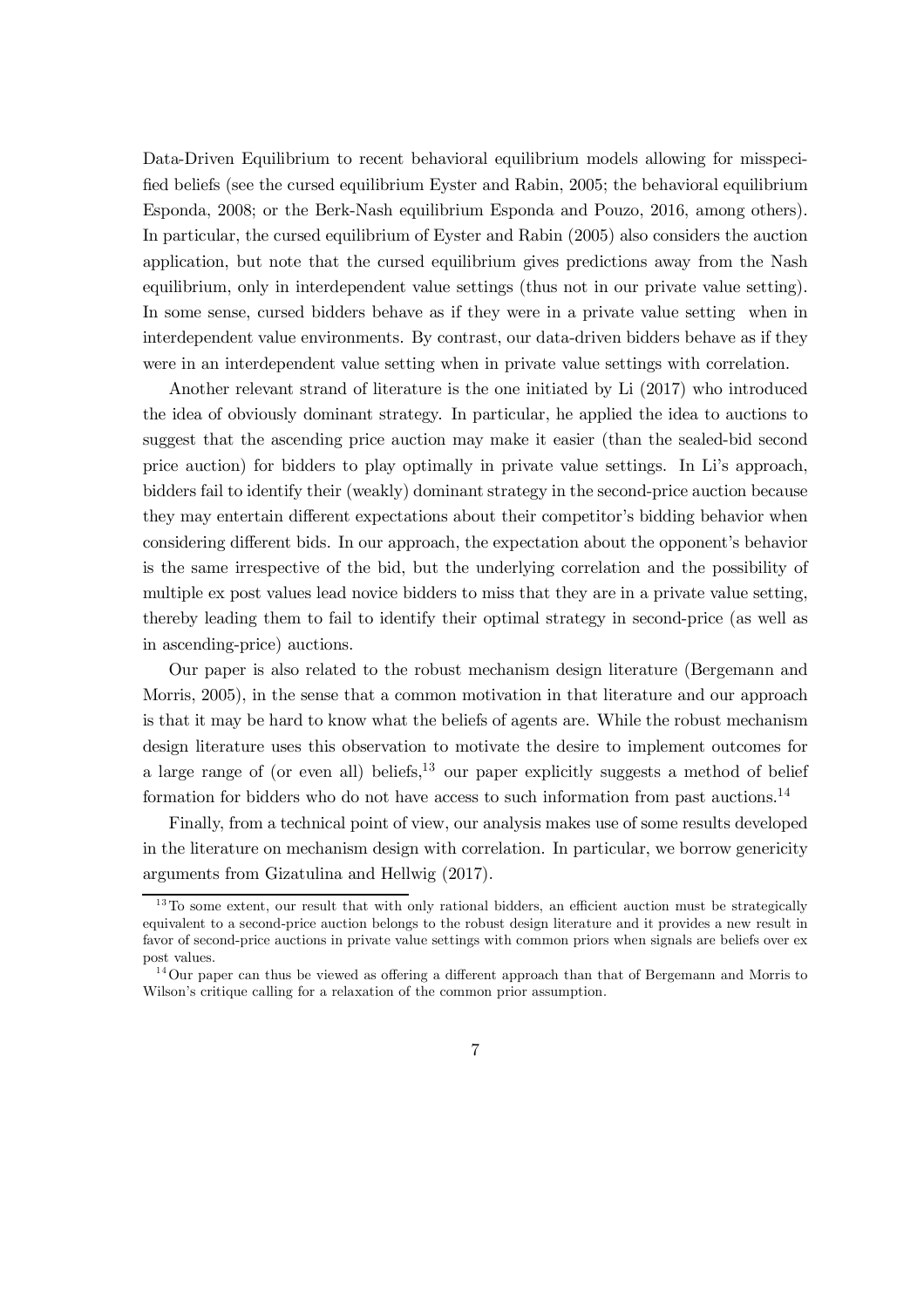Data-Driven Equilibrium to recent behavioral equilibrium models allowing for misspecified beliefs (see the cursed equilibrium Eyster and Rabin, 2005; the behavioral equilibrium Esponda, 2008; or the Berk-Nash equilibrium Esponda and Pouzo, 2016, among others). In particular, the cursed equilibrium of Eyster and Rabin (2005) also considers the auction application, but note that the cursed equilibrium gives predictions away from the Nash equilibrium, only in interdependent value settings (thus not in our private value setting). In some sense, cursed bidders behave as if they were in a private value setting when in interdependent value environments. By contrast, our data-driven bidders behave as if they were in an interdependent value setting when in private value settings with correlation.

Another relevant strand of literature is the one initiated by Li (2017) who introduced the idea of obviously dominant strategy. In particular, he applied the idea to auctions to suggest that the ascending price auction may make it easier (than the sealed-bid second price auction) for bidders to play optimally in private value settings. In Li's approach, bidders fail to identify their (weakly) dominant strategy in the second-price auction because they may entertain different expectations about their competitor's bidding behavior when considering different bids. In our approach, the expectation about the opponent's behavior is the same irrespective of the bid, but the underlying correlation and the possibility of multiple ex post values lead novice bidders to miss that they are in a private value setting, thereby leading them to fail to identify their optimal strategy in second-price (as well as in ascending-price) auctions.

Our paper is also related to the robust mechanism design literature (Bergemann and Morris, 2005), in the sense that a common motivation in that literature and our approach is that it may be hard to know what the beliefs of agents are. While the robust mechanism design literature uses this observation to motivate the desire to implement outcomes for a large range of (or even all) beliefs,[13] our paper explicitly suggests a method of belief formation for bidders who do not have access to such information from past auctions.[14]

Finally, from a technical point of view, our analysis makes use of some results developed in the literature on mechanism design with correlation. In particular, we borrow genericity arguments from Gizatulina and Hellwig (2017).

[13] To some extent, our result that with only rational bidders, an efficient auction must be strategically equivalent to a second-price auction belongs to the robust design literature and it provides a new result in favor of second-price auctions in private value settings with common priors when signals are beliefs over ex post values.

[14] Our paper can thus be viewed as offering a different approach than that of Bergemann and Morris to Wilson's critique calling for a relaxation of the common prior assumption.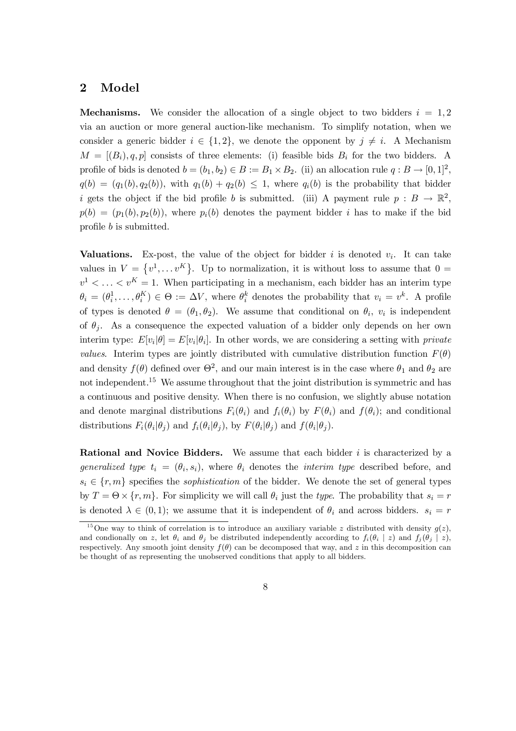## 2 Model

**Mechanisms.** We consider the allocation of a single object to two bidders $i = 1, 2$ via an auction or more general auction-like mechanism. To simplify notation, when we consider a generic bidder $i \in \{1, 2\}$, we denote the opponent by $j \neq i$. A Mechanism $M = [(B_i), q, p]$ consists of three elements: (i) feasible bids $B_i$ for the two bidders. A profile of bids is denoted $b = (b_1, b_2) \in B := B_1 \times B_2$. (ii) an allocation rule $q : B \to [0, 1]^2$, $q(b) = (q_1(b), q_2(b))$, with $q_1(b) + q_2(b) \leq 1$, where $q_i(b)$ is the probability that bidder $i$ gets the object if the bid profile $b$ is submitted. (iii) A payment rule $p : B \to \mathbb{R}^2$, $p(b) = (p_1(b), p_2(b))$, where $p_i(b)$ denotes the payment bidder $i$ has to make if the bid profile $b$ is submitted.

**Valuations.** Ex-post, the value of the object for bidder $i$ is denoted $v_i$. It can take values in $V = \{v^1, \ldots v^K\}$. Up to normalization, it is without loss to assume that $0 = v^1 < \ldots < v^K = 1$. When participating in a mechanism, each bidder has an interim type $\theta_i = (\theta_i^1, \ldots, \theta_i^K) \in \Theta := \Delta V$, where $\theta_i^k$ denotes the probability that $v_i = v^k$. A profile of types is denoted $\theta = (\theta_1, \theta_2)$. We assume that conditional on $\theta_i$, $v_i$ is independent of $\theta_j$. As a consequence the expected valuation of a bidder only depends on her own interim type: $E[v_i|\theta] = E[v_i|\theta_i]$. In other words, we are considering a setting with *private values*. Interim types are jointly distributed with cumulative distribution function $F(\theta)$ and density $f(\theta)$ defined over $\Theta^2$, and our main interest is in the case where $\theta_1$ and $\theta_2$ are not independent.[15] We assume throughout that the joint distribution is symmetric and has a continuous and positive density. When there is no confusion, we slightly abuse notation and denote marginal distributions $F_i(\theta_i)$ and $f_i(\theta_i)$ by $F(\theta_i)$ and $f(\theta_i)$; and conditional distributions $F_i(\theta_i|\theta_j)$ and $f_i(\theta_i|\theta_j)$, by $F(\theta_i|\theta_j)$ and $f(\theta_i|\theta_j)$.

**Rational and Novice Bidders.** We assume that each bidder $i$ is characterized by a *generalized type* $t_i = (\theta_i, s_i)$, where $\theta_i$ denotes the *interim type* described before, and $s_i \in \{r, m\}$ specifies the *sophistication* of the bidder. We denote the set of general types by $T = \Theta \times \{r, m\}$. For simplicity we will call $\theta_i$ just the *type*. The probability that $s_i = r$ is denoted $\lambda \in (0, 1)$; we assume that it is independent of $\theta_i$ and across bidders. $s_i = r$

[15] One way to think of correlation is to introduce an auxiliary variable $z$ distributed with density $g(z)$, and condionally on $z$, let $\theta_i$ and $\theta_j$ be distributed independently according to $f_i(\theta_i \mid z)$ and $f_j(\theta_j \mid z)$, respectively. Any smooth joint density $f(\theta)$ can be decomposed that way, and $z$ in this decomposition can be thought of as representing the unobserved conditions that apply to all bidders.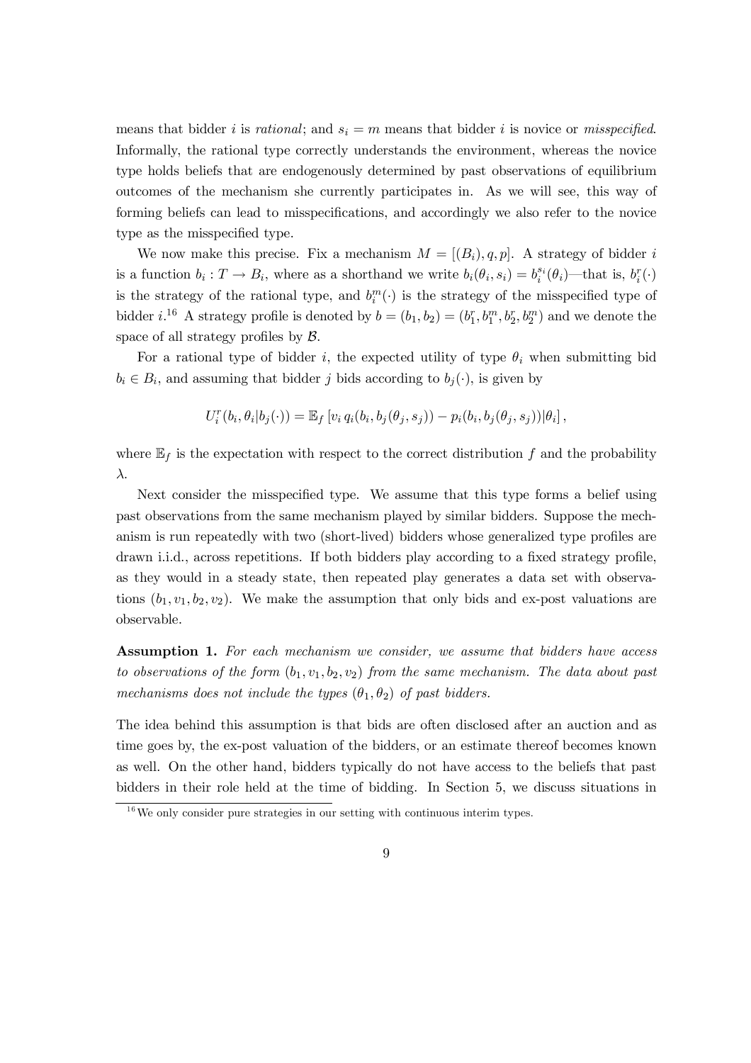means that bidder $i$ is *rational*; and $s_i = m$ means that bidder $i$ is novice or *misspecified*. Informally, the rational type correctly understands the environment, whereas the novice type holds beliefs that are endogenously determined by past observations of equilibrium outcomes of the mechanism she currently participates in. As we will see, this way of forming beliefs can lead to misspecifications, and accordingly we also refer to the novice type as the misspecified type.

We now make this precise. Fix a mechanism $M = [(B_i), q, p]$. A strategy of bidder $i$ is a function $b_i : T \to B_i$, where as a shorthand we write $b_i(\theta_i, s_i) = b_i^{s_i}(\theta_i)$—that is, $b_i^r(\cdot)$ is the strategy of the rational type, and $b_i^m(\cdot)$ is the strategy of the misspecified type of bidder $i$.[16] A strategy profile is denoted by $b = (b_1, b_2) = (b_1^r, b_1^m, b_2^r, b_2^m)$ and we denote the space of all strategy profiles by $\mathcal{B}$.

For a rational type of bidder $i$, the expected utility of type $\theta_i$ when submitting bid $b_i \in B_i$, and assuming that bidder $j$ bids according to $b_j(\cdot)$, is given by

$$U_i^r(b_i, \theta_i | b_j(\cdot)) = \mathbb{E}_f \left[ v_i \, q_i(b_i, b_j(\theta_j, s_j)) - p_i(b_i, b_j(\theta_j, s_j)) | \theta_i \right],$$

where $\mathbb{E}_f$ is the expectation with respect to the correct distribution $f$ and the probability $\lambda$.

Next consider the misspecified type. We assume that this type forms a belief using past observations from the same mechanism played by similar bidders. Suppose the mechanism is run repeatedly with two (short-lived) bidders whose generalized type profiles are drawn i.i.d., across repetitions. If both bidders play according to a fixed strategy profile, as they would in a steady state, then repeated play generates a data set with observations $(b_1, v_1, b_2, v_2)$. We make the assumption that only bids and ex-post valuations are observable.

**Assumption 1.** *For each mechanism we consider, we assume that bidders have access to observations of the form $(b_1, v_1, b_2, v_2)$ from the same mechanism. The data about past mechanisms does not include the types $(\theta_1, \theta_2)$ of past bidders.*

The idea behind this assumption is that bids are often disclosed after an auction and as time goes by, the ex-post valuation of the bidders, or an estimate thereof becomes known as well. On the other hand, bidders typically do not have access to the beliefs that past bidders in their role held at the time of bidding. In Section 5, we discuss situations in

[16] We only consider pure strategies in our setting with continuous interim types.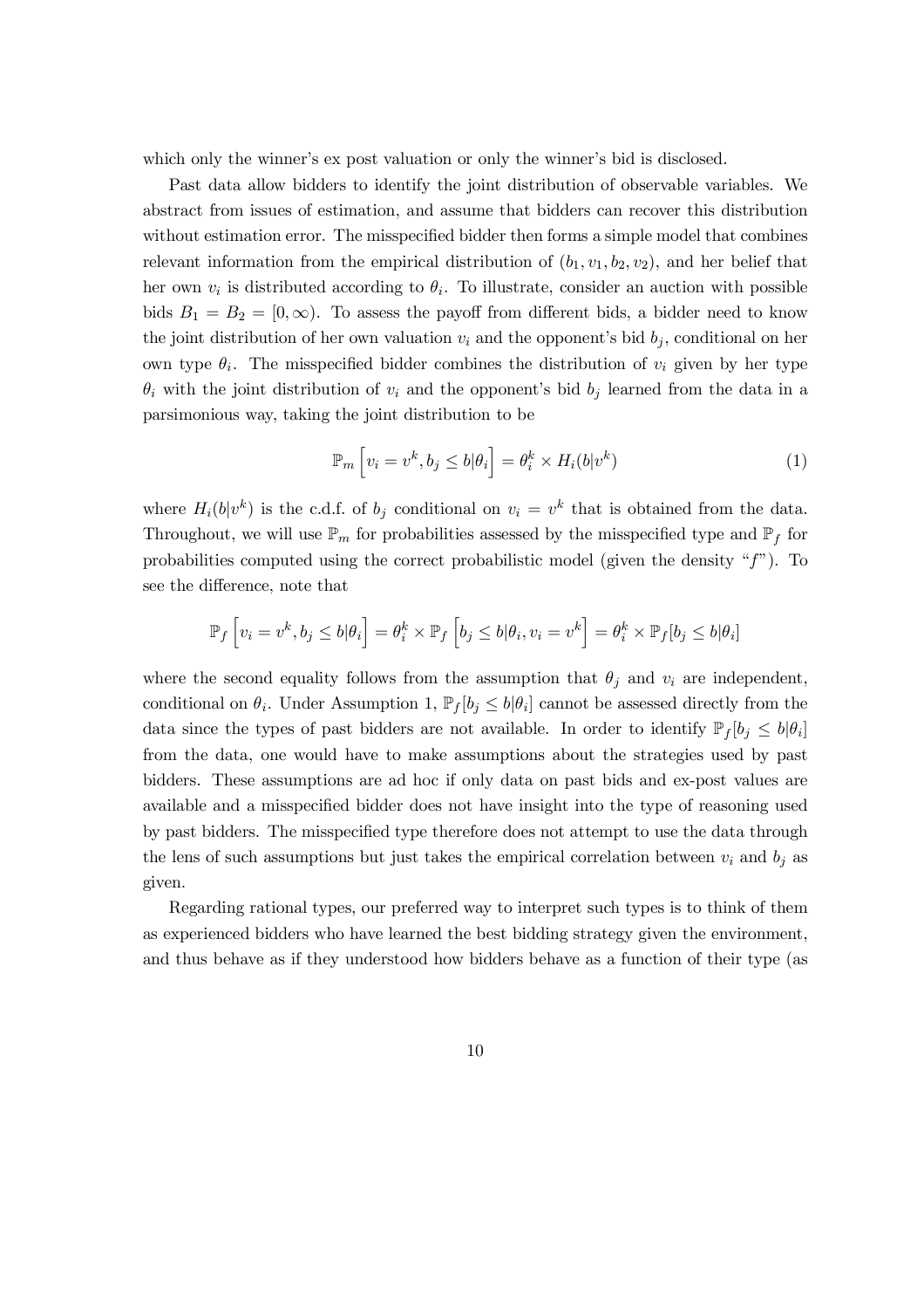which only the winner's ex post valuation or only the winner's bid is disclosed.

Past data allow bidders to identify the joint distribution of observable variables. We abstract from issues of estimation, and assume that bidders can recover this distribution without estimation error. The misspecified bidder then forms a simple model that combines relevant information from the empirical distribution of $(b_1, v_1, b_2, v_2)$, and her belief that her own $v_i$ is distributed according to $\theta_i$. To illustrate, consider an auction with possible bids $B_1 = B_2 = [0, \infty)$. To assess the payoff from different bids, a bidder need to know the joint distribution of her own valuation $v_i$ and the opponent's bid $b_j$, conditional on her own type $\theta_i$. The misspecified bidder combines the distribution of $v_i$ given by her type $\theta_i$ with the joint distribution of $v_i$ and the opponent's bid $b_j$ learned from the data in a parsimonious way, taking the joint distribution to be

$$\mathbb{P}_m \left[ v_i = v^k, b_j \leq b | \theta_i \right] = \theta_i^k \times H_i(b|v^k) \tag{1}$$

where $H_i(b|v^k)$ is the c.d.f. of $b_j$ conditional on $v_i = v^k$ that is obtained from the data. Throughout, we will use $\mathbb{P}_m$ for probabilities assessed by the misspecified type and $\mathbb{P}_f$ for probabilities computed using the correct probabilistic model (given the density "$f$"). To see the difference, note that

$$\mathbb{P}_f \left[ v_i = v^k, b_j \leq b | \theta_i \right] = \theta_i^k \times \mathbb{P}_f \left[ b_j \leq b | \theta_i, v_i = v^k \right] = \theta_i^k \times \mathbb{P}_f [b_j \leq b | \theta_i]$$

where the second equality follows from the assumption that $\theta_j$ and $v_i$ are independent, conditional on $\theta_i$. Under Assumption 1, $\mathbb{P}_f[b_j \leq b|\theta_i]$ cannot be assessed directly from the data since the types of past bidders are not available. In order to identify $\mathbb{P}_f[b_j \leq b|\theta_i]$ from the data, one would have to make assumptions about the strategies used by past bidders. These assumptions are ad hoc if only data on past bids and ex-post values are available and a misspecified bidder does not have insight into the type of reasoning used by past bidders. The misspecified type therefore does not attempt to use the data through the lens of such assumptions but just takes the empirical correlation between $v_i$ and $b_j$ as given.

Regarding rational types, our preferred way to interpret such types is to think of them as experienced bidders who have learned the best bidding strategy given the environment, and thus behave as if they understood how bidders behave as a function of their type (as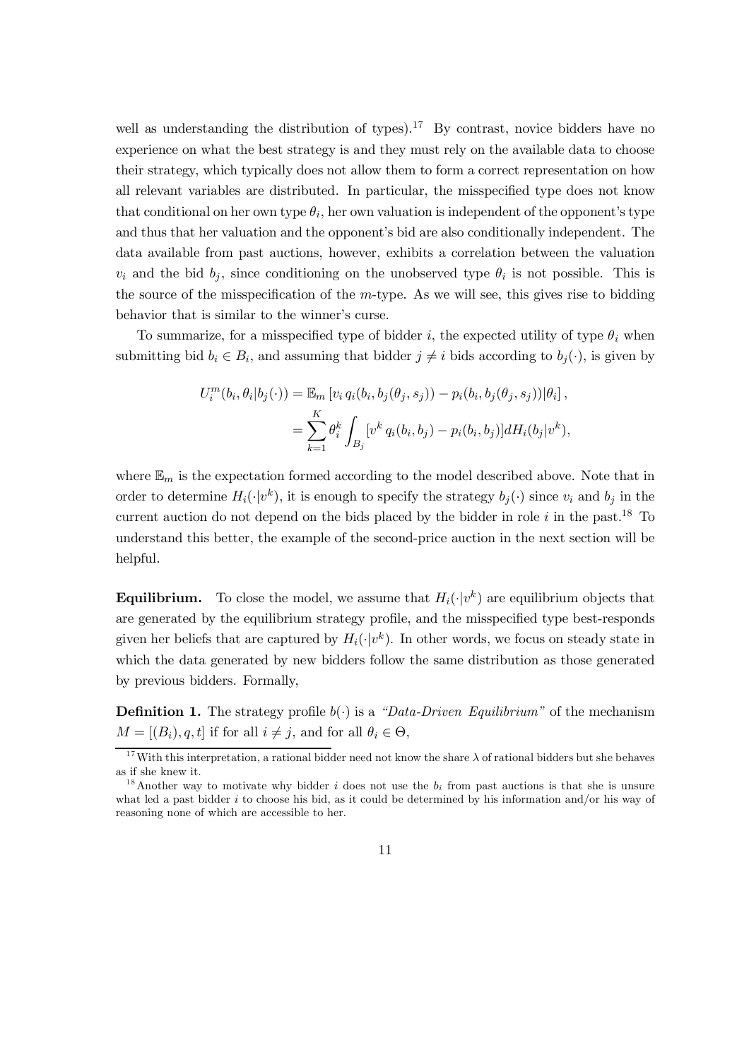well as understanding the distribution of types).[17] By contrast, novice bidders have no experience on what the best strategy is and they must rely on the available data to choose their strategy, which typically does not allow them to form a correct representation on how all relevant variables are distributed. In particular, the misspecified type does not know that conditional on her own type $\theta_i$, her own valuation is independent of the opponent's type and thus that her valuation and the opponent's bid are also conditionally independent. The data available from past auctions, however, exhibits a correlation between the valuation $v_i$ and the bid $b_j$, since conditioning on the unobserved type $\theta_i$ is not possible. This is the source of the misspecification of the $m$-type. As we will see, this gives rise to bidding behavior that is similar to the winner's curse.

To summarize, for a misspecified type of bidder $i$, the expected utility of type $\theta_i$ when submitting bid $b_i \in B_i$, and assuming that bidder $j \neq i$ bids according to $b_j(\cdot)$, is given by

$$
\begin{aligned}
U_i^m(b_i, \theta_i | b_j(\cdot)) &= \mathbb{E}_m \left[ v_i \, q_i(b_i, b_j(\theta_j, s_j)) - p_i(b_i, b_j(\theta_j, s_j)) | \theta_i \right], \\
&= \sum_{k=1}^{K} \theta_i^k \int_{B_j} [v^k \, q_i(b_i, b_j) - p_i(b_i, b_j)] dH_i(b_j | v^k),
\end{aligned}
$$

where $\mathbb{E}_m$ is the expectation formed according to the model described above. Note that in order to determine $H_i(\cdot|v^k)$, it is enough to specify the strategy $b_j(\cdot)$ since $v_i$ and $b_j$ in the current auction do not depend on the bids placed by the bidder in role $i$ in the past.[18] To understand this better, the example of the second-price auction in the next section will be helpful.

**Equilibrium.** To close the model, we assume that $H_i(\cdot|v^k)$ are equilibrium objects that are generated by the equilibrium strategy profile, and the misspecified type best-responds given her beliefs that are captured by $H_i(\cdot|v^k)$. In other words, we focus on steady state in which the data generated by new bidders follow the same distribution as those generated by previous bidders. Formally,

**Definition 1.** The strategy profile $b(\cdot)$ is a *"Data-Driven Equilibrium"* of the mechanism $M = [(B_i), q, t]$ if for all $i \neq j$, and for all $\theta_i \in \Theta$,

[17] With this interpretation, a rational bidder need not know the share $\lambda$ of rational bidders but she behaves as if she knew it.

[18] Another way to motivate why bidder $i$ does not use the $b_i$ from past auctions is that she is unsure what led a past bidder $i$ to choose his bid, as it could be determined by his information and/or his way of reasoning none of which are accessible to her.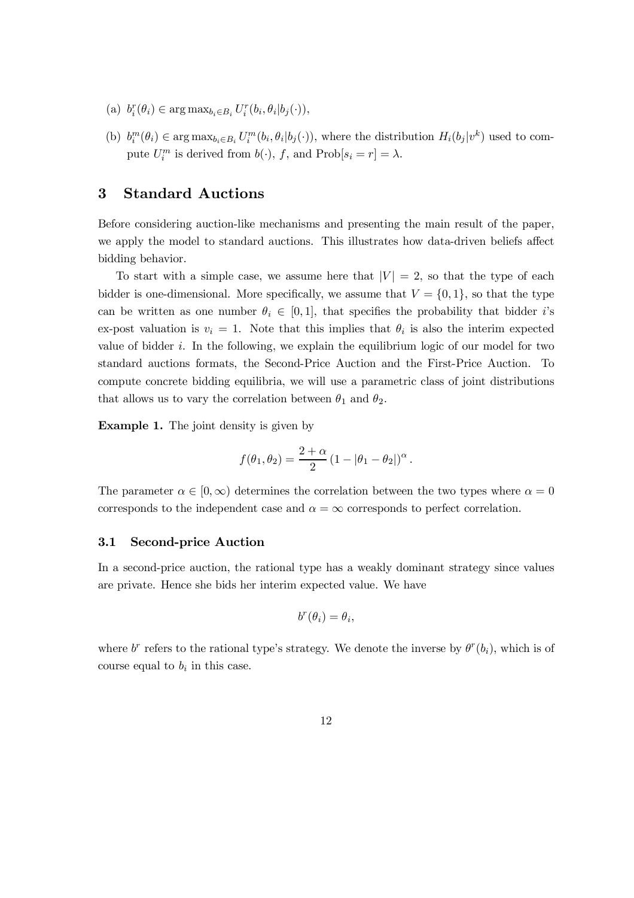(a) $b_i^r(\theta_i) \in \arg\max_{b_i \in B_i} U_i^r(b_i, \theta_i | b_j(\cdot))$,

(b) $b_i^m(\theta_i) \in \arg\max_{b_i \in B_i} U_i^m(b_i, \theta_i | b_j(\cdot))$, where the distribution $H_i(b_j | v^k)$ used to compute $U_i^m$ is derived from $b(\cdot)$, $f$, and $\text{Prob}[s_i = r] = \lambda$.

## 3 Standard Auctions

Before considering auction-like mechanisms and presenting the main result of the paper, we apply the model to standard auctions. This illustrates how data-driven beliefs affect bidding behavior.

To start with a simple case, we assume here that $|V| = 2$, so that the type of each bidder is one-dimensional. More specifically, we assume that $V = \{0, 1\}$, so that the type can be written as one number $\theta_i \in [0, 1]$, that specifies the probability that bidder $i$'s ex-post valuation is $v_i = 1$. Note that this implies that $\theta_i$ is also the interim expected value of bidder $i$. In the following, we explain the equilibrium logic of our model for two standard auctions formats, the Second-Price Auction and the First-Price Auction. To compute concrete bidding equilibria, we will use a parametric class of joint distributions that allows us to vary the correlation between $\theta_1$ and $\theta_2$.

**Example 1.** The joint density is given by

$$f(\theta_1, \theta_2) = \frac{2 + \alpha}{2} \left(1 - |\theta_1 - \theta_2|\right)^{\alpha}.$$

The parameter $\alpha \in [0, \infty)$ determines the correlation between the two types where $\alpha = 0$ corresponds to the independent case and $\alpha = \infty$ corresponds to perfect correlation.

### 3.1 Second-price Auction

In a second-price auction, the rational type has a weakly dominant strategy since values are private. Hence she bids her interim expected value. We have

$$b^r(\theta_i) = \theta_i,$$

where $b^r$ refers to the rational type's strategy. We denote the inverse by $\theta^r(b_i)$, which is of course equal to $b_i$ in this case.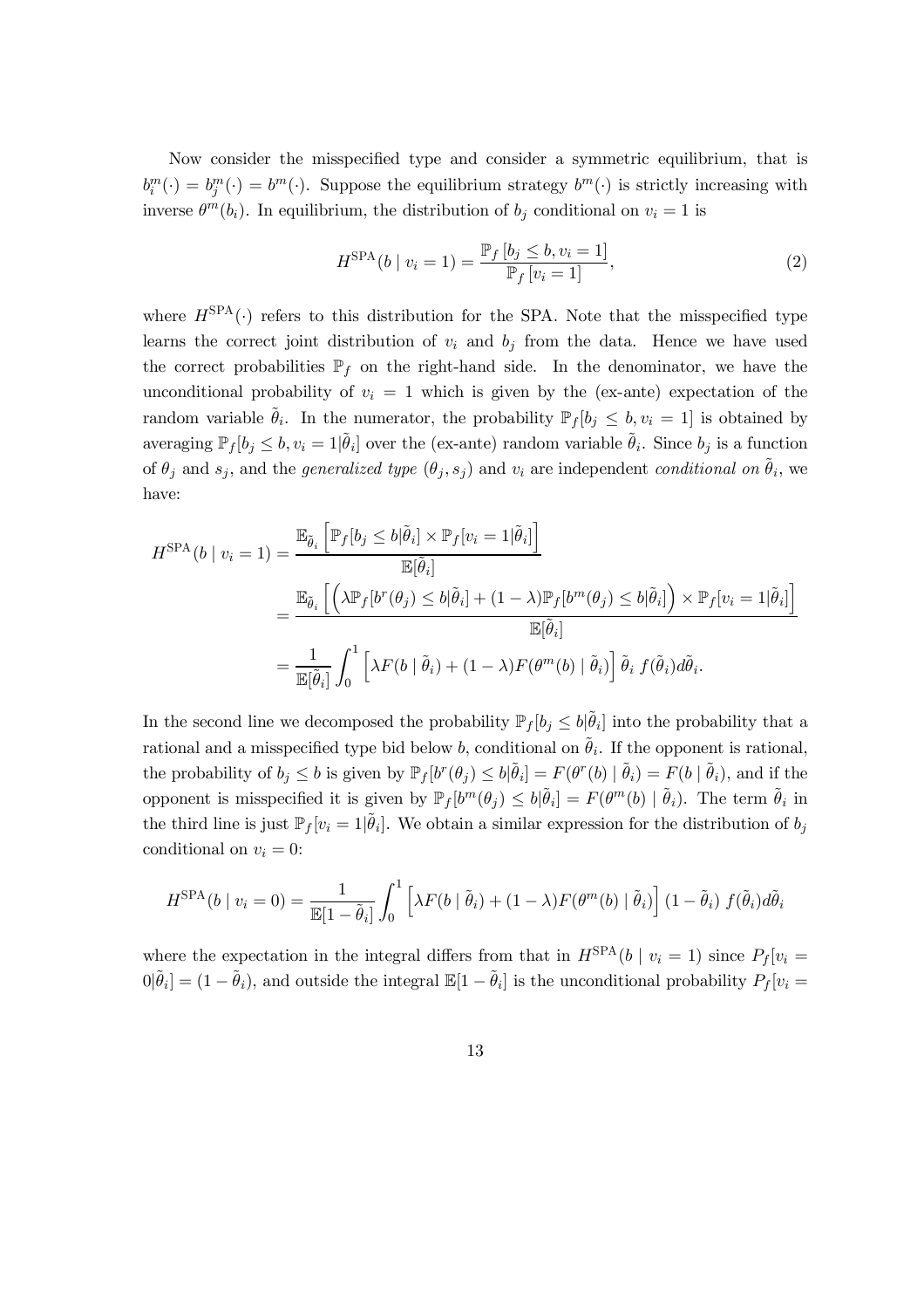Now consider the misspecified type and consider a symmetric equilibrium, that is $b_i^m(\cdot) = b_j^m(\cdot) = b^m(\cdot)$. Suppose the equilibrium strategy $b^m(\cdot)$ is strictly increasing with inverse $\theta^m(b_i)$. In equilibrium, the distribution of $b_j$ conditional on $v_i = 1$ is

$$H^{\mathrm{SPA}}(b \mid v_i = 1) = \frac{\mathbb{P}_f\left[b_j \leq b, v_i = 1\right]}{\mathbb{P}_f\left[v_i = 1\right]}, \tag{2}$$

where $H^{\mathrm{SPA}}(\cdot)$ refers to this distribution for the SPA. Note that the misspecified type learns the correct joint distribution of $v_i$ and $b_j$ from the data. Hence we have used the correct probabilities $\mathbb{P}_f$ on the right-hand side. In the denominator, we have the unconditional probability of $v_i = 1$ which is given by the (ex-ante) expectation of the random variable $\tilde{\theta}_i$. In the numerator, the probability $\mathbb{P}_f[b_j \leq b, v_i = 1]$ is obtained by averaging $\mathbb{P}_f[b_j \leq b, v_i = 1|\tilde{\theta}_i]$ over the (ex-ante) random variable $\tilde{\theta}_i$. Since $b_j$ is a function of $\theta_j$ and $s_j$, and the *generalized type* $(\theta_j, s_j)$ and $v_i$ are independent *conditional on* $\tilde{\theta}_i$, we have:

$$\begin{aligned}
H^{\mathrm{SPA}}(b \mid v_i = 1) &= \frac{\mathbb{E}_{\tilde{\theta}_i}\left[\mathbb{P}_f[b_j \leq b|\tilde{\theta}_i] \times \mathbb{P}_f[v_i = 1|\tilde{\theta}_i]\right]}{\mathbb{E}[\tilde{\theta}_i]} \\
&= \frac{\mathbb{E}_{\tilde{\theta}_i}\left[\left(\lambda \mathbb{P}_f[b^r(\theta_j) \leq b|\tilde{\theta}_i] + (1-\lambda)\mathbb{P}_f[b^m(\theta_j) \leq b|\tilde{\theta}_i]\right) \times \mathbb{P}_f[v_i = 1|\tilde{\theta}_i]\right]}{\mathbb{E}[\tilde{\theta}_i]} \\
&= \frac{1}{\mathbb{E}[\tilde{\theta}_i]} \int_0^1 \left[\lambda F(b \mid \tilde{\theta}_i) + (1-\lambda) F(\theta^m(b) \mid \tilde{\theta}_i)\right] \tilde{\theta}_i \, f(\tilde{\theta}_i) d\tilde{\theta}_i.
\end{aligned}$$

In the second line we decomposed the probability $\mathbb{P}_f[b_j \leq b|\tilde{\theta}_i]$ into the probability that a rational and a misspecified type bid below $b$, conditional on $\tilde{\theta}_i$. If the opponent is rational, the probability of $b_j \leq b$ is given by $\mathbb{P}_f[b^r(\theta_j) \leq b|\tilde{\theta}_i] = F(\theta^r(b) \mid \tilde{\theta}_i) = F(b \mid \tilde{\theta}_i)$, and if the opponent is misspecified it is given by $\mathbb{P}_f[b^m(\theta_j) \leq b|\tilde{\theta}_i] = F(\theta^m(b) \mid \tilde{\theta}_i)$. The term $\tilde{\theta}_i$ in the third line is just $\mathbb{P}_f[v_i = 1|\tilde{\theta}_i]$. We obtain a similar expression for the distribution of $b_j$ conditional on $v_i = 0$:

$$H^{\mathrm{SPA}}(b \mid v_i = 0) = \frac{1}{\mathbb{E}[1-\tilde{\theta}_i]} \int_0^1 \left[\lambda F(b \mid \tilde{\theta}_i) + (1-\lambda) F(\theta^m(b) \mid \tilde{\theta}_i)\right] (1-\tilde{\theta}_i) \, f(\tilde{\theta}_i) d\tilde{\theta}_i$$

where the expectation in the integral differs from that in $H^{\mathrm{SPA}}(b \mid v_i = 1)$ since $P_f[v_i = 0|\tilde{\theta}_i] = (1-\tilde{\theta}_i)$, and outside the integral $\mathbb{E}[1-\tilde{\theta}_i]$ is the unconditional probability $P_f[v_i =$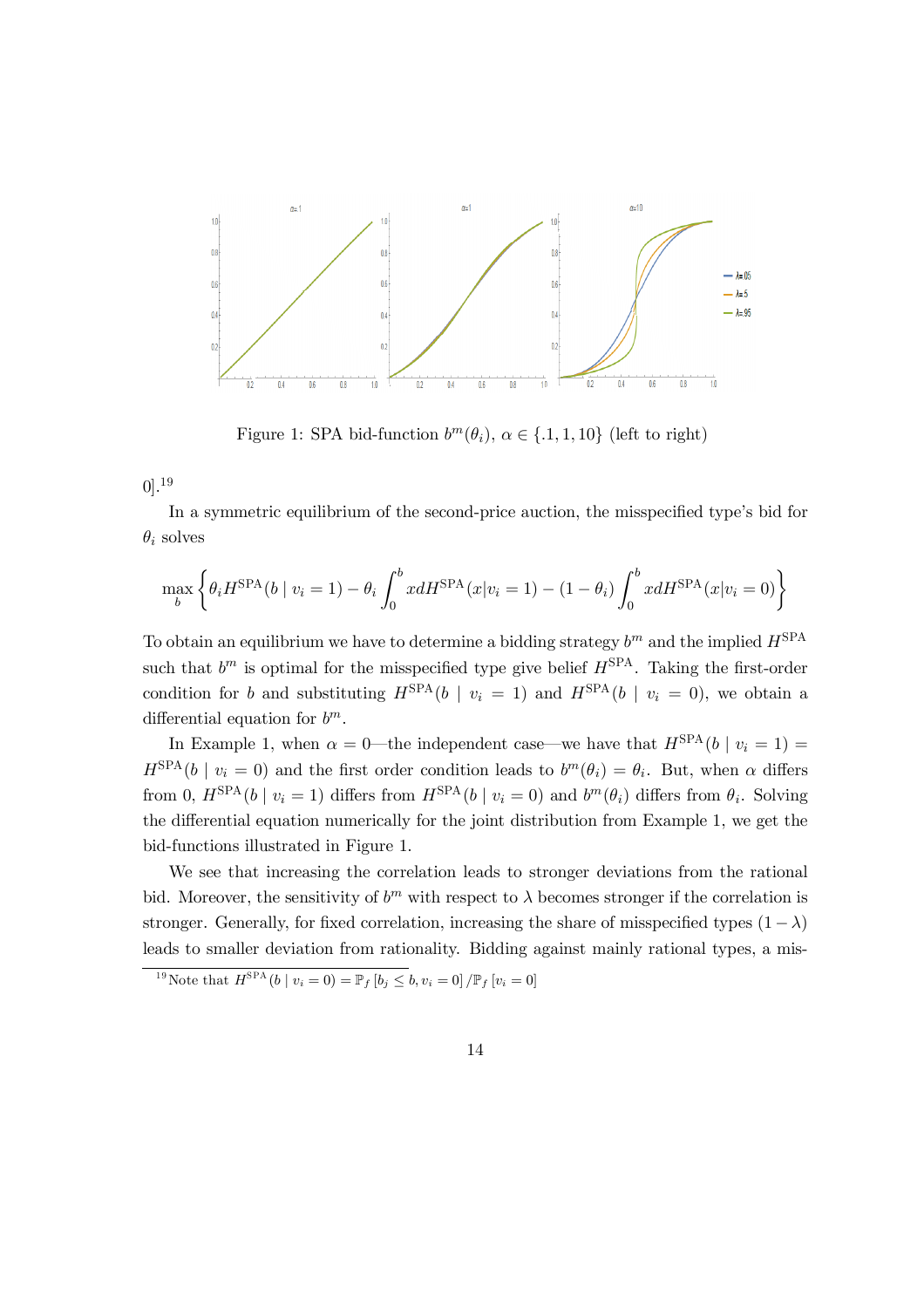Figure 1: SPA bid-function $b^m(\theta_i)$, $\alpha \in \{.1, 1, 10\}$ (left to right)

0].[19]

In a symmetric equilibrium of the second-price auction, the misspecified type's bid for $\theta_i$ solves

$$\max_b \left\{ \theta_i H^{\text{SPA}}(b \mid v_i = 1) - \theta_i \int_0^b x dH^{\text{SPA}}(x|v_i = 1) - (1 - \theta_i) \int_0^b x dH^{\text{SPA}}(x|v_i = 0) \right\}$$

To obtain an equilibrium we have to determine a bidding strategy $b^m$ and the implied $H^{\text{SPA}}$ such that $b^m$ is optimal for the misspecified type give belief $H^{\text{SPA}}$. Taking the first-order condition for $b$ and substituting $H^{\text{SPA}}(b \mid v_i = 1)$ and $H^{\text{SPA}}(b \mid v_i = 0)$, we obtain a differential equation for $b^m$.

In Example 1, when $\alpha = 0$—the independent case—we have that $H^{\text{SPA}}(b \mid v_i = 1) = H^{\text{SPA}}(b \mid v_i = 0)$ and the first order condition leads to $b^m(\theta_i) = \theta_i$. But, when $\alpha$ differs from 0, $H^{\text{SPA}}(b \mid v_i = 1)$ differs from $H^{\text{SPA}}(b \mid v_i = 0)$ and $b^m(\theta_i)$ differs from $\theta_i$. Solving the differential equation numerically for the joint distribution from Example 1, we get the bid-functions illustrated in Figure 1.

We see that increasing the correlation leads to stronger deviations from the rational bid. Moreover, the sensitivity of $b^m$ with respect to $\lambda$ becomes stronger if the correlation is stronger. Generally, for fixed correlation, increasing the share of misspecified types $(1 - \lambda)$ leads to smaller deviation from rationality. Bidding against mainly rational types, a mis-

[19] Note that $H^{\text{SPA}}(b \mid v_i = 0) = \mathbb{P}_f [b_j \leq b, v_i = 0] / \mathbb{P}_f [v_i = 0]$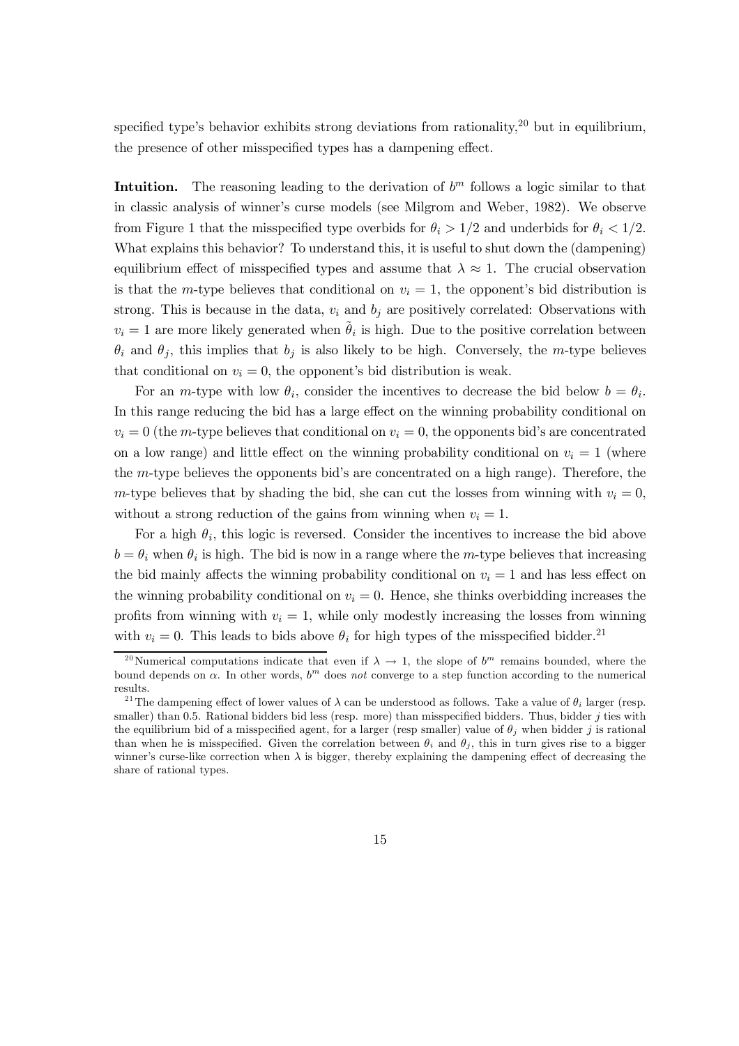specified type's behavior exhibits strong deviations from rationality,[20] but in equilibrium, the presence of other misspecified types has a dampening effect.

**Intuition.** The reasoning leading to the derivation of $b^m$ follows a logic similar to that in classic analysis of winner's curse models (see Milgrom and Weber, 1982). We observe from Figure 1 that the misspecified type overbids for $\theta_i > 1/2$ and underbids for $\theta_i < 1/2$. What explains this behavior? To understand this, it is useful to shut down the (dampening) equilibrium effect of misspecified types and assume that $\lambda \approx 1$. The crucial observation is that the $m$-type believes that conditional on $v_i = 1$, the opponent's bid distribution is strong. This is because in the data, $v_i$ and $b_j$ are positively correlated: Observations with $v_i = 1$ are more likely generated when $\tilde{\theta}_i$ is high. Due to the positive correlation between $\theta_i$ and $\theta_j$, this implies that $b_j$ is also likely to be high. Conversely, the $m$-type believes that conditional on $v_i = 0$, the opponent's bid distribution is weak.

For an $m$-type with low $\theta_i$, consider the incentives to decrease the bid below $b = \theta_i$. In this range reducing the bid has a large effect on the winning probability conditional on $v_i = 0$ (the $m$-type believes that conditional on $v_i = 0$, the opponents bid's are concentrated on a low range) and little effect on the winning probability conditional on $v_i = 1$ (where the $m$-type believes the opponents bid's are concentrated on a high range). Therefore, the $m$-type believes that by shading the bid, she can cut the losses from winning with $v_i = 0$, without a strong reduction of the gains from winning when $v_i = 1$.

For a high $\theta_i$, this logic is reversed. Consider the incentives to increase the bid above $b = \theta_i$ when $\theta_i$ is high. The bid is now in a range where the $m$-type believes that increasing the bid mainly affects the winning probability conditional on $v_i = 1$ and has less effect on the winning probability conditional on $v_i = 0$. Hence, she thinks overbidding increases the profits from winning with $v_i = 1$, while only modestly increasing the losses from winning with $v_i = 0$. This leads to bids above $\theta_i$ for high types of the misspecified bidder.[21]

---

[20] Numerical computations indicate that even if $\lambda \to 1$, the slope of $b^m$ remains bounded, where the bound depends on $\alpha$. In other words, $b^m$ does *not* converge to a step function according to the numerical results.

[21] The dampening effect of lower values of $\lambda$ can be understood as follows. Take a value of $\theta_i$ larger (resp. smaller) than 0.5. Rational bidders bid less (resp. more) than misspecified bidders. Thus, bidder $j$ ties with the equilibrium bid of a misspecified agent, for a larger (resp smaller) value of $\theta_j$ when bidder $j$ is rational than when he is misspecified. Given the correlation between $\theta_i$ and $\theta_j$, this in turn gives rise to a bigger winner's curse-like correction when $\lambda$ is bigger, thereby explaining the dampening effect of decreasing the share of rational types.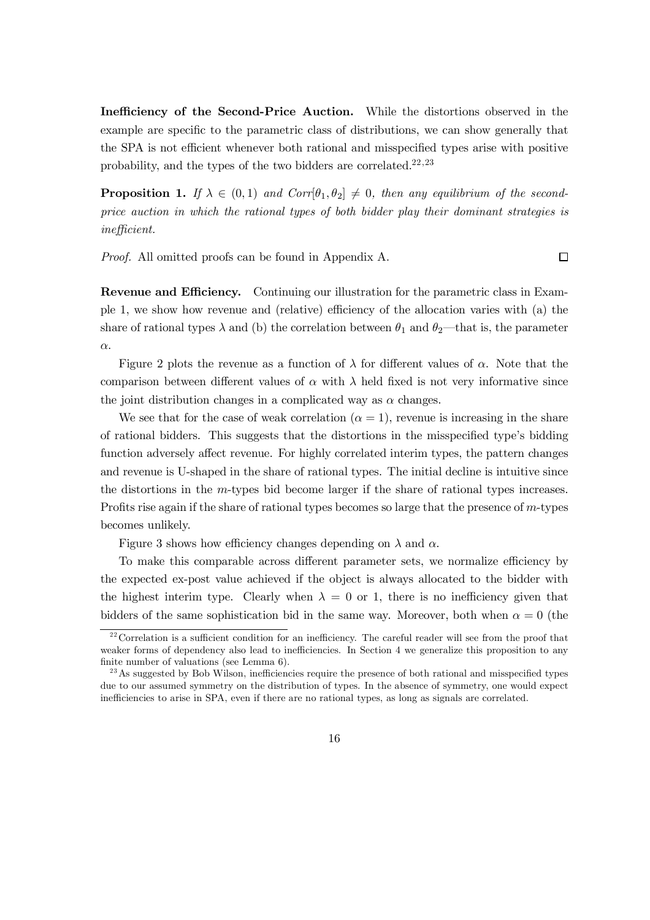**Inefficiency of the Second-Price Auction.** While the distortions observed in the example are specific to the parametric class of distributions, we can show generally that the SPA is not efficient whenever both rational and misspecified types arise with positive probability, and the types of the two bidders are correlated.[22,23]

**Proposition 1.** *If $\lambda \in (0, 1)$ and $Corr[\theta_1, \theta_2] \neq 0$, then any equilibrium of the second-price auction in which the rational types of both bidder play their dominant strategies is inefficient.*

*Proof.* All omitted proofs can be found in Appendix A. □

**Revenue and Efficiency.** Continuing our illustration for the parametric class in Example 1, we show how revenue and (relative) efficiency of the allocation varies with (a) the share of rational types $\lambda$ and (b) the correlation between $\theta_1$ and $\theta_2$—that is, the parameter $\alpha$.

Figure 2 plots the revenue as a function of $\lambda$ for different values of $\alpha$. Note that the comparison between different values of $\alpha$ with $\lambda$ held fixed is not very informative since the joint distribution changes in a complicated way as $\alpha$ changes.

We see that for the case of weak correlation ($\alpha = 1$), revenue is increasing in the share of rational bidders. This suggests that the distortions in the misspecified type's bidding function adversely affect revenue. For highly correlated interim types, the pattern changes and revenue is U-shaped in the share of rational types. The initial decline is intuitive since the distortions in the $m$-types bid become larger if the share of rational types increases. Profits rise again if the share of rational types becomes so large that the presence of $m$-types becomes unlikely.

Figure 3 shows how efficiency changes depending on $\lambda$ and $\alpha$.

To make this comparable across different parameter sets, we normalize efficiency by the expected ex-post value achieved if the object is always allocated to the bidder with the highest interim type. Clearly when $\lambda = 0$ or 1, there is no inefficiency given that bidders of the same sophistication bid in the same way. Moreover, both when $\alpha = 0$ (the

[22] Correlation is a sufficient condition for an inefficiency. The careful reader will see from the proof that weaker forms of dependency also lead to inefficiencies. In Section 4 we generalize this proposition to any finite number of valuations (see Lemma 6).

[23] As suggested by Bob Wilson, inefficiencies require the presence of both rational and misspecified types due to our assumed symmetry on the distribution of types. In the absence of symmetry, one would expect inefficiencies to arise in SPA, even if there are no rational types, as long as signals are correlated.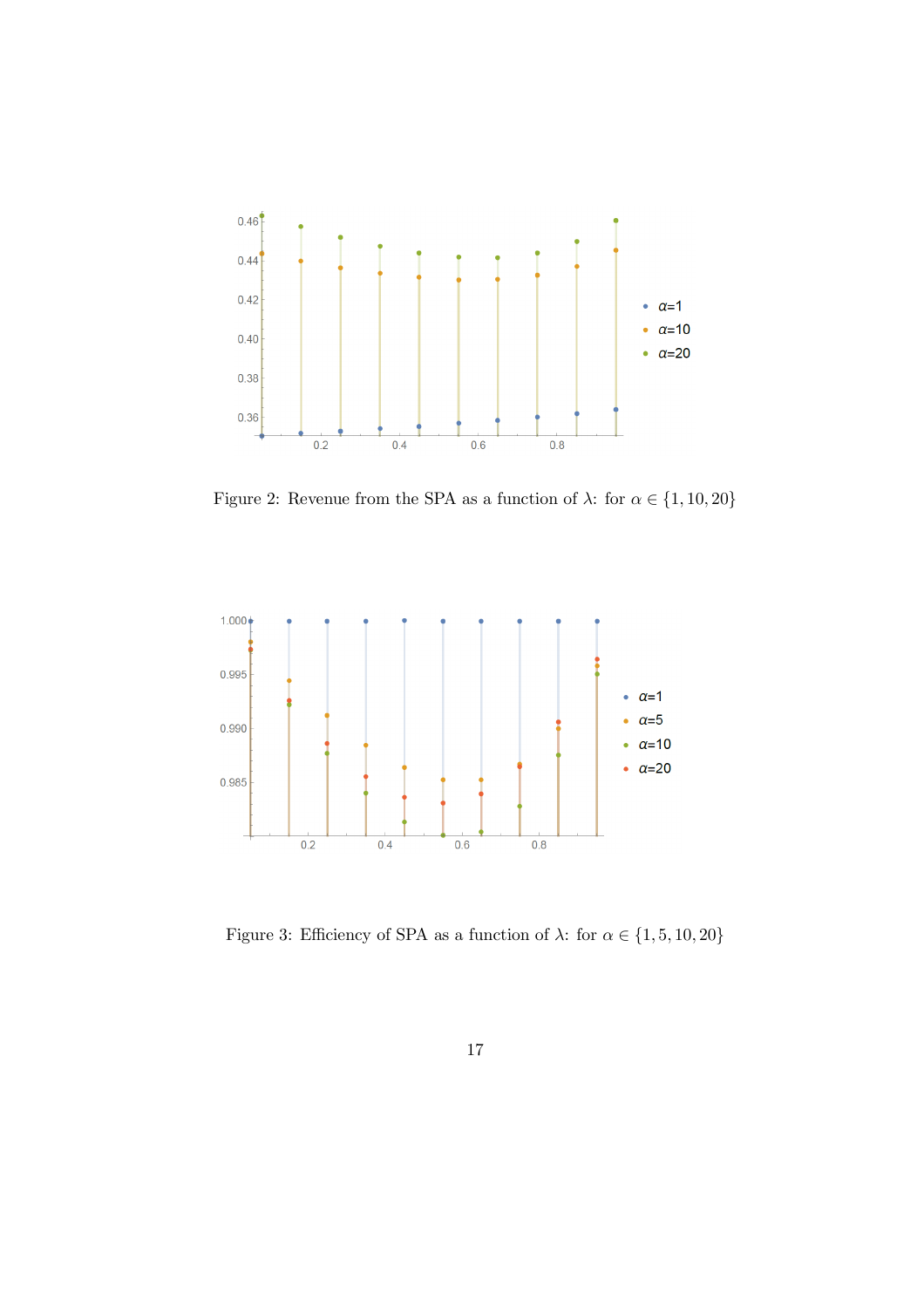Figure 2: Revenue from the SPA as a function of $\lambda$: for $\alpha \in \{1, 10, 20\}$

Figure 3: Efficiency of SPA as a function of $\lambda$: for $\alpha \in \{1, 5, 10, 20\}$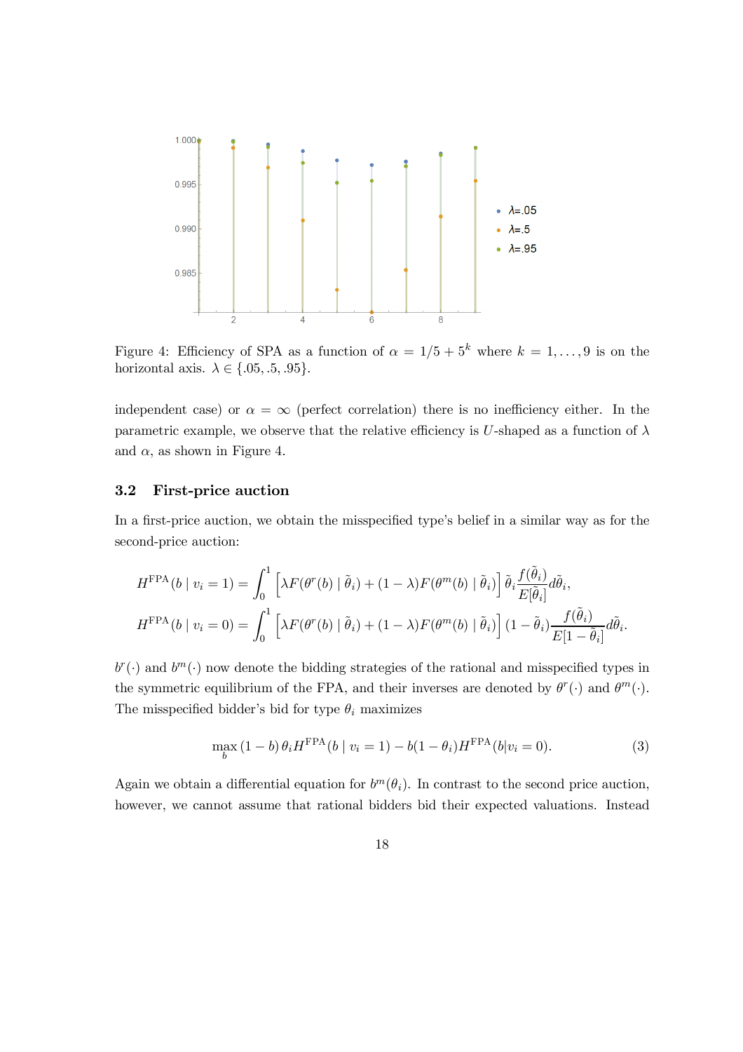Figure 4: Efficiency of SPA as a function of $\alpha = 1/5 + 5^k$ where $k = 1, \ldots, 9$ is on the horizontal axis. $\lambda \in \{.05, .5, .95\}$.

independent case) or $\alpha = \infty$ (perfect correlation) there is no inefficiency either. In the parametric example, we observe that the relative efficiency is $U$-shaped as a function of $\lambda$ and $\alpha$, as shown in Figure 4.

### 3.2 First-price auction

In a first-price auction, we obtain the misspecified type's belief in a similar way as for the second-price auction:

$$H^{\text{FPA}}(b \mid v_i = 1) = \int_0^1 \left[\lambda F(\theta^r(b) \mid \tilde{\theta}_i) + (1-\lambda) F(\theta^m(b) \mid \tilde{\theta}_i)\right] \tilde{\theta}_i \frac{f(\tilde{\theta}_i)}{E[\tilde{\theta}_i]} d\tilde{\theta}_i,$$

$$H^{\text{FPA}}(b \mid v_i = 0) = \int_0^1 \left[\lambda F(\theta^r(b) \mid \tilde{\theta}_i) + (1-\lambda) F(\theta^m(b) \mid \tilde{\theta}_i)\right] (1-\tilde{\theta}_i) \frac{f(\tilde{\theta}_i)}{E[1-\tilde{\theta}_i]} d\tilde{\theta}_i.$$

$b^r(\cdot)$ and $b^m(\cdot)$ now denote the bidding strategies of the rational and misspecified types in the symmetric equilibrium of the FPA, and their inverses are denoted by $\theta^r(\cdot)$ and $\theta^m(\cdot)$. The misspecified bidder's bid for type $\theta_i$ maximizes

$$\max_b \, (1-b)\, \theta_i H^{\text{FPA}}(b \mid v_i = 1) - b(1-\theta_i) H^{\text{FPA}}(b|v_i = 0). \tag{3}$$

Again we obtain a differential equation for $b^m(\theta_i)$. In contrast to the second price auction, however, we cannot assume that rational bidders bid their expected valuations. Instead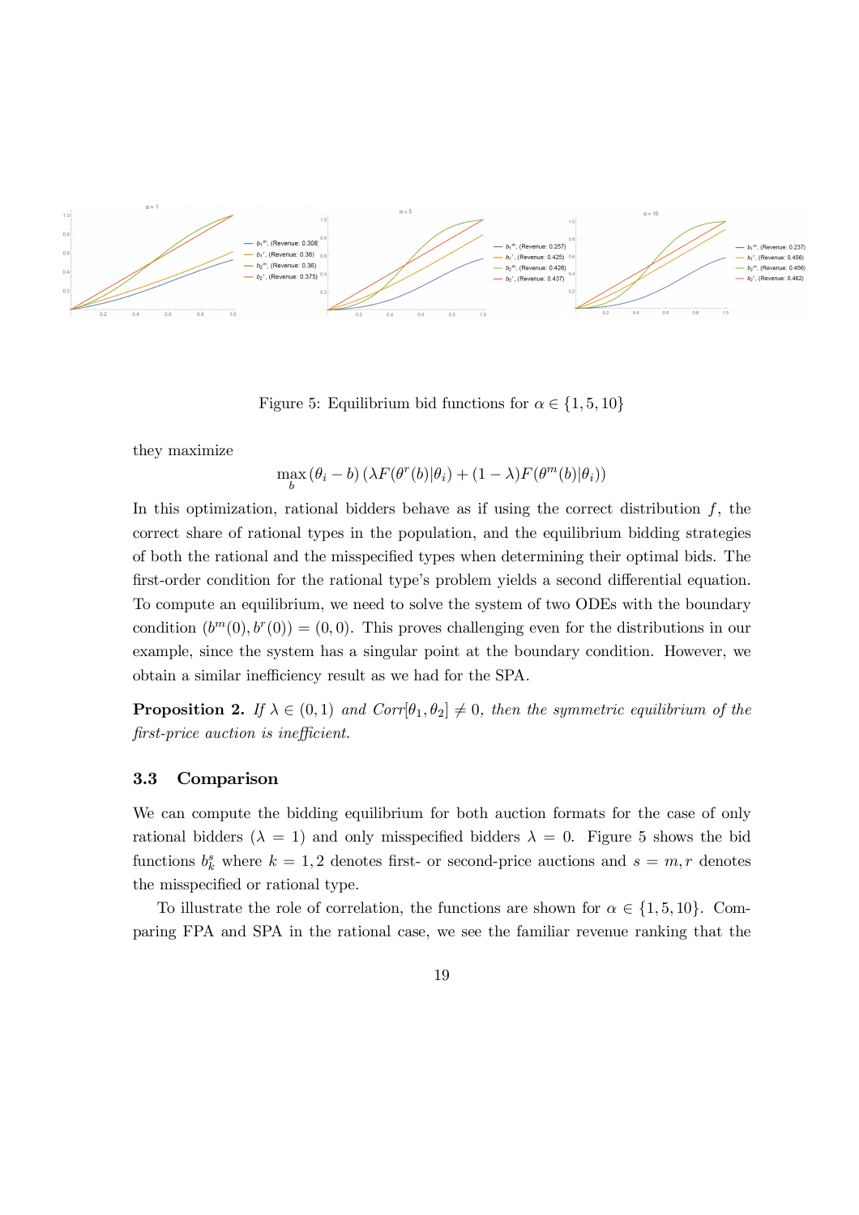Figure 5: Equilibrium bid functions for $\alpha \in \{1, 5, 10\}$

they maximize

$$\max_{b} \left(\theta_i - b\right)\left(\lambda F(\theta^r(b)|\theta_i) + (1-\lambda)F(\theta^m(b)|\theta_i)\right)$$

In this optimization, rational bidders behave as if using the correct distribution $f$, the correct share of rational types in the population, and the equilibrium bidding strategies of both the rational and the misspecified types when determining their optimal bids. The first-order condition for the rational type's problem yields a second differential equation. To compute an equilibrium, we need to solve the system of two ODEs with the boundary condition $(b^m(0), b^r(0)) = (0, 0)$. This proves challenging even for the distributions in our example, since the system has a singular point at the boundary condition. However, we obtain a similar inefficiency result as we had for the SPA.

**Proposition 2.** *If $\lambda \in (0, 1)$ and $Corr[\theta_1, \theta_2] \neq 0$, then the symmetric equilibrium of the first-price auction is inefficient.*

### 3.3 Comparison

We can compute the bidding equilibrium for both auction formats for the case of only rational bidders ($\lambda = 1$) and only misspecified bidders $\lambda = 0$. Figure 5 shows the bid functions $b_k^s$ where $k = 1, 2$ denotes first- or second-price auctions and $s = m, r$ denotes the misspecified or rational type.

To illustrate the role of correlation, the functions are shown for $\alpha \in \{1, 5, 10\}$. Comparing FPA and SPA in the rational case, we see the familiar revenue ranking that the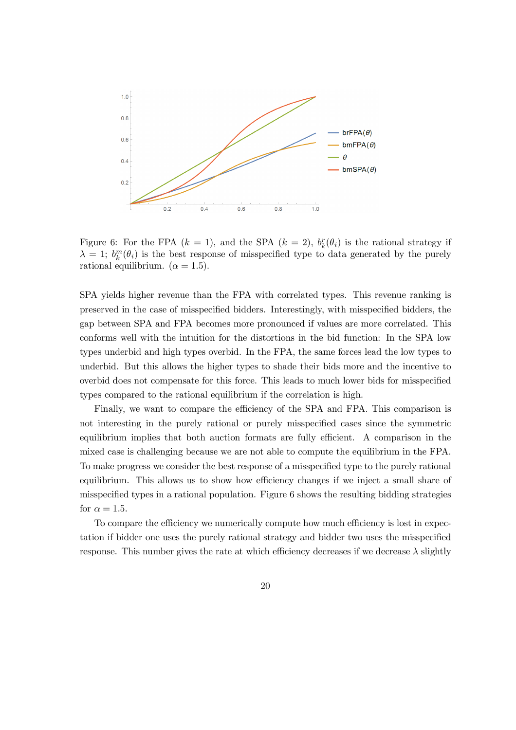Figure 6: For the FPA ($k = 1$), and the SPA ($k = 2$), $b_k^r(\theta_i)$ is the rational strategy if $\lambda = 1$; $b_k^m(\theta_i)$ is the best response of misspecified type to data generated by the purely rational equilibrium. ($\alpha = 1.5$).

SPA yields higher revenue than the FPA with correlated types. This revenue ranking is preserved in the case of misspecified bidders. Interestingly, with misspecified bidders, the gap between SPA and FPA becomes more pronounced if values are more correlated. This conforms well with the intuition for the distortions in the bid function: In the SPA low types underbid and high types overbid. In the FPA, the same forces lead the low types to underbid. But this allows the higher types to shade their bids more and the incentive to overbid does not compensate for this force. This leads to much lower bids for misspecified types compared to the rational equilibrium if the correlation is high.

Finally, we want to compare the efficiency of the SPA and FPA. This comparison is not interesting in the purely rational or purely misspecified cases since the symmetric equilibrium implies that both auction formats are fully efficient. A comparison in the mixed case is challenging because we are not able to compute the equilibrium in the FPA. To make progress we consider the best response of a misspecified type to the purely rational equilibrium. This allows us to show how efficiency changes if we inject a small share of misspecified types in a rational population. Figure 6 shows the resulting bidding strategies for $\alpha = 1.5$.

To compare the efficiency we numerically compute how much efficiency is lost in expectation if bidder one uses the purely rational strategy and bidder two uses the misspecified response. This number gives the rate at which efficiency decreases if we decrease $\lambda$ slightly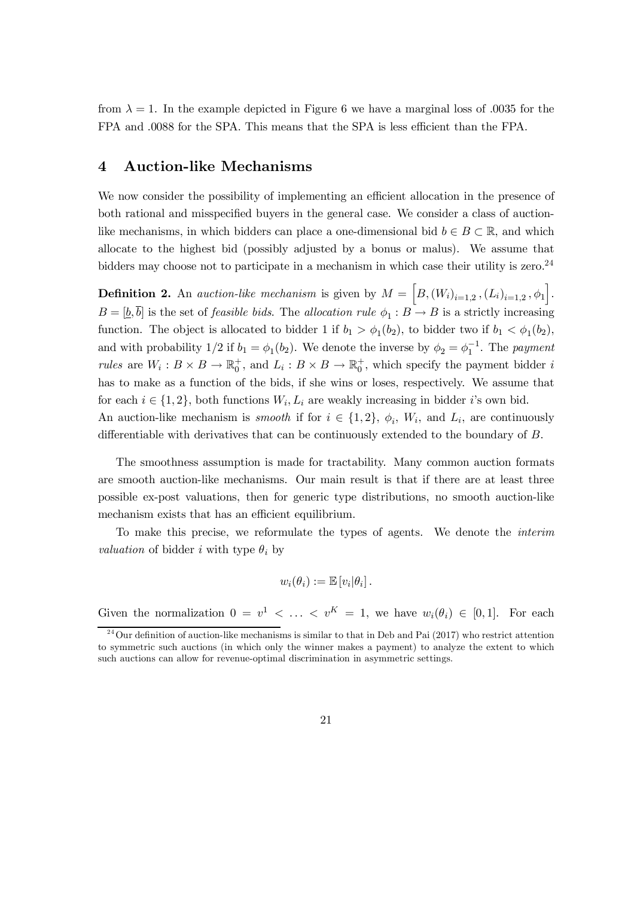from $\lambda = 1$. In the example depicted in Figure 6 we have a marginal loss of .0035 for the FPA and .0088 for the SPA. This means that the SPA is less efficient than the FPA.

## 4 Auction-like Mechanisms

We now consider the possibility of implementing an efficient allocation in the presence of both rational and misspecified buyers in the general case. We consider a class of auction-like mechanisms, in which bidders can place a one-dimensional bid $b \in B \subset \mathbb{R}$, and which allocate to the highest bid (possibly adjusted by a bonus or malus). We assume that bidders may choose not to participate in a mechanism in which case their utility is zero.[24]

**Definition 2.** An *auction-like mechanism* is given by $M = \left[B, (W_i)_{i=1,2}, (L_i)_{i=1,2}, \phi_1\right]$. $B = [\underline{b}, \overline{b}]$ is the set of *feasible bids*. The *allocation rule* $\phi_1 : B \to B$ is a strictly increasing function. The object is allocated to bidder 1 if $b_1 > \phi_1(b_2)$, to bidder two if $b_1 < \phi_1(b_2)$, and with probability 1/2 if $b_1 = \phi_1(b_2)$. We denote the inverse by $\phi_2 = \phi_1^{-1}$. The *payment rules* are $W_i : B \times B \to \mathbb{R}_0^+$, and $L_i : B \times B \to \mathbb{R}_0^+$, which specify the payment bidder $i$ has to make as a function of the bids, if she wins or loses, respectively. We assume that for each $i \in \{1, 2\}$, both functions $W_i, L_i$ are weakly increasing in bidder $i$'s own bid.
An auction-like mechanism is *smooth* if for $i \in \{1, 2\}$, $\phi_i$, $W_i$, and $L_i$, are continuously differentiable with derivatives that can be continuously extended to the boundary of $B$.

The smoothness assumption is made for tractability. Many common auction formats are smooth auction-like mechanisms. Our main result is that if there are at least three possible ex-post valuations, then for generic type distributions, no smooth auction-like mechanism exists that has an efficient equilibrium.

To make this precise, we reformulate the types of agents. We denote the *interim valuation* of bidder $i$ with type $\theta_i$ by

$$w_i(\theta_i) := \mathbb{E}\left[v_i|\theta_i\right].$$

Given the normalization $0 = v^1 < \ldots < v^K = 1$, we have $w_i(\theta_i) \in [0, 1]$. For each

[24] Our definition of auction-like mechanisms is similar to that in Deb and Pai (2017) who restrict attention to symmetric such auctions (in which only the winner makes a payment) to analyze the extent to which such auctions can allow for revenue-optimal discrimination in asymmetric settings.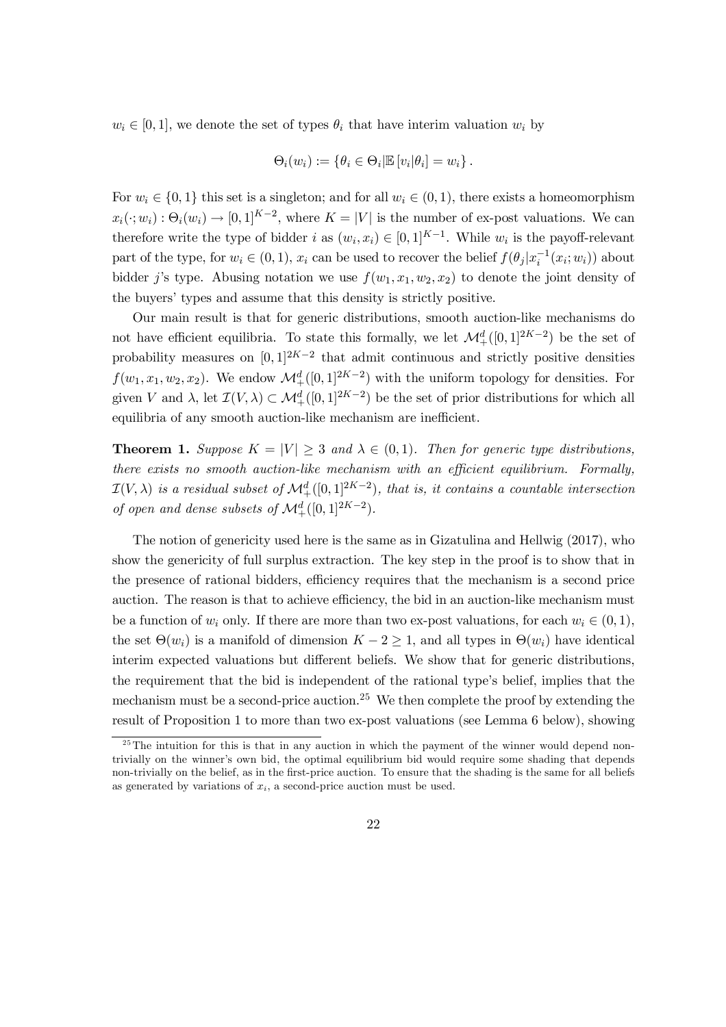$w_i \in [0,1]$, we denote the set of types $\theta_i$ that have interim valuation $w_i$ by

$$\Theta_i(w_i) := \{\theta_i \in \Theta_i | \mathbb{E}[v_i|\theta_i] = w_i\}.$$

For $w_i \in \{0,1\}$ this set is a singleton; and for all $w_i \in (0,1)$, there exists a homeomorphism $x_i(\cdot;w_i) : \Theta_i(w_i) \to [0,1]^{K-2}$, where $K = |V|$ is the number of ex-post valuations. We can therefore write the type of bidder $i$ as $(w_i, x_i) \in [0,1]^{K-1}$. While $w_i$ is the payoff-relevant part of the type, for $w_i \in (0,1)$, $x_i$ can be used to recover the belief $f(\theta_j | x_i^{-1}(x_i; w_i))$ about bidder $j$'s type. Abusing notation we use $f(w_1, x_1, w_2, x_2)$ to denote the joint density of the buyers' types and assume that this density is strictly positive.

Our main result is that for generic distributions, smooth auction-like mechanisms do not have efficient equilibria. To state this formally, we let $\mathcal{M}^d_+([0,1]^{2K-2})$ be the set of probability measures on $[0,1]^{2K-2}$ that admit continuous and strictly positive densities $f(w_1, x_1, w_2, x_2)$. We endow $\mathcal{M}^d_+([0,1]^{2K-2})$ with the uniform topology for densities. For given $V$ and $\lambda$, let $\mathcal{I}(V,\lambda) \subset \mathcal{M}^d_+([0,1]^{2K-2})$ be the set of prior distributions for which all equilibria of any smooth auction-like mechanism are inefficient.

**Theorem 1.** *Suppose $K = |V| \geq 3$ and $\lambda \in (0,1)$. Then for generic type distributions, there exists no smooth auction-like mechanism with an efficient equilibrium. Formally, $\mathcal{I}(V,\lambda)$ is a residual subset of $\mathcal{M}^d_+([0,1]^{2K-2})$, that is, it contains a countable intersection of open and dense subsets of $\mathcal{M}^d_+([0,1]^{2K-2})$.*

The notion of genericity used here is the same as in Gizatulina and Hellwig (2017), who show the genericity of full surplus extraction. The key step in the proof is to show that in the presence of rational bidders, efficiency requires that the mechanism is a second price auction. The reason is that to achieve efficiency, the bid in an auction-like mechanism must be a function of $w_i$ only. If there are more than two ex-post valuations, for each $w_i \in (0,1)$, the set $\Theta(w_i)$ is a manifold of dimension $K-2 \geq 1$, and all types in $\Theta(w_i)$ have identical interim expected valuations but different beliefs. We show that for generic distributions, the requirement that the bid is independent of the rational type's belief, implies that the mechanism must be a second-price auction.[25] We then complete the proof by extending the result of Proposition 1 to more than two ex-post valuations (see Lemma 6 below), showing

[25] The intuition for this is that in any auction in which the payment of the winner would depend non-trivially on the winner's own bid, the optimal equilibrium bid would require some shading that depends non-trivially on the belief, as in the first-price auction. To ensure that the shading is the same for all beliefs as generated by variations of $x_i$, a second-price auction must be used.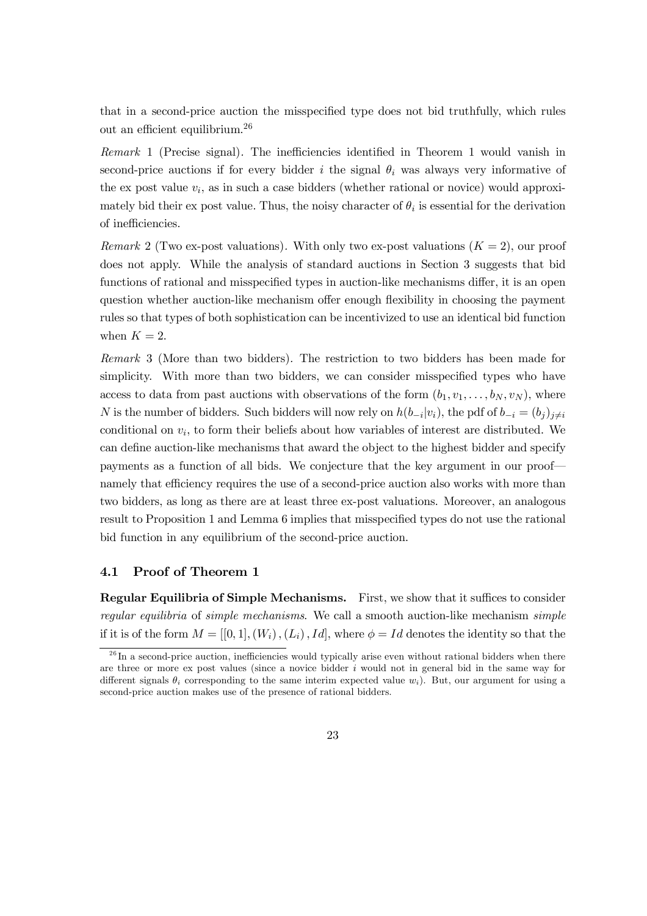that in a second-price auction the misspecified type does not bid truthfully, which rules out an efficient equilibrium.[26]

*Remark* 1 (Precise signal). The inefficiencies identified in Theorem 1 would vanish in second-price auctions if for every bidder $i$ the signal $\theta_i$ was always very informative of the ex post value $v_i$, as in such a case bidders (whether rational or novice) would approximately bid their ex post value. Thus, the noisy character of $\theta_i$ is essential for the derivation of inefficiencies.

*Remark* 2 (Two ex-post valuations). With only two ex-post valuations ($K = 2$), our proof does not apply. While the analysis of standard auctions in Section 3 suggests that bid functions of rational and misspecified types in auction-like mechanisms differ, it is an open question whether auction-like mechanism offer enough flexibility in choosing the payment rules so that types of both sophistication can be incentivized to use an identical bid function when $K = 2$.

*Remark* 3 (More than two bidders). The restriction to two bidders has been made for simplicity. With more than two bidders, we can consider misspecified types who have access to data from past auctions with observations of the form $(b_1, v_1, \ldots, b_N, v_N)$, where $N$ is the number of bidders. Such bidders will now rely on $h(b_{-i}|v_i)$, the pdf of $b_{-i} = (b_j)_{j \neq i}$ conditional on $v_i$, to form their beliefs about how variables of interest are distributed. We can define auction-like mechanisms that award the object to the highest bidder and specify payments as a function of all bids. We conjecture that the key argument in our proof—namely that efficiency requires the use of a second-price auction also works with more than two bidders, as long as there are at least three ex-post valuations. Moreover, an analogous result to Proposition 1 and Lemma 6 implies that misspecified types do not use the rational bid function in any equilibrium of the second-price auction.

### 4.1 Proof of Theorem 1

**Regular Equilibria of Simple Mechanisms.** First, we show that it suffices to consider *regular equilibria* of *simple mechanisms*. We call a smooth auction-like mechanism *simple* if it is of the form $M = [[0, 1], (W_i), (L_i), Id]$, where $\phi = Id$ denotes the identity so that the

[26] In a second-price auction, inefficiencies would typically arise even without rational bidders when there are three or more ex post values (since a novice bidder $i$ would not in general bid in the same way for different signals $\theta_i$ corresponding to the same interim expected value $w_i$). But, our argument for using a second-price auction makes use of the presence of rational bidders.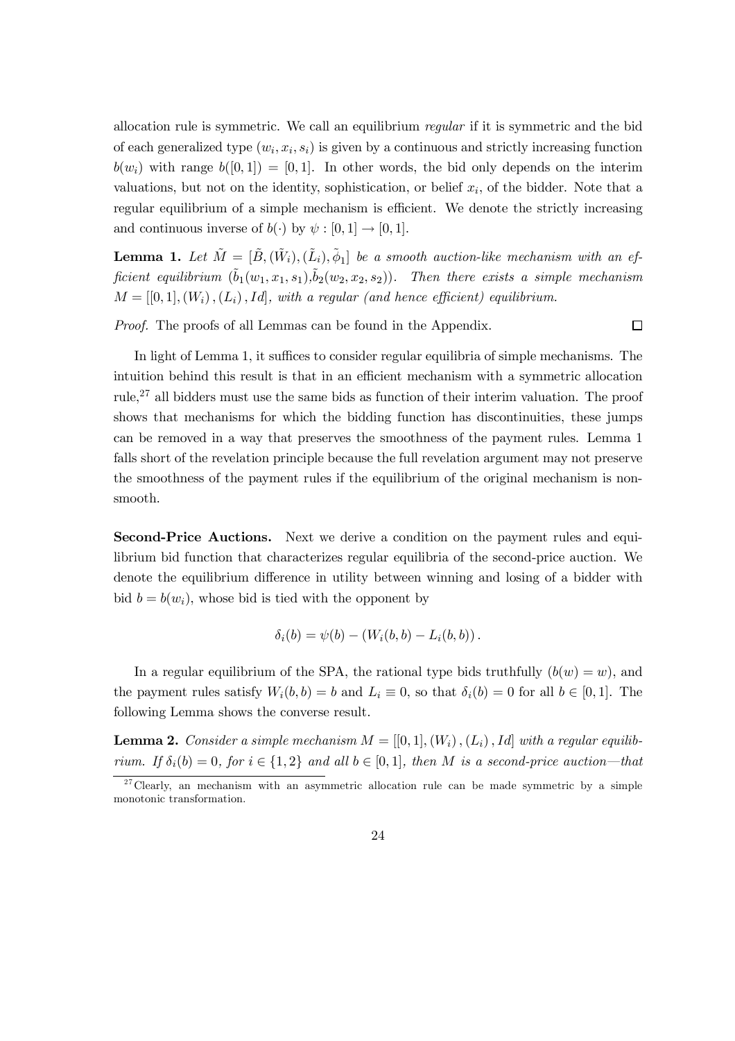allocation rule is symmetric. We call an equilibrium *regular* if it is symmetric and the bid of each generalized type $(w_i, x_i, s_i)$ is given by a continuous and strictly increasing function $b(w_i)$ with range $b([0,1]) = [0,1]$. In other words, the bid only depends on the interim valuations, but not on the identity, sophistication, or belief $x_i$, of the bidder. Note that a regular equilibrium of a simple mechanism is efficient. We denote the strictly increasing and continuous inverse of $b(\cdot)$ by $\psi : [0,1] \to [0,1]$.

**Lemma 1.** *Let $\tilde{M} = [\tilde{B}, (\tilde{W}_i), (\tilde{L}_i), \tilde{\phi}_1]$ be a smooth auction-like mechanism with an efficient equilibrium $(\tilde{b}_1(w_1, x_1, s_1), \tilde{b}_2(w_2, x_2, s_2))$. Then there exists a simple mechanism $M = [[0,1], (W_i), (L_i), Id]$, with a regular (and hence efficient) equilibrium.*

*Proof.* The proofs of all Lemmas can be found in the Appendix. □

In light of Lemma 1, it suffices to consider regular equilibria of simple mechanisms. The intuition behind this result is that in an efficient mechanism with a symmetric allocation rule,[27] all bidders must use the same bids as function of their interim valuation. The proof shows that mechanisms for which the bidding function has discontinuities, these jumps can be removed in a way that preserves the smoothness of the payment rules. Lemma 1 falls short of the revelation principle because the full revelation argument may not preserve the smoothness of the payment rules if the equilibrium of the original mechanism is non-smooth.

**Second-Price Auctions.** Next we derive a condition on the payment rules and equilibrium bid function that characterizes regular equilibria of the second-price auction. We denote the equilibrium difference in utility between winning and losing of a bidder with bid $b = b(w_i)$, whose bid is tied with the opponent by

$$\delta_i(b) = \psi(b) - (W_i(b,b) - L_i(b,b)).$$

In a regular equilibrium of the SPA, the rational type bids truthfully ($b(w) = w$), and the payment rules satisfy $W_i(b,b) = b$ and $L_i \equiv 0$, so that $\delta_i(b) = 0$ for all $b \in [0,1]$. The following Lemma shows the converse result.

**Lemma 2.** *Consider a simple mechanism $M = [[0,1], (W_i), (L_i), Id]$ with a regular equilibrium. If $\delta_i(b) = 0$, for $i \in \{1,2\}$ and all $b \in [0,1]$, then $M$ is a second-price auction—that*

[27] Clearly, an mechanism with an asymmetric allocation rule can be made symmetric by a simple monotonic transformation.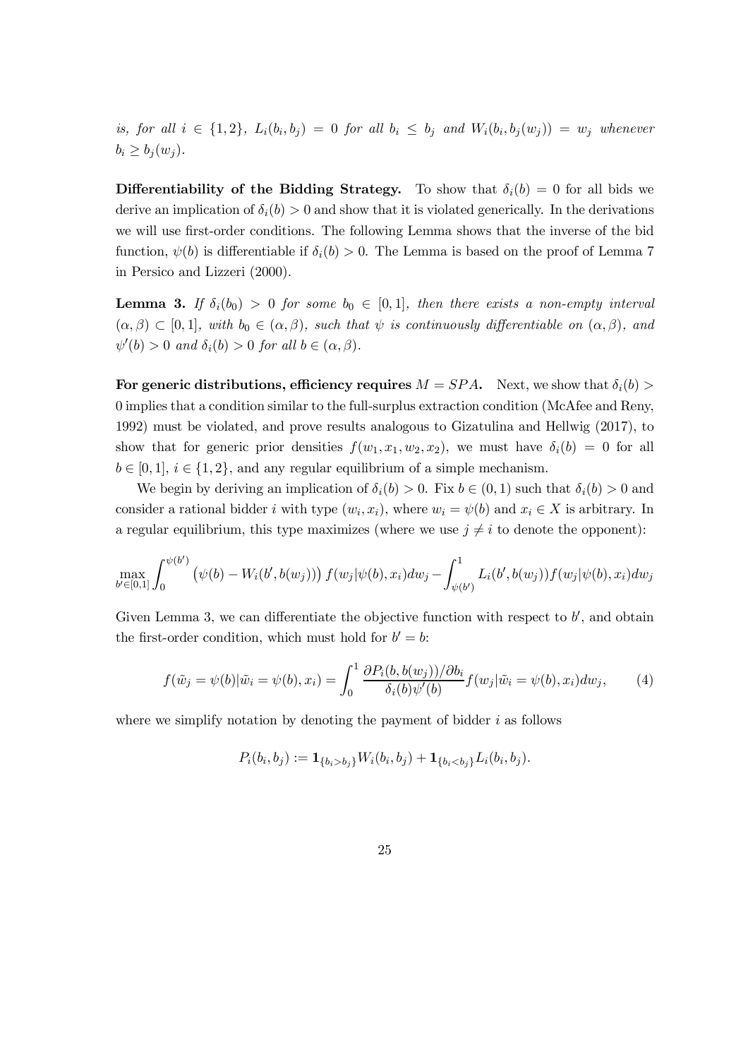*is, for all $i \in \{1,2\}$, $L_i(b_i, b_j) = 0$ for all $b_i \leq b_j$ and $W_i(b_i, b_j(w_j)) = w_j$ whenever $b_i \geq b_j(w_j)$.*

**Differentiability of the Bidding Strategy.** To show that $\delta_i(b) = 0$ for all bids we derive an implication of $\delta_i(b) > 0$ and show that it is violated generically. In the derivations we will use first-order conditions. The following Lemma shows that the inverse of the bid function, $\psi(b)$ is differentiable if $\delta_i(b) > 0$. The Lemma is based on the proof of Lemma 7 in Persico and Lizzeri (2000).

**Lemma 3.** *If $\delta_i(b_0) > 0$ for some $b_0 \in [0,1]$, then there exists a non-empty interval $(\alpha, \beta) \subset [0,1]$, with $b_0 \in (\alpha, \beta)$, such that $\psi$ is continuously differentiable on $(\alpha, \beta)$, and $\psi'(b) > 0$ and $\delta_i(b) > 0$ for all $b \in (\alpha, \beta)$.*

**For generic distributions, efficiency requires $M = SPA$.** Next, we show that $\delta_i(b) > 0$ implies that a condition similar to the full-surplus extraction condition (McAfee and Reny, 1992) must be violated, and prove results analogous to Gizatulina and Hellwig (2017), to show that for generic prior densities $f(w_1, x_1, w_2, x_2)$, we must have $\delta_i(b) = 0$ for all $b \in [0,1]$, $i \in \{1,2\}$, and any regular equilibrium of a simple mechanism.

We begin by deriving an implication of $\delta_i(b) > 0$. Fix $b \in (0,1)$ such that $\delta_i(b) > 0$ and consider a rational bidder $i$ with type $(w_i, x_i)$, where $w_i = \psi(b)$ and $x_i \in X$ is arbitrary. In a regular equilibrium, this type maximizes (where we use $j \neq i$ to denote the opponent):

$$\max_{b' \in [0,1]} \int_0^{\psi(b')} \left(\psi(b) - W_i(b', b(w_j))\right) f(w_j | \psi(b), x_i) dw_j - \int_{\psi(b')}^1 L_i(b', b(w_j)) f(w_j | \psi(b), x_i) dw_j$$

Given Lemma 3, we can differentiate the objective function with respect to $b'$, and obtain the first-order condition, which must hold for $b' = b$:

$$f(\tilde{w}_j = \psi(b) | \tilde{w}_i = \psi(b), x_i) = \int_0^1 \frac{\partial P_i(b, b(w_j))/\partial b_i}{\delta_i(b)\psi'(b)} f(w_j | \tilde{w}_i = \psi(b), x_i) dw_j, \tag{4}$$

where we simplify notation by denoting the payment of bidder $i$ as follows

$$P_i(b_i, b_j) := \mathbf{1}_{\{b_i > b_j\}} W_i(b_i, b_j) + \mathbf{1}_{\{b_i < b_j\}} L_i(b_i, b_j).$$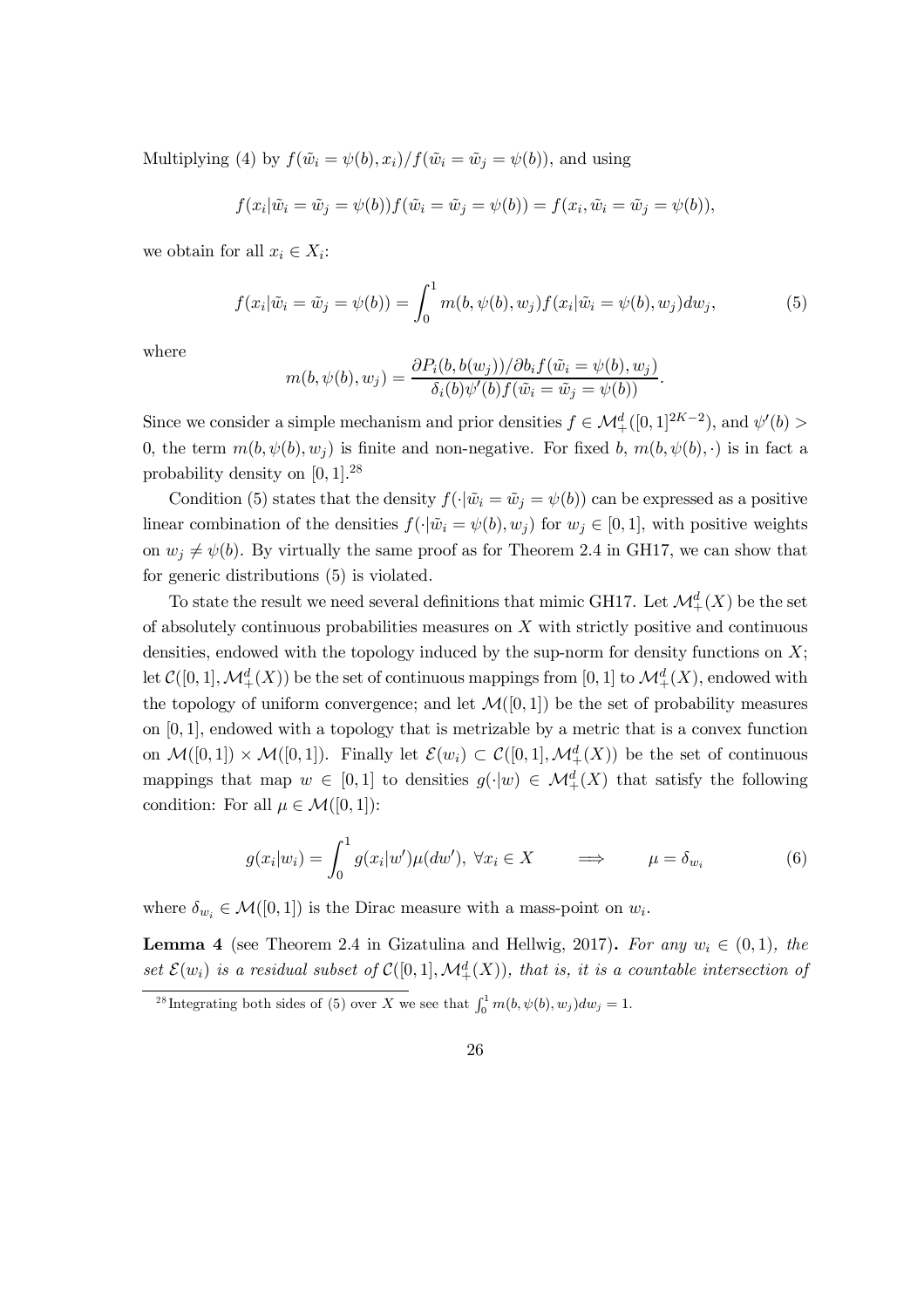Multiplying (4) by $f(\tilde{w}_i = \psi(b), x_i)/f(\tilde{w}_i = \tilde{w}_j = \psi(b))$, and using

$$f(x_i|\tilde{w}_i = \tilde{w}_j = \psi(b))f(\tilde{w}_i = \tilde{w}_j = \psi(b)) = f(x_i, \tilde{w}_i = \tilde{w}_j = \psi(b)),$$

we obtain for all $x_i \in X_i$:

$$f(x_i|\tilde{w}_i = \tilde{w}_j = \psi(b)) = \int_0^1 m(b, \psi(b), w_j) f(x_i|\tilde{w}_i = \psi(b), w_j) dw_j, \tag{5}$$

where

$$m(b, \psi(b), w_j) = \frac{\partial P_i(b, b(w_j))/\partial b_i f(\tilde{w}_i = \psi(b), w_j)}{\delta_i(b)\psi'(b) f(\tilde{w}_i = \tilde{w}_j = \psi(b))}.$$

Since we consider a simple mechanism and prior densities $f \in \mathcal{M}_+^d([0,1]^{2K-2})$, and $\psi'(b) > 0$, the term $m(b, \psi(b), w_j)$ is finite and non-negative. For fixed $b$, $m(b, \psi(b), \cdot)$ is in fact a probability density on $[0, 1]$.[28]

Condition (5) states that the density $f(\cdot|\tilde{w}_i = \tilde{w}_j = \psi(b))$ can be expressed as a positive linear combination of the densities $f(\cdot|\tilde{w}_i = \psi(b), w_j)$ for $w_j \in [0, 1]$, with positive weights on $w_j \neq \psi(b)$. By virtually the same proof as for Theorem 2.4 in GH17, we can show that for generic distributions (5) is violated.

To state the result we need several definitions that mimic GH17. Let $\mathcal{M}_+^d(X)$ be the set of absolutely continuous probabilities measures on $X$ with strictly positive and continuous densities, endowed with the topology induced by the sup-norm for density functions on $X$; let $\mathcal{C}([0, 1], \mathcal{M}_+^d(X))$ be the set of continuous mappings from $[0, 1]$ to $\mathcal{M}_+^d(X)$, endowed with the topology of uniform convergence; and let $\mathcal{M}([0, 1])$ be the set of probability measures on $[0, 1]$, endowed with a topology that is metrizable by a metric that is a convex function on $\mathcal{M}([0, 1]) \times \mathcal{M}([0, 1])$. Finally let $\mathcal{E}(w_i) \subset \mathcal{C}([0, 1], \mathcal{M}_+^d(X))$ be the set of continuous mappings that map $w \in [0, 1]$ to densities $g(\cdot|w) \in \mathcal{M}_+^d(X)$ that satisfy the following condition: For all $\mu \in \mathcal{M}([0, 1])$:

$$g(x_i|w_i) = \int_0^1 g(x_i|w')\mu(dw'), \ \forall x_i \in X \qquad \Longrightarrow \qquad \mu = \delta_{w_i} \tag{6}$$

where $\delta_{w_i} \in \mathcal{M}([0, 1])$ is the Dirac measure with a mass-point on $w_i$.

**Lemma 4** (see Theorem 2.4 in Gizatulina and Hellwig, 2017)**.** *For any $w_i \in (0, 1)$, the set $\mathcal{E}(w_i)$ is a residual subset of $\mathcal{C}([0, 1], \mathcal{M}_+^d(X))$, that is, it is a countable intersection of*

[28] Integrating both sides of (5) over $X$ we see that $\int_0^1 m(b, \psi(b), w_j) dw_j = 1$.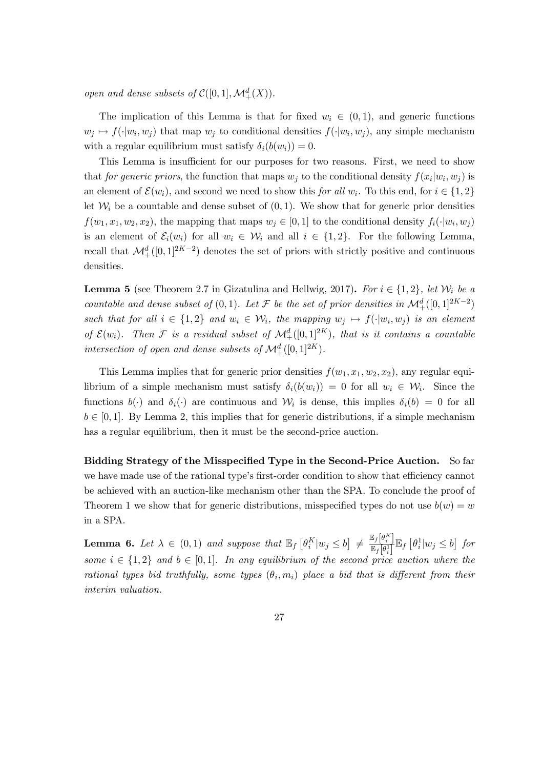*open and dense subsets of* $\mathcal{C}([0,1],\mathcal{M}_+^d(X))$.

The implication of this Lemma is that for fixed $w_i \in (0,1)$, and generic functions $w_j \mapsto f(\cdot|w_i,w_j)$ that map $w_j$ to conditional densities $f(\cdot|w_i,w_j)$, any simple mechanism with a regular equilibrium must satisfy $\delta_i(b(w_i)) = 0$.

This Lemma is insufficient for our purposes for two reasons. First, we need to show that *for generic priors*, the function that maps $w_j$ to the conditional density $f(x_i|w_i,w_j)$ is an element of $\mathcal{E}(w_i)$, and second we need to show this *for all* $w_i$. To this end, for $i \in \{1,2\}$ let $\mathcal{W}_i$ be a countable and dense subset of $(0,1)$. We show that for generic prior densities $f(w_1,x_1,w_2,x_2)$, the mapping that maps $w_j \in [0,1]$ to the conditional density $f_i(\cdot|w_i,w_j)$ is an element of $\mathcal{E}_i(w_i)$ for all $w_i \in \mathcal{W}_i$ and all $i \in \{1,2\}$. For the following Lemma, recall that $\mathcal{M}_+^d([0,1]^{2K-2})$ denotes the set of priors with strictly positive and continuous densities.

**Lemma 5** (see Theorem 2.7 in Gizatulina and Hellwig, 2017)**.** *For* $i \in \{1,2\}$*, let* $\mathcal{W}_i$ *be a countable and dense subset of* $(0,1)$*. Let* $\mathcal{F}$ *be the set of prior densities in* $\mathcal{M}_+^d([0,1]^{2K-2})$ *such that for all* $i \in \{1,2\}$ *and* $w_i \in \mathcal{W}_i$*, the mapping* $w_j \mapsto f(\cdot|w_i,w_j)$ *is an element of* $\mathcal{E}(w_i)$*. Then* $\mathcal{F}$ *is a residual subset of* $\mathcal{M}_+^d([0,1]^{2K})$*, that is it contains a countable intersection of open and dense subsets of* $\mathcal{M}_+^d([0,1]^{2K})$*.*

This Lemma implies that for generic prior densities $f(w_1,x_1,w_2,x_2)$, any regular equilibrium of a simple mechanism must satisfy $\delta_i(b(w_i)) = 0$ for all $w_i \in \mathcal{W}_i$. Since the functions $b(\cdot)$ and $\delta_i(\cdot)$ are continuous and $\mathcal{W}_i$ is dense, this implies $\delta_i(b) = 0$ for all $b \in [0,1]$. By Lemma 2, this implies that for generic distributions, if a simple mechanism has a regular equilibrium, then it must be the second-price auction.

**Bidding Strategy of the Misspecified Type in the Second-Price Auction.** So far we have made use of the rational type's first-order condition to show that efficiency cannot be achieved with an auction-like mechanism other than the SPA. To conclude the proof of Theorem 1 we show that for generic distributions, misspecified types do not use $b(w) = w$ in a SPA.

**Lemma 6.** *Let* $\lambda \in (0,1)$ *and suppose that* $\mathbb{E}_f\left[\theta_i^K|w_j \leq b\right] \neq \frac{\mathbb{E}_f\left[\theta_i^K\right]}{\mathbb{E}_f\left[\theta_i^1\right]}\mathbb{E}_f\left[\theta_i^1|w_j \leq b\right]$ *for some* $i \in \{1,2\}$ *and* $b \in [0,1]$*. In any equilibrium of the second price auction where the rational types bid truthfully, some types* $(\theta_i, m_i)$ *place a bid that is different from their interim valuation.*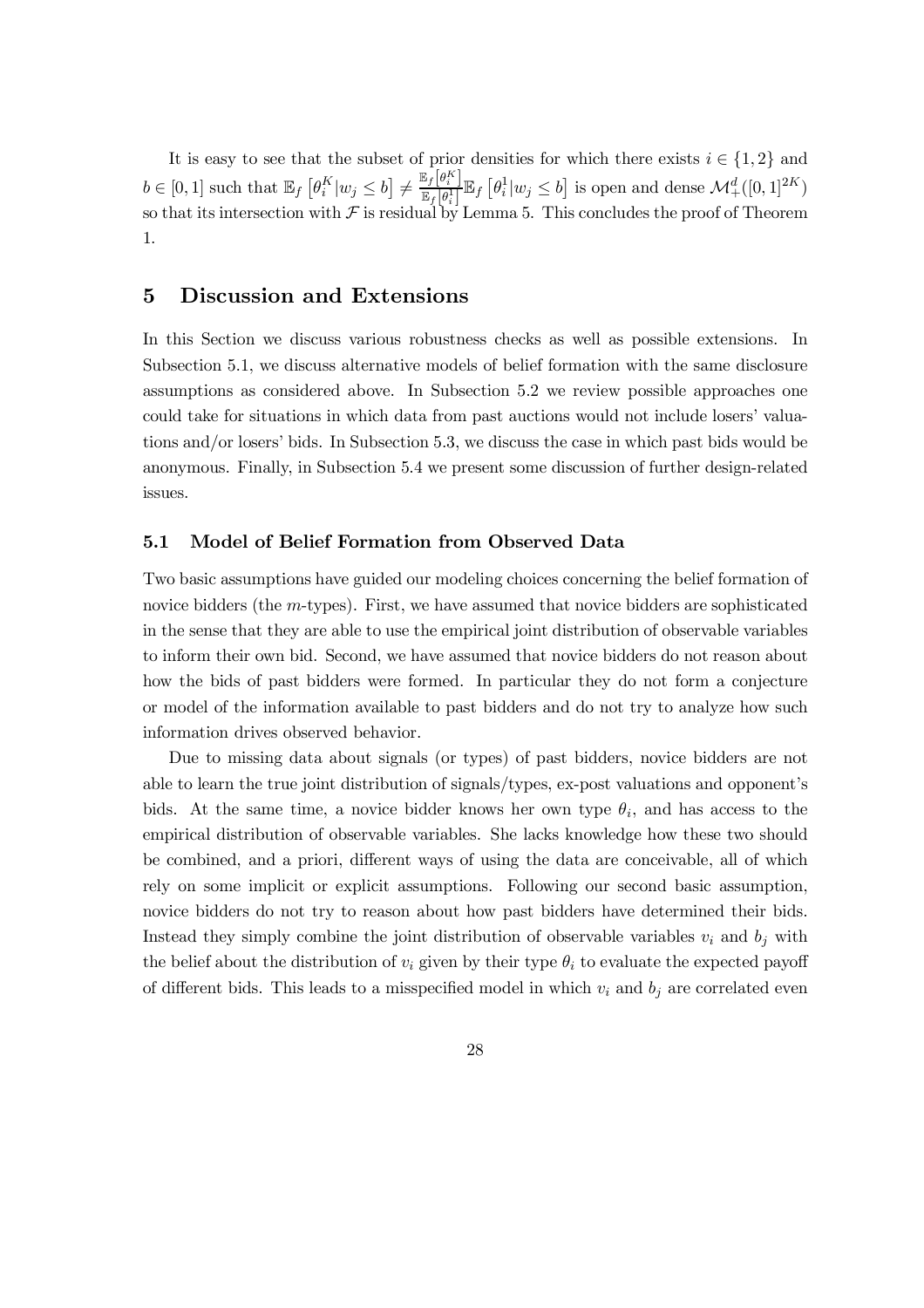It is easy to see that the subset of prior densities for which there exists $i \in \{1, 2\}$ and $b \in [0, 1]$ such that $\mathbb{E}_f \left[\theta_i^K | w_j \leq b\right] \neq \frac{\mathbb{E}_f\left[\theta_i^K\right]}{\mathbb{E}_f\left[\theta_i^1\right]} \mathbb{E}_f \left[\theta_i^1 | w_j \leq b\right]$ is open and dense $\mathcal{M}_+^d([0,1]^{2K})$ so that its intersection with $\mathcal{F}$ is residual by Lemma 5. This concludes the proof of Theorem 1.

## 5 Discussion and Extensions

In this Section we discuss various robustness checks as well as possible extensions. In Subsection 5.1, we discuss alternative models of belief formation with the same disclosure assumptions as considered above. In Subsection 5.2 we review possible approaches one could take for situations in which data from past auctions would not include losers' valuations and/or losers' bids. In Subsection 5.3, we discuss the case in which past bids would be anonymous. Finally, in Subsection 5.4 we present some discussion of further design-related issues.

### 5.1 Model of Belief Formation from Observed Data

Two basic assumptions have guided our modeling choices concerning the belief formation of novice bidders (the $m$-types). First, we have assumed that novice bidders are sophisticated in the sense that they are able to use the empirical joint distribution of observable variables to inform their own bid. Second, we have assumed that novice bidders do not reason about how the bids of past bidders were formed. In particular they do not form a conjecture or model of the information available to past bidders and do not try to analyze how such information drives observed behavior.

Due to missing data about signals (or types) of past bidders, novice bidders are not able to learn the true joint distribution of signals/types, ex-post valuations and opponent's bids. At the same time, a novice bidder knows her own type $\theta_i$, and has access to the empirical distribution of observable variables. She lacks knowledge how these two should be combined, and a priori, different ways of using the data are conceivable, all of which rely on some implicit or explicit assumptions. Following our second basic assumption, novice bidders do not try to reason about how past bidders have determined their bids. Instead they simply combine the joint distribution of observable variables $v_i$ and $b_j$ with the belief about the distribution of $v_i$ given by their type $\theta_i$ to evaluate the expected payoff of different bids. This leads to a misspecified model in which $v_i$ and $b_j$ are correlated even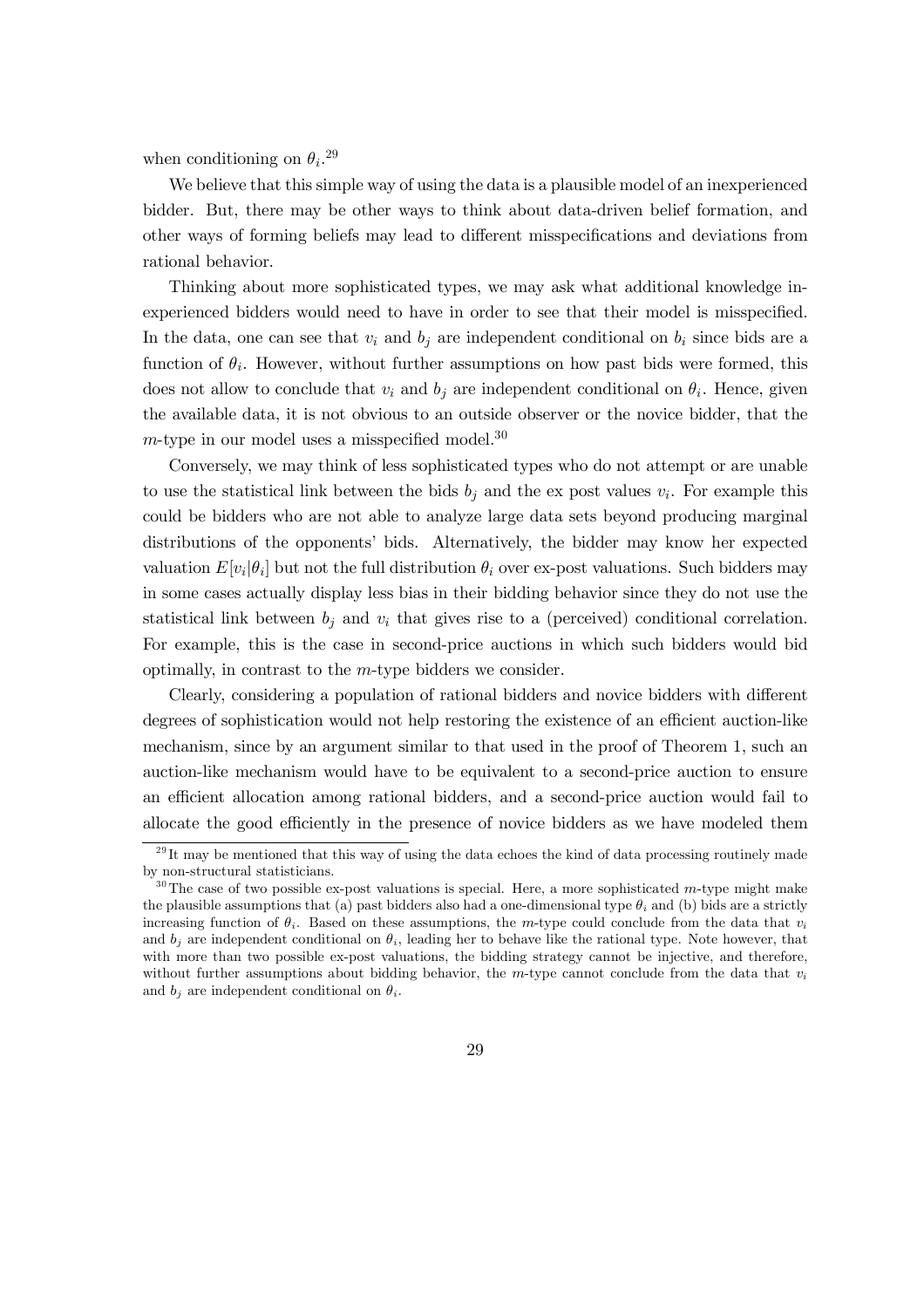when conditioning on $\theta_i$.[29]

We believe that this simple way of using the data is a plausible model of an inexperienced bidder. But, there may be other ways to think about data-driven belief formation, and other ways of forming beliefs may lead to different misspecifications and deviations from rational behavior.

Thinking about more sophisticated types, we may ask what additional knowledge inexperienced bidders would need to have in order to see that their model is misspecified. In the data, one can see that $v_i$ and $b_j$ are independent conditional on $b_i$ since bids are a function of $\theta_i$. However, without further assumptions on how past bids were formed, this does not allow to conclude that $v_i$ and $b_j$ are independent conditional on $\theta_i$. Hence, given the available data, it is not obvious to an outside observer or the novice bidder, that the $m$-type in our model uses a misspecified model.[30]

Conversely, we may think of less sophisticated types who do not attempt or are unable to use the statistical link between the bids $b_j$ and the ex post values $v_i$. For example this could be bidders who are not able to analyze large data sets beyond producing marginal distributions of the opponents' bids. Alternatively, the bidder may know her expected valuation $E[v_i|\theta_i]$ but not the full distribution $\theta_i$ over ex-post valuations. Such bidders may in some cases actually display less bias in their bidding behavior since they do not use the statistical link between $b_j$ and $v_i$ that gives rise to a (perceived) conditional correlation. For example, this is the case in second-price auctions in which such bidders would bid optimally, in contrast to the $m$-type bidders we consider.

Clearly, considering a population of rational bidders and novice bidders with different degrees of sophistication would not help restoring the existence of an efficient auction-like mechanism, since by an argument similar to that used in the proof of Theorem 1, such an auction-like mechanism would have to be equivalent to a second-price auction to ensure an efficient allocation among rational bidders, and a second-price auction would fail to allocate the good efficiently in the presence of novice bidders as we have modeled them

[29] It may be mentioned that this way of using the data echoes the kind of data processing routinely made by non-structural statisticians.

[30] The case of two possible ex-post valuations is special. Here, a more sophisticated $m$-type might make the plausible assumptions that (a) past bidders also had a one-dimensional type $\theta_i$ and (b) bids are a strictly increasing function of $\theta_i$. Based on these assumptions, the $m$-type could conclude from the data that $v_i$ and $b_j$ are independent conditional on $\theta_i$, leading her to behave like the rational type. Note however, that with more than two possible ex-post valuations, the bidding strategy cannot be injective, and therefore, without further assumptions about bidding behavior, the $m$-type cannot conclude from the data that $v_i$ and $b_j$ are independent conditional on $\theta_i$.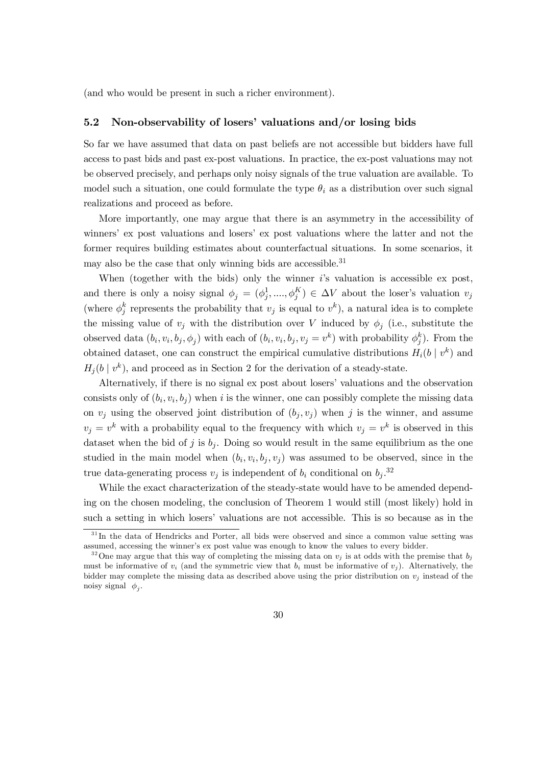(and who would be present in such a richer environment).

### 5.2 Non-observability of losers' valuations and/or losing bids

So far we have assumed that data on past beliefs are not accessible but bidders have full access to past bids and past ex-post valuations. In practice, the ex-post valuations may not be observed precisely, and perhaps only noisy signals of the true valuation are available. To model such a situation, one could formulate the type $\theta_i$ as a distribution over such signal realizations and proceed as before.

More importantly, one may argue that there is an asymmetry in the accessibility of winners' ex post valuations and losers' ex post valuations where the latter and not the former requires building estimates about counterfactual situations. In some scenarios, it may also be the case that only winning bids are accessible.[31]

When (together with the bids) only the winner $i$'s valuation is accessible ex post, and there is only a noisy signal $\phi_j = (\phi_j^1, ...., \phi_j^K) \in \Delta V$ about the loser's valuation $v_j$ (where $\phi_j^k$ represents the probability that $v_j$ is equal to $v^k$), a natural idea is to complete the missing value of $v_j$ with the distribution over $V$ induced by $\phi_j$ (i.e., substitute the observed data $(b_i, v_i, b_j, \phi_j)$ with each of $(b_i, v_i, b_j, v_j = v^k)$ with probability $\phi_j^k$). From the obtained dataset, one can construct the empirical cumulative distributions $H_i(b \mid v^k)$ and $H_j(b \mid v^k)$, and proceed as in Section 2 for the derivation of a steady-state.

Alternatively, if there is no signal ex post about losers' valuations and the observation consists only of $(b_i, v_i, b_j)$ when $i$ is the winner, one can possibly complete the missing data on $v_j$ using the observed joint distribution of $(b_j, v_j)$ when $j$ is the winner, and assume $v_j = v^k$ with a probability equal to the frequency with which $v_j = v^k$ is observed in this dataset when the bid of $j$ is $b_j$. Doing so would result in the same equilibrium as the one studied in the main model when $(b_i, v_i, b_j, v_j)$ was assumed to be observed, since in the true data-generating process $v_j$ is independent of $b_i$ conditional on $b_j$.[32]

While the exact characterization of the steady-state would have to be amended depending on the chosen modeling, the conclusion of Theorem 1 would still (most likely) hold in such a setting in which losers' valuations are not accessible. This is so because as in the

[31] In the data of Hendricks and Porter, all bids were observed and since a common value setting was assumed, accessing the winner's ex post value was enough to know the values to every bidder.

[32] One may argue that this way of completing the missing data on $v_j$ is at odds with the premise that $b_j$ must be informative of $v_i$ (and the symmetric view that $b_i$ must be informative of $v_j$). Alternatively, the bidder may complete the missing data as described above using the prior distribution on $v_j$ instead of the noisy signal $\phi_j$.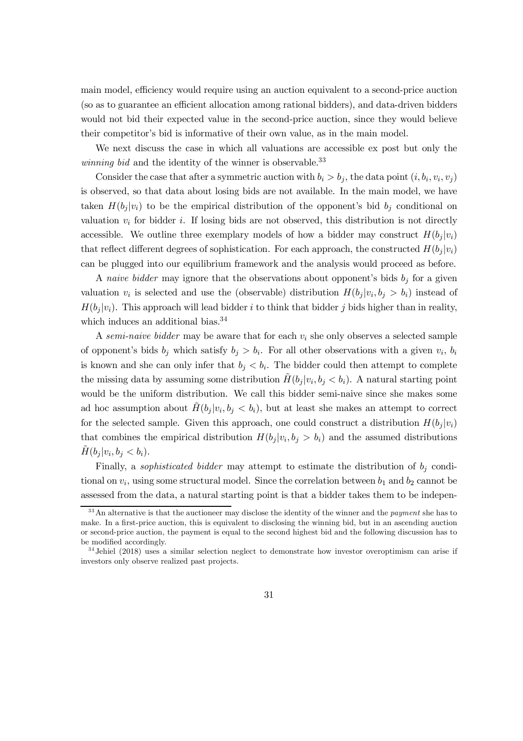main model, efficiency would require using an auction equivalent to a second-price auction (so as to guarantee an efficient allocation among rational bidders), and data-driven bidders would not bid their expected value in the second-price auction, since they would believe their competitor's bid is informative of their own value, as in the main model.

We next discuss the case in which all valuations are accessible ex post but only the *winning bid* and the identity of the winner is observable.[33]

Consider the case that after a symmetric auction with $b_i > b_j$, the data point $(i, b_i, v_i, v_j)$ is observed, so that data about losing bids are not available. In the main model, we have taken $H(b_j|v_i)$ to be the empirical distribution of the opponent's bid $b_j$ conditional on valuation $v_i$ for bidder $i$. If losing bids are not observed, this distribution is not directly accessible. We outline three exemplary models of how a bidder may construct $H(b_j|v_i)$ that reflect different degrees of sophistication. For each approach, the constructed $H(b_j|v_i)$ can be plugged into our equilibrium framework and the analysis would proceed as before.

A *naive bidder* may ignore that the observations about opponent's bids $b_j$ for a given valuation $v_i$ is selected and use the (observable) distribution $H(b_j|v_i, b_j > b_i)$ instead of $H(b_j|v_i)$. This approach will lead bidder $i$ to think that bidder $j$ bids higher than in reality, which induces an additional bias.[34]

A *semi-naive bidder* may be aware that for each $v_i$ she only observes a selected sample of opponent's bids $b_j$ which satisfy $b_j > b_i$. For all other observations with a given $v_i$, $b_i$ is known and she can only infer that $b_j < b_i$. The bidder could then attempt to complete the missing data by assuming some distribution $\tilde{H}(b_j|v_i, b_j < b_i)$. A natural starting point would be the uniform distribution. We call this bidder semi-naive since she makes some ad hoc assumption about $\tilde{H}(b_j|v_i, b_j < b_i)$, but at least she makes an attempt to correct for the selected sample. Given this approach, one could construct a distribution $H(b_j|v_i)$ that combines the empirical distribution $H(b_j|v_i, b_j > b_i)$ and the assumed distributions $\tilde{H}(b_j|v_i, b_j < b_i)$.

Finally, a *sophisticated bidder* may attempt to estimate the distribution of $b_j$ conditional on $v_i$, using some structural model. Since the correlation between $b_1$ and $b_2$ cannot be assessed from the data, a natural starting point is that a bidder takes them to be indepen-

[33] An alternative is that the auctioneer may disclose the identity of the winner and the *payment* she has to make. In a first-price auction, this is equivalent to disclosing the winning bid, but in an ascending auction or second-price auction, the payment is equal to the second highest bid and the following discussion has to be modified accordingly.

[34] Jehiel (2018) uses a similar selection neglect to demonstrate how investor overoptimism can arise if investors only observe realized past projects.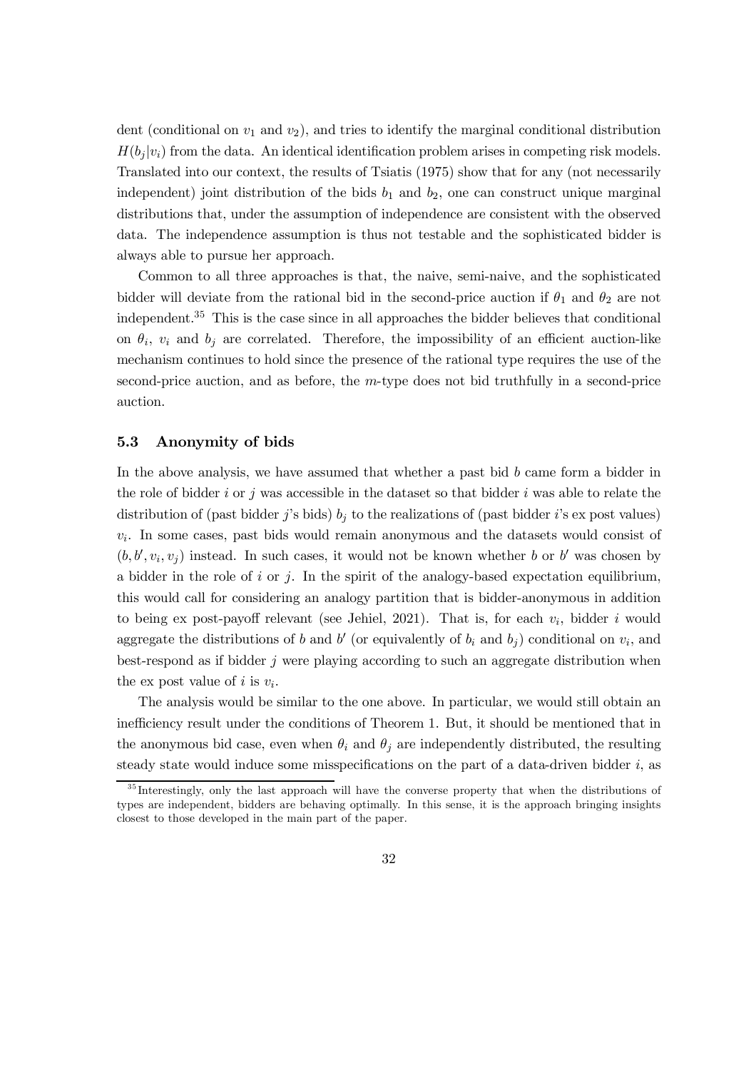dent (conditional on $v_1$ and $v_2$), and tries to identify the marginal conditional distribution $H(b_j|v_i)$ from the data. An identical identification problem arises in competing risk models. Translated into our context, the results of Tsiatis (1975) show that for any (not necessarily independent) joint distribution of the bids $b_1$ and $b_2$, one can construct unique marginal distributions that, under the assumption of independence are consistent with the observed data. The independence assumption is thus not testable and the sophisticated bidder is always able to pursue her approach.

Common to all three approaches is that, the naive, semi-naive, and the sophisticated bidder will deviate from the rational bid in the second-price auction if $\theta_1$ and $\theta_2$ are not independent.[35] This is the case since in all approaches the bidder believes that conditional on $\theta_i$, $v_i$ and $b_j$ are correlated. Therefore, the impossibility of an efficient auction-like mechanism continues to hold since the presence of the rational type requires the use of the second-price auction, and as before, the $m$-type does not bid truthfully in a second-price auction.

### 5.3 Anonymity of bids

In the above analysis, we have assumed that whether a past bid $b$ came form a bidder in the role of bidder $i$ or $j$ was accessible in the dataset so that bidder $i$ was able to relate the distribution of (past bidder $j$'s bids) $b_j$ to the realizations of (past bidder $i$'s ex post values) $v_i$. In some cases, past bids would remain anonymous and the datasets would consist of $(b, b', v_i, v_j)$ instead. In such cases, it would not be known whether $b$ or $b'$ was chosen by a bidder in the role of $i$ or $j$. In the spirit of the analogy-based expectation equilibrium, this would call for considering an analogy partition that is bidder-anonymous in addition to being ex post-payoff relevant (see Jehiel, 2021). That is, for each $v_i$, bidder $i$ would aggregate the distributions of $b$ and $b'$ (or equivalently of $b_i$ and $b_j$) conditional on $v_i$, and best-respond as if bidder $j$ were playing according to such an aggregate distribution when the ex post value of $i$ is $v_i$.

The analysis would be similar to the one above. In particular, we would still obtain an inefficiency result under the conditions of Theorem 1. But, it should be mentioned that in the anonymous bid case, even when $\theta_i$ and $\theta_j$ are independently distributed, the resulting steady state would induce some misspecifications on the part of a data-driven bidder $i$, as

[35] Interestingly, only the last approach will have the converse property that when the distributions of types are independent, bidders are behaving optimally. In this sense, it is the approach bringing insights closest to those developed in the main part of the paper.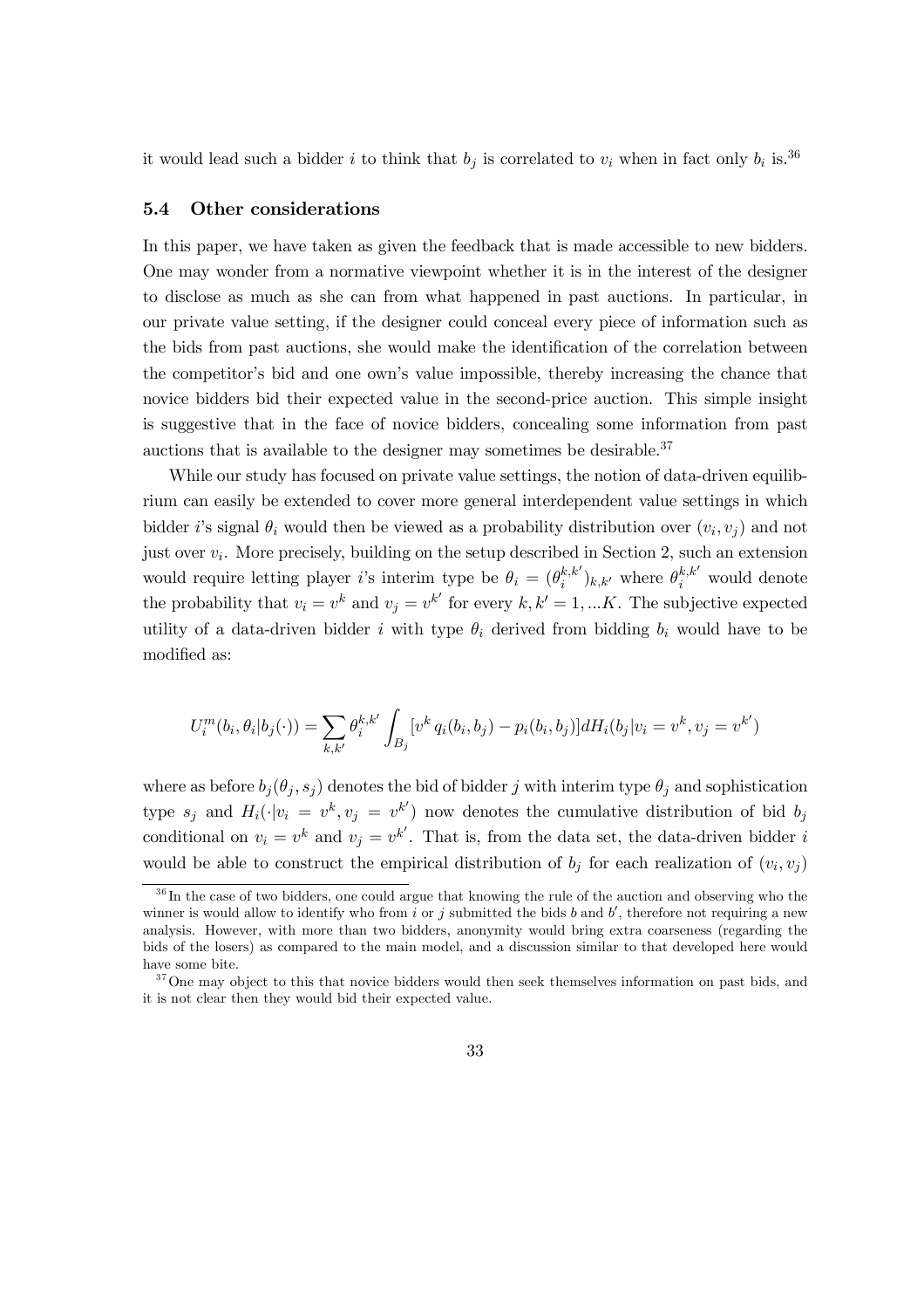it would lead such a bidder $i$ to think that $b_j$ is correlated to $v_i$ when in fact only $b_i$ is.[36]

### 5.4 Other considerations

In this paper, we have taken as given the feedback that is made accessible to new bidders. One may wonder from a normative viewpoint whether it is in the interest of the designer to disclose as much as she can from what happened in past auctions. In particular, in our private value setting, if the designer could conceal every piece of information such as the bids from past auctions, she would make the identification of the correlation between the competitor's bid and one own's value impossible, thereby increasing the chance that novice bidders bid their expected value in the second-price auction. This simple insight is suggestive that in the face of novice bidders, concealing some information from past auctions that is available to the designer may sometimes be desirable.[37]

While our study has focused on private value settings, the notion of data-driven equilibrium can easily be extended to cover more general interdependent value settings in which bidder $i$'s signal $\theta_i$ would then be viewed as a probability distribution over $(v_i, v_j)$ and not just over $v_i$. More precisely, building on the setup described in Section 2, such an extension would require letting player $i$'s interim type be $\theta_i = (\theta_i^{k,k'})_{k,k'}$ where $\theta_i^{k,k'}$ would denote the probability that $v_i = v^k$ and $v_j = v^{k'}$ for every $k, k' = 1, ...K$. The subjective expected utility of a data-driven bidder $i$ with type $\theta_i$ derived from bidding $b_i$ would have to be modified as:

$$U_i^m(b_i, \theta_i | b_j(\cdot)) = \sum_{k,k'} \theta_i^{k,k'} \int_{B_j} [v^k \, q_i(b_i, b_j) - p_i(b_i, b_j)] dH_i(b_j | v_i = v^k, v_j = v^{k'})$$

where as before $b_j(\theta_j, s_j)$ denotes the bid of bidder $j$ with interim type $\theta_j$ and sophistication type $s_j$ and $H_i(\cdot | v_i = v^k, v_j = v^{k'})$ now denotes the cumulative distribution of bid $b_j$ conditional on $v_i = v^k$ and $v_j = v^{k'}$. That is, from the data set, the data-driven bidder $i$ would be able to construct the empirical distribution of $b_j$ for each realization of $(v_i, v_j)$

[36] In the case of two bidders, one could argue that knowing the rule of the auction and observing who the winner is would allow to identify who from $i$ or $j$ submitted the bids $b$ and $b'$, therefore not requiring a new analysis. However, with more than two bidders, anonymity would bring extra coarseness (regarding the bids of the losers) as compared to the main model, and a discussion similar to that developed here would have some bite.

[37] One may object to this that novice bidders would then seek themselves information on past bids, and it is not clear then they would bid their expected value.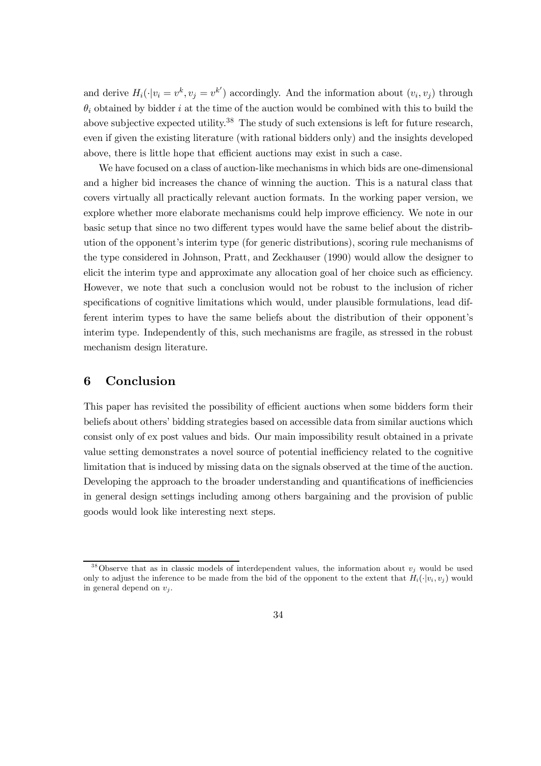and derive $H_i(\cdot|v_i = v^k, v_j = v^{k'})$ accordingly. And the information about $(v_i, v_j)$ through $\theta_i$ obtained by bidder $i$ at the time of the auction would be combined with this to build the above subjective expected utility.[38] The study of such extensions is left for future research, even if given the existing literature (with rational bidders only) and the insights developed above, there is little hope that efficient auctions may exist in such a case.

We have focused on a class of auction-like mechanisms in which bids are one-dimensional and a higher bid increases the chance of winning the auction. This is a natural class that covers virtually all practically relevant auction formats. In the working paper version, we explore whether more elaborate mechanisms could help improve efficiency. We note in our basic setup that since no two different types would have the same belief about the distribution of the opponent's interim type (for generic distributions), scoring rule mechanisms of the type considered in Johnson, Pratt, and Zeckhauser (1990) would allow the designer to elicit the interim type and approximate any allocation goal of her choice such as efficiency. However, we note that such a conclusion would not be robust to the inclusion of richer specifications of cognitive limitations which would, under plausible formulations, lead different interim types to have the same beliefs about the distribution of their opponent's interim type. Independently of this, such mechanisms are fragile, as stressed in the robust mechanism design literature.

## 6 Conclusion

This paper has revisited the possibility of efficient auctions when some bidders form their beliefs about others' bidding strategies based on accessible data from similar auctions which consist only of ex post values and bids. Our main impossibility result obtained in a private value setting demonstrates a novel source of potential inefficiency related to the cognitive limitation that is induced by missing data on the signals observed at the time of the auction. Developing the approach to the broader understanding and quantifications of inefficiencies in general design settings including among others bargaining and the provision of public goods would look like interesting next steps.

[38] Observe that as in classic models of interdependent values, the information about $v_j$ would be used only to adjust the inference to be made from the bid of the opponent to the extent that $H_i(\cdot|v_i, v_j)$ would in general depend on $v_j$.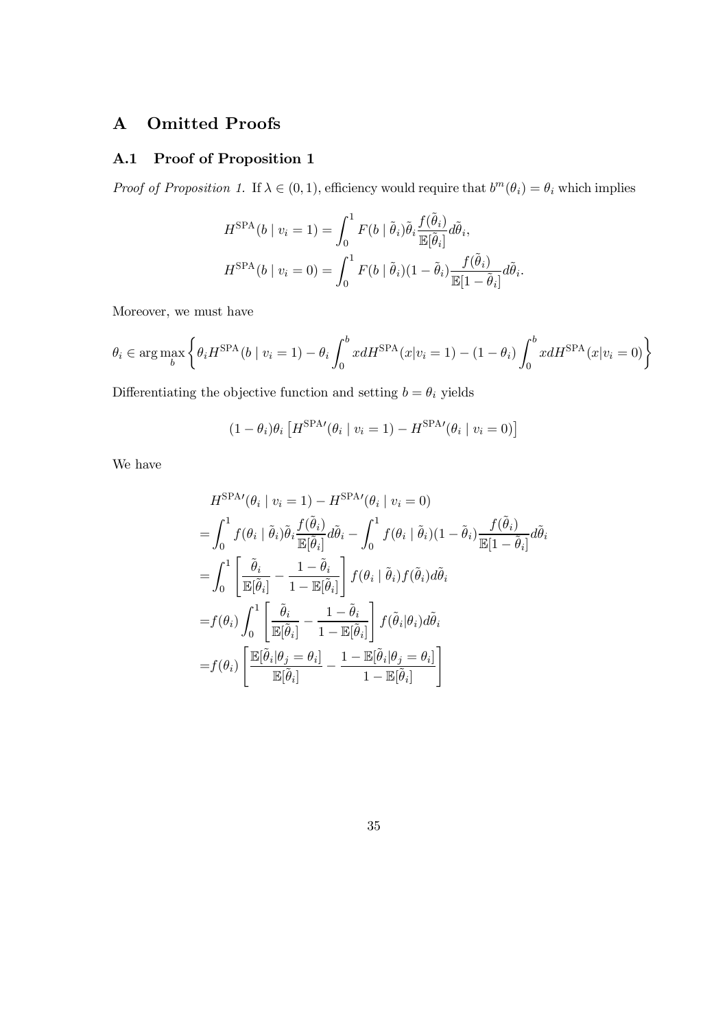# A Omitted Proofs

## A.1 Proof of Proposition 1

*Proof of Proposition 1.* If $\lambda \in (0,1)$, efficiency would require that $b^m(\theta_i) = \theta_i$ which implies

$$
\begin{aligned}
H^{\text{SPA}}(b \mid v_i = 1) &= \int_0^1 F(b \mid \tilde{\theta}_i)\tilde{\theta}_i \frac{f(\tilde{\theta}_i)}{\mathbb{E}[\tilde{\theta}_i]} d\tilde{\theta}_i, \\
H^{\text{SPA}}(b \mid v_i = 0) &= \int_0^1 F(b \mid \tilde{\theta}_i)(1 - \tilde{\theta}_i) \frac{f(\tilde{\theta}_i)}{\mathbb{E}[1 - \tilde{\theta}_i]} d\tilde{\theta}_i.
\end{aligned}
$$

Moreover, we must have

$$
\theta_i \in \arg\max_b \left\{ \theta_i H^{\text{SPA}}(b \mid v_i = 1) - \theta_i \int_0^b x dH^{\text{SPA}}(x|v_i = 1) - (1 - \theta_i) \int_0^b x dH^{\text{SPA}}(x|v_i = 0) \right\}
$$

Differentiating the objective function and setting $b = \theta_i$ yields

$$
(1 - \theta_i)\theta_i \left[ H^{\text{SPA}\prime}(\theta_i \mid v_i = 1) - H^{\text{SPA}\prime}(\theta_i \mid v_i = 0) \right]
$$

We have

$$
\begin{aligned}
&H^{\text{SPA}\prime}(\theta_i \mid v_i = 1) - H^{\text{SPA}\prime}(\theta_i \mid v_i = 0) \\
=&\int_0^1 f(\theta_i \mid \tilde{\theta}_i)\tilde{\theta}_i \frac{f(\tilde{\theta}_i)}{\mathbb{E}[\tilde{\theta}_i]} d\tilde{\theta}_i - \int_0^1 f(\theta_i \mid \tilde{\theta}_i)(1 - \tilde{\theta}_i) \frac{f(\tilde{\theta}_i)}{\mathbb{E}[1 - \tilde{\theta}_i]} d\tilde{\theta}_i \\
=&\int_0^1 \left[ \frac{\tilde{\theta}_i}{\mathbb{E}[\tilde{\theta}_i]} - \frac{1 - \tilde{\theta}_i}{1 - \mathbb{E}[\tilde{\theta}_i]} \right] f(\theta_i \mid \tilde{\theta}_i) f(\tilde{\theta}_i) d\tilde{\theta}_i \\
=&f(\theta_i) \int_0^1 \left[ \frac{\tilde{\theta}_i}{\mathbb{E}[\tilde{\theta}_i]} - \frac{1 - \tilde{\theta}_i}{1 - \mathbb{E}[\tilde{\theta}_i]} \right] f(\tilde{\theta}_i | \theta_i) d\tilde{\theta}_i \\
=&f(\theta_i) \left[ \frac{\mathbb{E}[\tilde{\theta}_i | \theta_j = \theta_i]}{\mathbb{E}[\tilde{\theta}_i]} - \frac{1 - \mathbb{E}[\tilde{\theta}_i | \theta_j = \theta_i]}{1 - \mathbb{E}[\tilde{\theta}_i]} \right]
\end{aligned}
$$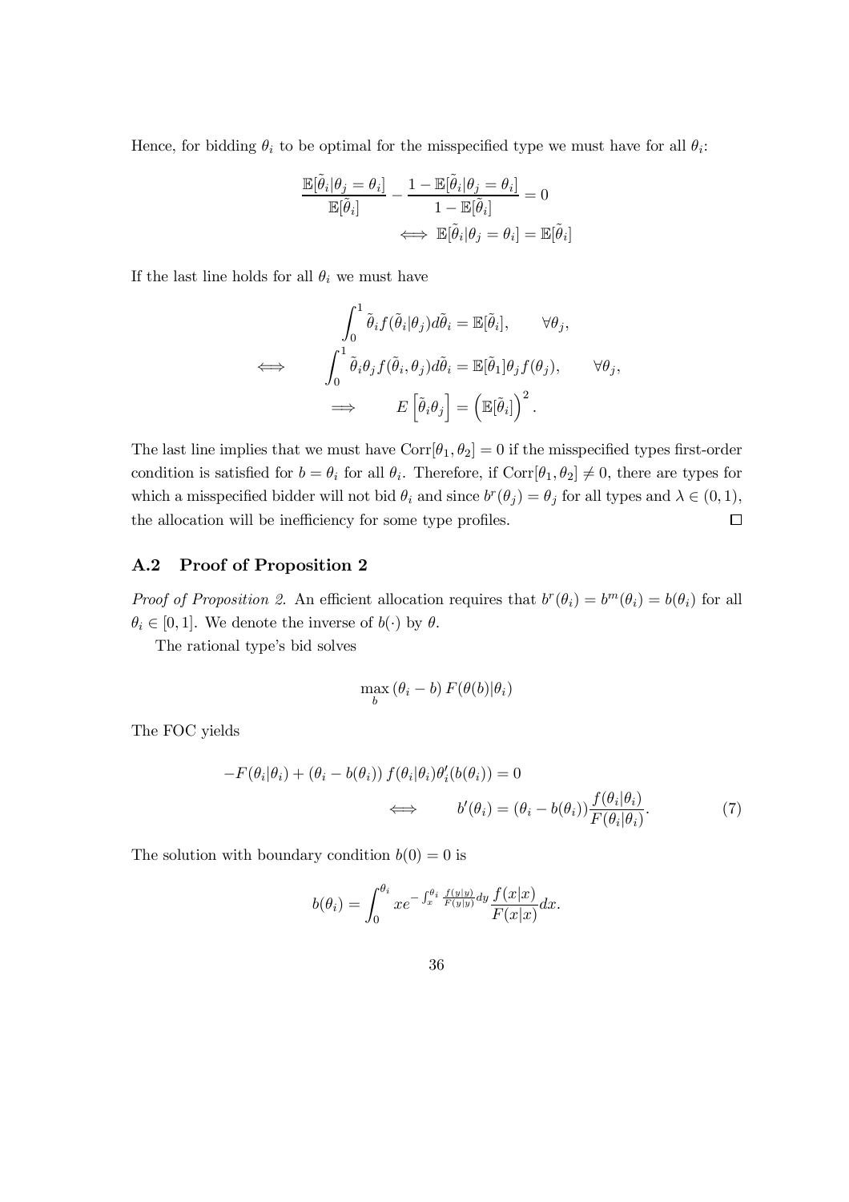Hence, for bidding $\theta_i$ to be optimal for the misspecified type we must have for all $\theta_i$:

$$\frac{\mathbb{E}[\tilde{\theta}_i|\theta_j = \theta_i]}{\mathbb{E}[\tilde{\theta}_i]} - \frac{1 - \mathbb{E}[\tilde{\theta}_i|\theta_j = \theta_i]}{1 - \mathbb{E}[\tilde{\theta}_i]} = 0$$

$$\iff \mathbb{E}[\tilde{\theta}_i|\theta_j = \theta_i] = \mathbb{E}[\tilde{\theta}_i]$$

If the last line holds for all $\theta_i$ we must have

$$\int_0^1 \tilde{\theta}_i f(\tilde{\theta}_i|\theta_j) d\tilde{\theta}_i = \mathbb{E}[\tilde{\theta}_i], \qquad \forall \theta_j,$$

$$\iff \qquad \int_0^1 \tilde{\theta}_i \theta_j f(\tilde{\theta}_i, \theta_j) d\tilde{\theta}_i = \mathbb{E}[\tilde{\theta}_1] \theta_j f(\theta_j), \qquad \forall \theta_j,$$

$$\implies \qquad E\left[\tilde{\theta}_i \theta_j\right] = \left(\mathbb{E}[\tilde{\theta}_i]\right)^2.$$

The last line implies that we must have $\text{Corr}[\theta_1, \theta_2] = 0$ if the misspecified types first-order condition is satisfied for $b = \theta_i$ for all $\theta_i$. Therefore, if $\text{Corr}[\theta_1, \theta_2] \neq 0$, there are types for which a misspecified bidder will not bid $\theta_i$ and since $b^r(\theta_j) = \theta_j$ for all types and $\lambda \in (0, 1)$, the allocation will be inefficiency for some type profiles. $\square$

## A.2 Proof of Proposition 2

*Proof of Proposition 2.* An efficient allocation requires that $b^r(\theta_i) = b^m(\theta_i) = b(\theta_i)$ for all $\theta_i \in [0, 1]$. We denote the inverse of $b(\cdot)$ by $\theta$.

The rational type's bid solves

$$\max_b \left(\theta_i - b\right) F(\theta(b)|\theta_i)$$

The FOC yields

$$-F(\theta_i|\theta_i) + (\theta_i - b(\theta_i)) f(\theta_i|\theta_i) \theta_i'(b(\theta_i)) = 0$$

$$\iff \qquad b'(\theta_i) = (\theta_i - b(\theta_i)) \frac{f(\theta_i|\theta_i)}{F(\theta_i|\theta_i)}. \tag{7}$$

The solution with boundary condition $b(0) = 0$ is

$$b(\theta_i) = \int_0^{\theta_i} x e^{-\int_x^{\theta_i} \frac{f(y|y)}{F(y|y)} dy} \frac{f(x|x)}{F(x|x)} dx.$$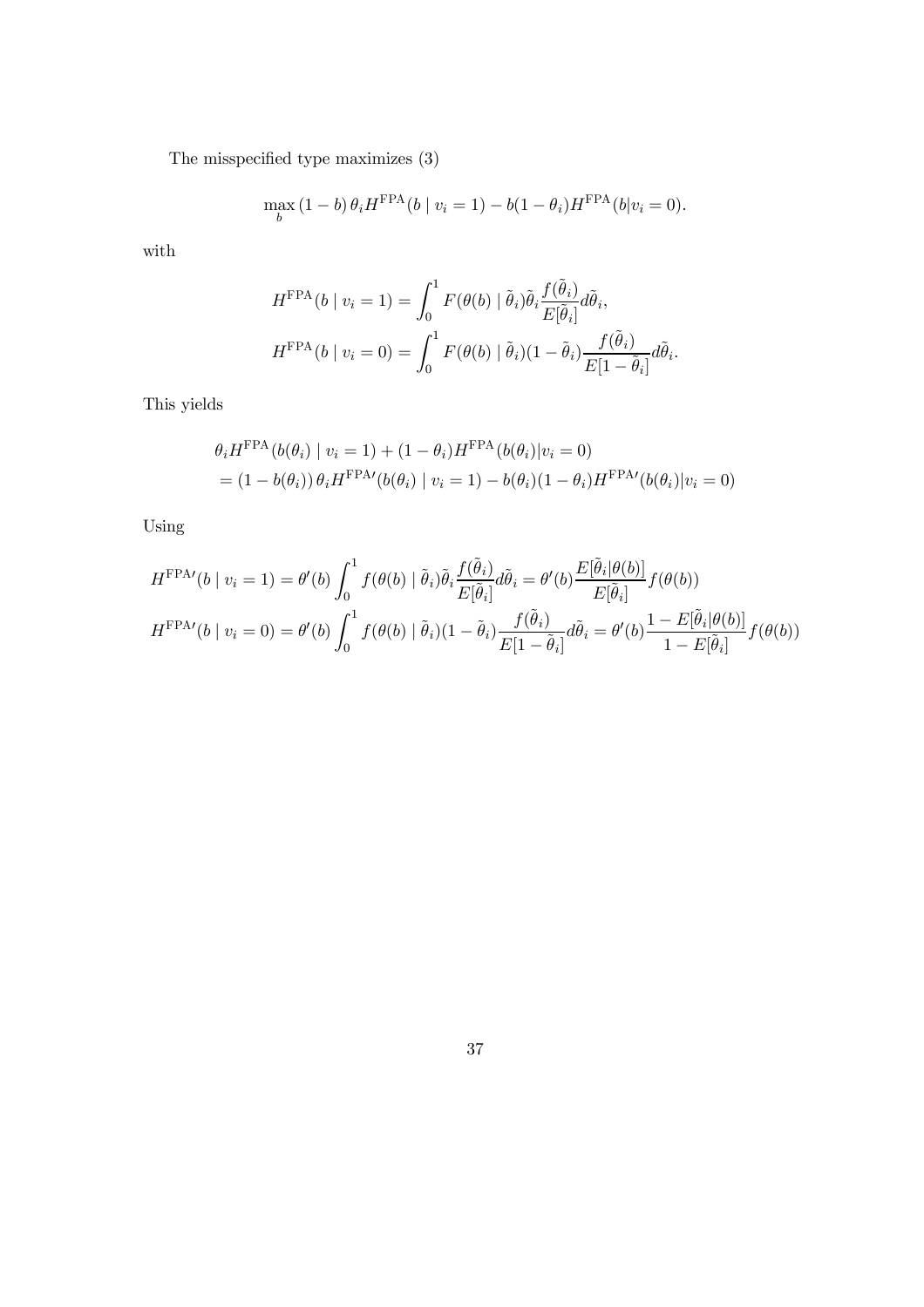The misspecified type maximizes (3)

$$\max_b \,(1-b)\,\theta_i H^{\mathrm{FPA}}(b \mid v_i = 1) - b(1-\theta_i)H^{\mathrm{FPA}}(b|v_i = 0).$$

with

$$H^{\mathrm{FPA}}(b \mid v_i = 1) = \int_0^1 F(\theta(b) \mid \tilde{\theta}_i)\tilde{\theta}_i \frac{f(\tilde{\theta}_i)}{E[\tilde{\theta}_i]} d\tilde{\theta}_i,$$
$$H^{\mathrm{FPA}}(b \mid v_i = 0) = \int_0^1 F(\theta(b) \mid \tilde{\theta}_i)(1-\tilde{\theta}_i) \frac{f(\tilde{\theta}_i)}{E[1-\tilde{\theta}_i]} d\tilde{\theta}_i.$$

This yields

$$\begin{aligned}
&\theta_i H^{\mathrm{FPA}}(b(\theta_i) \mid v_i = 1) + (1-\theta_i)H^{\mathrm{FPA}}(b(\theta_i)|v_i = 0) \\
&= (1-b(\theta_i))\,\theta_i H^{\mathrm{FPA}\prime}(b(\theta_i) \mid v_i = 1) - b(\theta_i)(1-\theta_i)H^{\mathrm{FPA}\prime}(b(\theta_i)|v_i = 0)
\end{aligned}$$

Using

$$H^{\mathrm{FPA}\prime}(b \mid v_i = 1) = \theta'(b)\int_0^1 f(\theta(b) \mid \tilde{\theta}_i)\tilde{\theta}_i \frac{f(\tilde{\theta}_i)}{E[\tilde{\theta}_i]} d\tilde{\theta}_i = \theta'(b)\frac{E[\tilde{\theta}_i|\theta(b)]}{E[\tilde{\theta}_i]} f(\theta(b))$$
$$H^{\mathrm{FPA}\prime}(b \mid v_i = 0) = \theta'(b)\int_0^1 f(\theta(b) \mid \tilde{\theta}_i)(1-\tilde{\theta}_i) \frac{f(\tilde{\theta}_i)}{E[1-\tilde{\theta}_i]} d\tilde{\theta}_i = \theta'(b)\frac{1-E[\tilde{\theta}_i|\theta(b)]}{1-E[\tilde{\theta}_i]} f(\theta(b))$$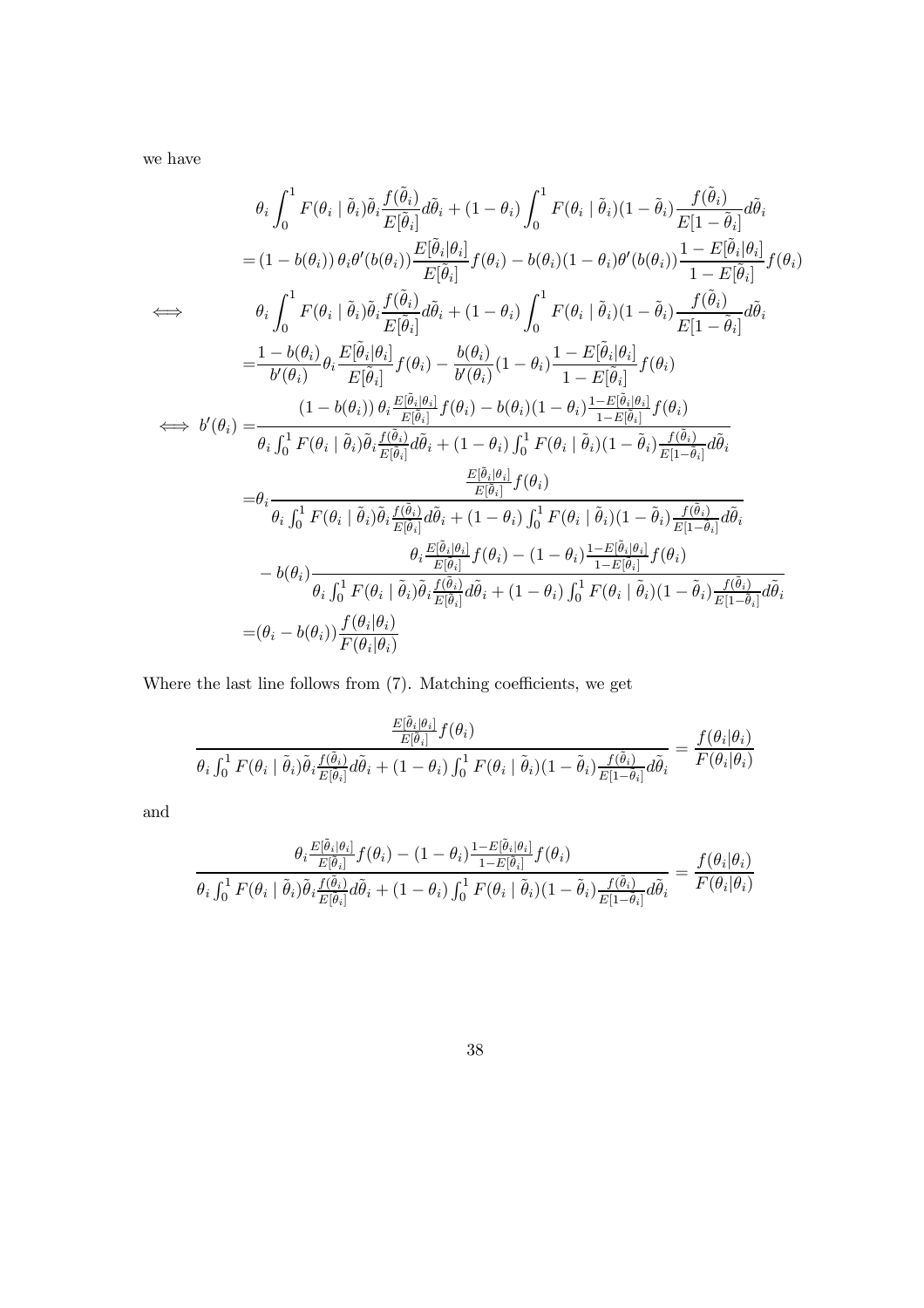we have

$$
\begin{aligned}
&\theta_i \int_0^1 F(\theta_i \mid \tilde{\theta}_i)\tilde{\theta}_i \frac{f(\tilde{\theta}_i)}{E[\tilde{\theta}_i]} d\tilde{\theta}_i + (1-\theta_i)\int_0^1 F(\theta_i \mid \tilde{\theta}_i)(1-\tilde{\theta}_i)\frac{f(\tilde{\theta}_i)}{E[1-\tilde{\theta}_i]} d\tilde{\theta}_i \\
&= (1-b(\theta_i))\,\theta_i \theta'(b(\theta_i)) \frac{E[\tilde{\theta}_i|\theta_i]}{E[\tilde{\theta}_i]} f(\theta_i) - b(\theta_i)(1-\theta_i)\theta'(b(\theta_i)) \frac{1-E[\tilde{\theta}_i|\theta_i]}{1-E[\tilde{\theta}_i]} f(\theta_i) \\
\iff \quad &\theta_i \int_0^1 F(\theta_i \mid \tilde{\theta}_i)\tilde{\theta}_i \frac{f(\tilde{\theta}_i)}{E[\tilde{\theta}_i]} d\tilde{\theta}_i + (1-\theta_i)\int_0^1 F(\theta_i \mid \tilde{\theta}_i)(1-\tilde{\theta}_i)\frac{f(\tilde{\theta}_i)}{E[1-\tilde{\theta}_i]} d\tilde{\theta}_i \\
&= \frac{1-b(\theta_i)}{b'(\theta_i)} \theta_i \frac{E[\tilde{\theta}_i|\theta_i]}{E[\tilde{\theta}_i]} f(\theta_i) - \frac{b(\theta_i)}{b'(\theta_i)}(1-\theta_i)\frac{1-E[\tilde{\theta}_i|\theta_i]}{1-E[\tilde{\theta}_i]} f(\theta_i) \\
\iff b'(\theta_i) &= \frac{(1-b(\theta_i))\,\theta_i \frac{E[\tilde{\theta}_i|\theta_i]}{E[\tilde{\theta}_i]} f(\theta_i) - b(\theta_i)(1-\theta_i)\frac{1-E[\tilde{\theta}_i|\theta_i]}{1-E[\tilde{\theta}_i]} f(\theta_i)}{\theta_i \int_0^1 F(\theta_i \mid \tilde{\theta}_i)\tilde{\theta}_i \frac{f(\tilde{\theta}_i)}{E[\tilde{\theta}_i]} d\tilde{\theta}_i + (1-\theta_i)\int_0^1 F(\theta_i \mid \tilde{\theta}_i)(1-\tilde{\theta}_i)\frac{f(\tilde{\theta}_i)}{E[1-\tilde{\theta}_i]} d\tilde{\theta}_i} \\
&= \theta_i \frac{\frac{E[\tilde{\theta}_i|\theta_i]}{E[\tilde{\theta}_i]} f(\theta_i)}{\theta_i \int_0^1 F(\theta_i \mid \tilde{\theta}_i)\tilde{\theta}_i \frac{f(\tilde{\theta}_i)}{E[\tilde{\theta}_i]} d\tilde{\theta}_i + (1-\theta_i)\int_0^1 F(\theta_i \mid \tilde{\theta}_i)(1-\tilde{\theta}_i)\frac{f(\tilde{\theta}_i)}{E[1-\theta_i]} d\tilde{\theta}_i} \\
&\quad - b(\theta_i) \frac{\theta_i \frac{E[\tilde{\theta}_i|\theta_i]}{E[\theta_i]} f(\theta_i) - (1-\theta_i)\frac{1-E[\tilde{\theta}_i|\theta_i]}{1-E[\tilde{\theta}_i]} f(\theta_i)}{\theta_i \int_0^1 F(\theta_i \mid \tilde{\theta}_i)\tilde{\theta}_i \frac{f(\tilde{\theta}_i)}{E[\tilde{\theta}_i]} d\tilde{\theta}_i + (1-\theta_i)\int_0^1 F(\theta_i \mid \tilde{\theta}_i)(1-\tilde{\theta}_i)\frac{f(\tilde{\theta}_i)}{E[1-\tilde{\theta}_i]} d\tilde{\theta}_i} \\
&= (\theta_i - b(\theta_i))\frac{f(\theta_i|\theta_i)}{F(\theta_i|\theta_i)}
\end{aligned}
$$

Where the last line follows from (7). Matching coefficients, we get

$$
\frac{\frac{E[\tilde{\theta}_i|\theta_i]}{E[\tilde{\theta}_i]} f(\theta_i)}{\theta_i \int_0^1 F(\theta_i \mid \tilde{\theta}_i)\tilde{\theta}_i \frac{f(\tilde{\theta}_i)}{E[\tilde{\theta}_i]} d\tilde{\theta}_i + (1-\theta_i)\int_0^1 F(\theta_i \mid \tilde{\theta}_i)(1-\tilde{\theta}_i)\frac{f(\tilde{\theta}_i)}{E[1-\theta_i]} d\tilde{\theta}_i} = \frac{f(\theta_i|\theta_i)}{F(\theta_i|\theta_i)}
$$

and

$$
\frac{\theta_i \frac{E[\tilde{\theta}_i|\theta_i]}{E[\tilde{\theta}_i]} f(\theta_i) - (1-\theta_i)\frac{1-E[\tilde{\theta}_i|\theta_i]}{1-E[\tilde{\theta}_i]} f(\theta_i)}{\theta_i \int_0^1 F(\theta_i \mid \tilde{\theta}_i)\tilde{\theta}_i \frac{f(\tilde{\theta}_i)}{E[\theta_i]} d\tilde{\theta}_i + (1-\theta_i)\int_0^1 F(\theta_i \mid \tilde{\theta}_i)(1-\tilde{\theta}_i)\frac{f(\tilde{\theta}_i)}{E[1-\theta_i]} d\tilde{\theta}_i} = \frac{f(\theta_i|\theta_i)}{F(\theta_i|\theta_i)}
$$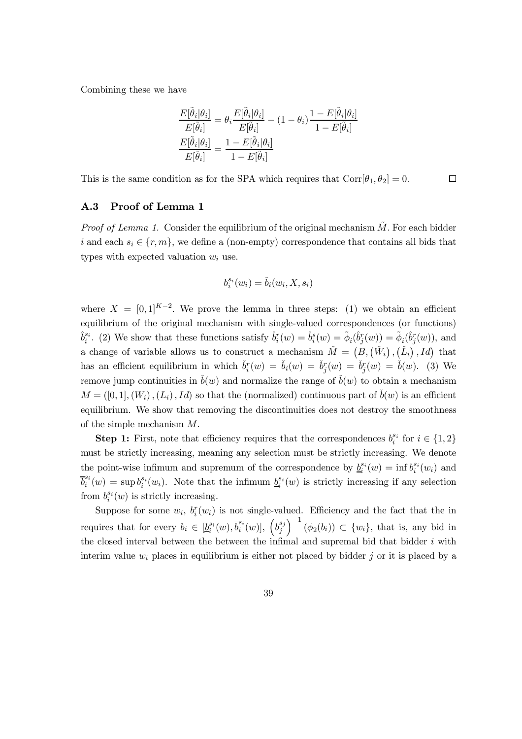Combining these we have

$$\frac{E[\tilde{\theta}_i|\theta_i]}{E[\tilde{\theta}_i]} = \theta_i \frac{E[\tilde{\theta}_i|\theta_i]}{E[\tilde{\theta}_i]} - (1-\theta_i)\frac{1-E[\tilde{\theta}_i|\theta_i]}{1-E[\tilde{\theta}_i]}$$

$$\frac{E[\tilde{\theta}_i|\theta_i]}{E[\tilde{\theta}_i]} = \frac{1-E[\tilde{\theta}_i|\theta_i]}{1-E[\tilde{\theta}_i]}$$

This is the same condition as for the SPA which requires that $\text{Corr}[\theta_1, \theta_2] = 0$. $\square$

### A.3 Proof of Lemma 1

*Proof of Lemma 1.* Consider the equilibrium of the original mechanism $\tilde{M}$. For each bidder $i$ and each $s_i \in \{r, m\}$, we define a (non-empty) correspondence that contains all bids that types with expected valuation $w_i$ use.

$$b_i^{s_i}(w_i) = \tilde{b}_i(w_i, X, s_i)$$

where $X = [0,1]^{K-2}$. We prove the lemma in three steps: (1) we obtain an efficient equilibrium of the original mechanism with single-valued correspondences (or functions) $\hat{b}_i^{s_i}$. (2) We show that these functions satisfy $\hat{b}_i^r(w) = \hat{b}_i^s(w) = \tilde{\phi}_i(\hat{b}_j^r(w)) = \tilde{\phi}_i(\hat{b}_j^r(w))$, and a change of variable allows us to construct a mechanism $\check{M} = \left(B, \left(\check{W}_i\right), \left(\check{L}_i\right), Id\right)$ that has an efficient equilibrium in which $\check{b}_i^r(w) = \check{b}_i(w) = \check{b}_j^r(w) = \check{b}_j^r(w) = \check{b}(w)$. (3) We remove jump continuities in $\check{b}(w)$ and normalize the range of $\check{b}(w)$ to obtain a mechanism $M = ([0,1], (W_i), (L_i), Id)$ so that the (normalized) continuous part of $\check{b}(w)$ is an efficient equilibrium. We show that removing the discontinuities does not destroy the smoothness of the simple mechanism $M$.

**Step 1:** First, note that efficiency requires that the correspondences $b_i^{s_i}$ for $i \in \{1,2\}$ must be strictly increasing, meaning any selection must be strictly increasing. We denote the point-wise infimum and supremum of the correspondence by $\underline{b}_i^{s_i}(w) = \inf b_i^{s_i}(w_i)$ and $\overline{b}_i^{s_i}(w) = \sup b_i^{s_i}(w_i)$. Note that the infimum $\underline{b}_i^{s_i}(w)$ is strictly increasing if any selection from $b_i^{s_i}(w)$ is strictly increasing.

Suppose for some $w_i$, $b_i^r(w_i)$ is not single-valued. Efficiency and the fact that the in requires that for every $b_i \in [\underline{b}_i^{s_i}(w), \overline{b}_i^{s_i}(w)]$, $\left(b_j^{s_j}\right)^{-1}(\phi_2(b_i)) \subset \{w_i\}$, that is, any bid in the closed interval between the between the infimal and supremal bid that bidder $i$ with interim value $w_i$ places in equilibrium is either not placed by bidder $j$ or it is placed by a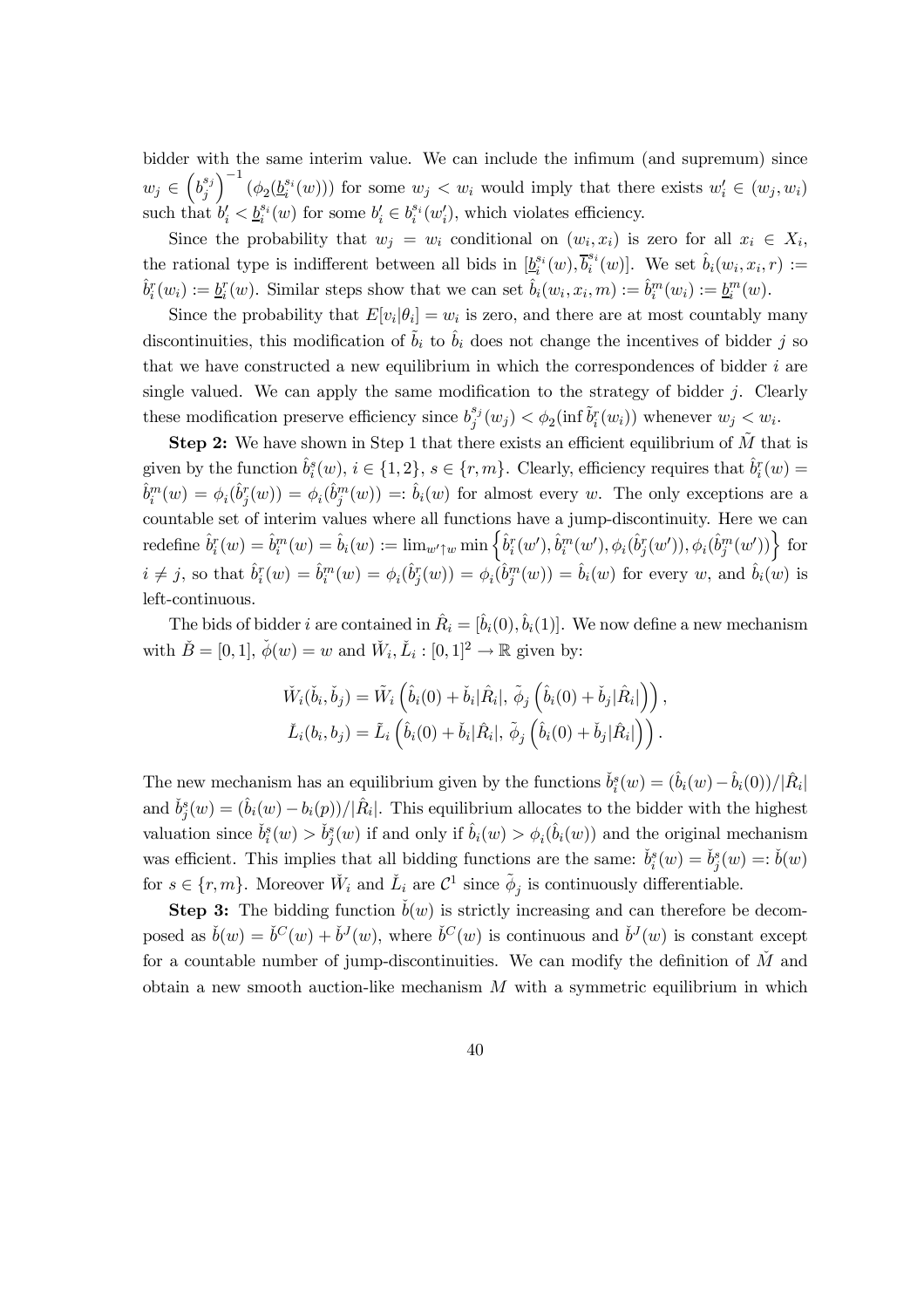bidder with the same interim value. We can include the infimum (and supremum) since $w_j \in \left(b_j^{s_j}\right)^{-1}(\phi_2(\underline{b}_i^{s_i}(w)))$ for some $w_j < w_i$ would imply that there exists $w_i' \in (w_j, w_i)$ such that $b_i' < \underline{b}_i^{s_i}(w)$ for some $b_i' \in b_i^{s_i}(w_i')$, which violates efficiency.

Since the probability that $w_j = w_i$ conditional on $(w_i, x_i)$ is zero for all $x_i \in X_i$, the rational type is indifferent between all bids in $[\underline{b}_i^{s_i}(w), \overline{b}_i^{s_i}(w)]$. We set $\hat{b}_i(w_i, x_i, r) := \hat{b}_i^r(w_i) := \underline{b}_i^r(w)$. Similar steps show that we can set $\hat{b}_i(w_i, x_i, m) := \hat{b}_i^m(w_i) := \underline{b}_i^m(w)$.

Since the probability that $E[v_i|\theta_i] = w_i$ is zero, and there are at most countably many discontinuities, this modification of $\tilde{b}_i$ to $\hat{b}_i$ does not change the incentives of bidder $j$ so that we have constructed a new equilibrium in which the correspondences of bidder $i$ are single valued. We can apply the same modification to the strategy of bidder $j$. Clearly these modification preserve efficiency since $b_j^{s_j}(w_j) < \phi_2(\inf \tilde{b}_i^r(w_i))$ whenever $w_j < w_i$.

**Step 2:** We have shown in Step 1 that there exists an efficient equilibrium of $\tilde{M}$ that is given by the function $\hat{b}_i^s(w)$, $i \in \{1, 2\}$, $s \in \{r, m\}$. Clearly, efficiency requires that $\hat{b}_i^r(w) = \hat{b}_i^m(w) = \phi_i(\hat{b}_j^r(w)) = \phi_i(\hat{b}_j^m(w)) =: \hat{b}_i(w)$ for almost every $w$. The only exceptions are a countable set of interim values where all functions have a jump-discontinuity. Here we can redefine $\hat{b}_i^r(w) = \hat{b}_i^m(w) = \hat{b}_i(w) := \lim_{w' \uparrow w} \min\left\{\hat{b}_i^r(w'), \hat{b}_i^m(w'), \phi_i(\hat{b}_j^r(w')), \phi_i(\hat{b}_j^m(w'))\right\}$ for $i \neq j$, so that $\hat{b}_i^r(w) = \hat{b}_i^m(w) = \phi_i(\hat{b}_j^r(w)) = \phi_i(\hat{b}_j^m(w)) = \hat{b}_i(w)$ for every $w$, and $\hat{b}_i(w)$ is left-continuous.

The bids of bidder $i$ are contained in $\hat{R}_i = [\hat{b}_i(0), \hat{b}_i(1)]$. We now define a new mechanism with $\check{B} = [0, 1]$, $\check{\phi}(w) = w$ and $\check{W}_i, \check{L}_i : [0, 1]^2 \to \mathbb{R}$ given by:

$$\check{W}_i(\check{b}_i, \check{b}_j) = \tilde{W}_i\left(\hat{b}_i(0) + \check{b}_i|\hat{R}_i|,\, \tilde{\phi}_j\left(\hat{b}_i(0) + \check{b}_j|\hat{R}_i|\right)\right),$$

$$\check{L}_i(b_i, b_j) = \tilde{L}_i\left(\hat{b}_i(0) + \check{b}_i|\hat{R}_i|,\, \tilde{\phi}_j\left(\hat{b}_i(0) + \check{b}_j|\hat{R}_i|\right)\right).$$

The new mechanism has an equilibrium given by the functions $\check{b}_i^s(w) = (\hat{b}_i(w) - \hat{b}_i(0))/|\hat{R}_i|$ and $\check{b}_j^s(w) = (\hat{b}_i(w) - b_i(p))/|\hat{R}_i|$. This equilibrium allocates to the bidder with the highest valuation since $\check{b}_i^s(w) > \check{b}_j^s(w)$ if and only if $\hat{b}_i(w) > \phi_i(\hat{b}_i(w))$ and the original mechanism was efficient. This implies that all bidding functions are the same: $\check{b}_i^s(w) = \check{b}_j^s(w) =: \check{b}(w)$ for $s \in \{r, m\}$. Moreover $\check{W}_i$ and $\check{L}_i$ are $\mathcal{C}^1$ since $\tilde{\phi}_j$ is continuously differentiable.

**Step 3:** The bidding function $\check{b}(w)$ is strictly increasing and can therefore be decomposed as $\check{b}(w) = \check{b}^C(w) + \check{b}^J(w)$, where $\check{b}^C(w)$ is continuous and $\check{b}^J(w)$ is constant except for a countable number of jump-discontinuities. We can modify the definition of $\check{M}$ and obtain a new smooth auction-like mechanism $M$ with a symmetric equilibrium in which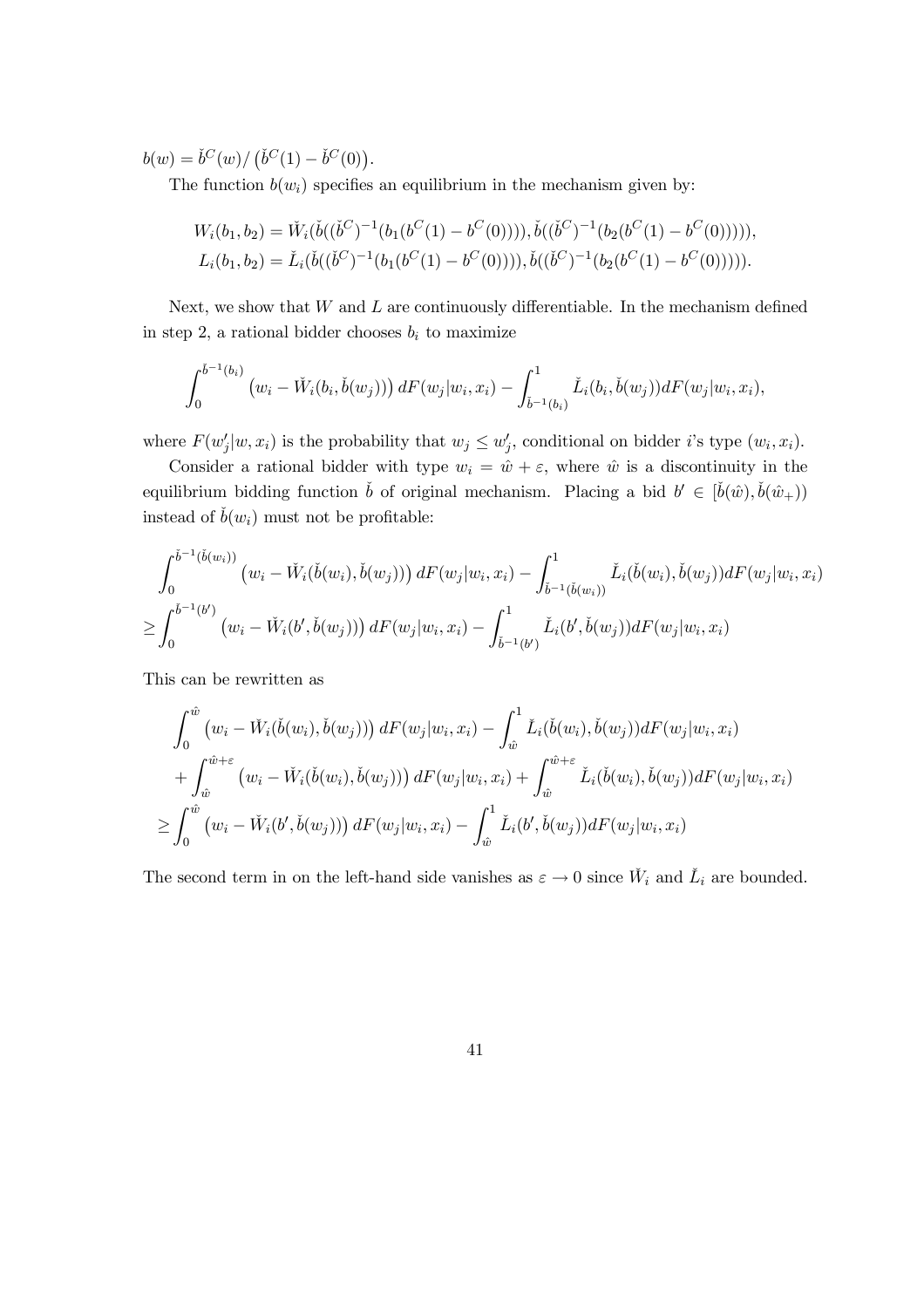$b(w) = \check{b}^C(w)/\left(\check{b}^C(1) - \check{b}^C(0)\right)$.

The function $b(w_i)$ specifies an equilibrium in the mechanism given by:

$$
\begin{aligned}
W_i(b_1, b_2) &= \check{W}_i(\check{b}((\check{b}^C)^{-1}(b_1(b^C(1) - b^C(0)))), \check{b}((\check{b}^C)^{-1}(b_2(b^C(1) - b^C(0))))), \\
L_i(b_1, b_2) &= \check{L}_i(\check{b}((\check{b}^C)^{-1}(b_1(b^C(1) - b^C(0)))), \check{b}((\check{b}^C)^{-1}(b_2(b^C(1) - b^C(0))))).
\end{aligned}
$$

Next, we show that $W$ and $L$ are continuously differentiable. In the mechanism defined in step 2, a rational bidder chooses $b_i$ to maximize

$$
\int_0^{\check{b}^{-1}(b_i)} \left(w_i - \check{W}_i(b_i, \check{b}(w_j))\right) dF(w_j|w_i, x_i) - \int_{\check{b}^{-1}(b_i)}^1 \check{L}_i(b_i, \check{b}(w_j)) dF(w_j|w_i, x_i),
$$

where $F(w_j'|w, x_i)$ is the probability that $w_j \le w_j'$, conditional on bidder $i$'s type $(w_i, x_i)$.

Consider a rational bidder with type $w_i = \hat{w} + \varepsilon$, where $\hat{w}$ is a discontinuity in the equilibrium bidding function $\check{b}$ of original mechanism. Placing a bid $b' \in [\check{b}(\hat{w}), \check{b}(\hat{w}_+))$ instead of $\check{b}(w_i)$ must not be profitable:

$$
\begin{aligned}
&\int_0^{\check{b}^{-1}(\check{b}(w_i))} \left(w_i - \check{W}_i(\check{b}(w_i), \check{b}(w_j))\right) dF(w_j|w_i, x_i) - \int_{\check{b}^{-1}(\check{b}(w_i))}^1 \check{L}_i(\check{b}(w_i), \check{b}(w_j)) dF(w_j|w_i, x_i) \\
\ge &\int_0^{\check{b}^{-1}(b')} \left(w_i - \check{W}_i(b', \check{b}(w_j))\right) dF(w_j|w_i, x_i) - \int_{\check{b}^{-1}(b')}^1 \check{L}_i(b', \check{b}(w_j)) dF(w_j|w_i, x_i)
\end{aligned}
$$

This can be rewritten as

$$
\begin{aligned}
&\int_0^{\hat{w}} \left(w_i - \check{W}_i(\check{b}(w_i), \check{b}(w_j))\right) dF(w_j|w_i, x_i) - \int_{\hat{w}}^1 \check{L}_i(\check{b}(w_i), \check{b}(w_j)) dF(w_j|w_i, x_i) \\
&+ \int_{\hat{w}}^{\hat{w}+\varepsilon} \left(w_i - \check{W}_i(\check{b}(w_i), \check{b}(w_j))\right) dF(w_j|w_i, x_i) + \int_{\hat{w}}^{\hat{w}+\varepsilon} \check{L}_i(\check{b}(w_i), \check{b}(w_j)) dF(w_j|w_i, x_i) \\
\ge &\int_0^{\hat{w}} \left(w_i - \check{W}_i(b', \check{b}(w_j))\right) dF(w_j|w_i, x_i) - \int_{\hat{w}}^1 \check{L}_i(b', \check{b}(w_j)) dF(w_j|w_i, x_i)
\end{aligned}
$$

The second term in on the left-hand side vanishes as $\varepsilon \to 0$ since $\check{W}_i$ and $\check{L}_i$ are bounded.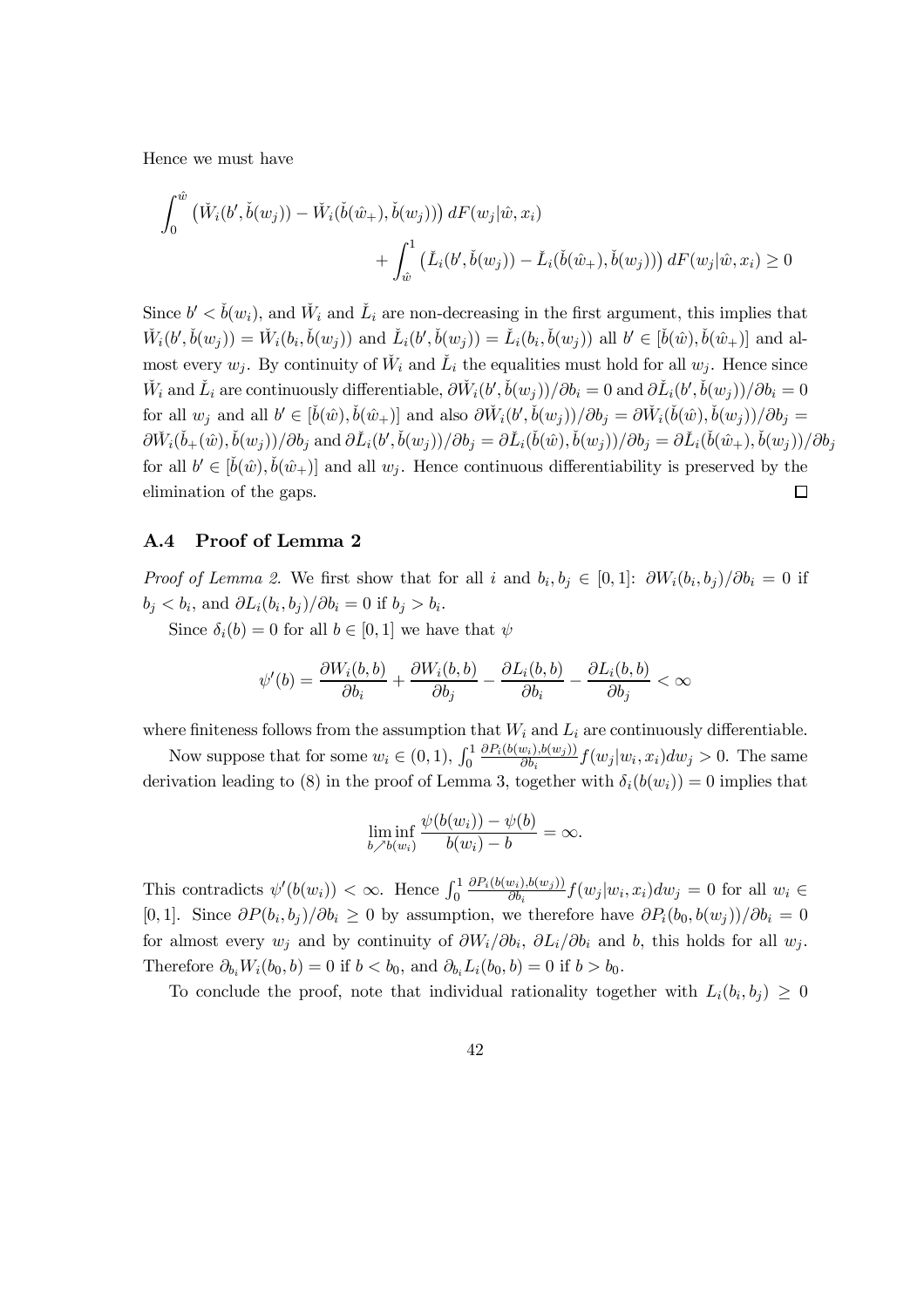Hence we must have

$$\int_0^{\hat{w}} \left(\check{W}_i(b', \check{b}(w_j)) - \check{W}_i(\check{b}(\hat{w}_+), \check{b}(w_j))\right) dF(w_j|\hat{w}, x_i) + \int_{\hat{w}}^1 \left(\check{L}_i(b', \check{b}(w_j)) - \check{L}_i(\check{b}(\hat{w}_+), \check{b}(w_j))\right) dF(w_j|\hat{w}, x_i) \geq 0$$

Since $b' < \check{b}(w_i)$, and $\check{W}_i$ and $\check{L}_i$ are non-decreasing in the first argument, this implies that $\check{W}_i(b', \check{b}(w_j)) = \check{W}_i(b_i, \check{b}(w_j))$ and $\check{L}_i(b', \check{b}(w_j)) = \check{L}_i(b_i, \check{b}(w_j))$ all $b' \in [\check{b}(\hat{w}), \check{b}(\hat{w}_+)]$ and almost every $w_j$. By continuity of $\check{W}_i$ and $\check{L}_i$ the equalities must hold for all $w_j$. Hence since $\check{W}_i$ and $\check{L}_i$ are continuously differentiable, $\partial \check{W}_i(b', \check{b}(w_j))/\partial b_i = 0$ and $\partial \check{L}_i(b', \check{b}(w_j))/\partial b_i = 0$ for all $w_j$ and all $b' \in [\check{b}(\hat{w}), \check{b}(\hat{w}_+)]$ and also $\partial \check{W}_i(b', \check{b}(w_j))/\partial b_j = \partial \check{W}_i(\check{b}(\hat{w}), \check{b}(w_j))/\partial b_j = \partial \check{W}_i(\check{b}_+(\hat{w}), \check{b}(w_j))/\partial b_j$ and $\partial \check{L}_i(b', \check{b}(w_j))/\partial b_j = \partial \check{L}_i(\check{b}(\hat{w}), \check{b}(w_j))/\partial b_j = \partial \check{L}_i(\check{b}(\hat{w}_+), \check{b}(w_j))/\partial b_j$ for all $b' \in [\check{b}(\hat{w}), \check{b}(\hat{w}_+)]$ and all $w_j$. Hence continuous differentiability is preserved by the elimination of the gaps. $\square$

### A.4 Proof of Lemma 2

*Proof of Lemma 2.* We first show that for all $i$ and $b_i, b_j \in [0,1]$: $\partial W_i(b_i, b_j)/\partial b_i = 0$ if $b_j < b_i$, and $\partial L_i(b_i, b_j)/\partial b_i = 0$ if $b_j > b_i$.

Since $\delta_i(b) = 0$ for all $b \in [0,1]$ we have that $\psi$

$$\psi'(b) = \frac{\partial W_i(b,b)}{\partial b_i} + \frac{\partial W_i(b,b)}{\partial b_j} - \frac{\partial L_i(b,b)}{\partial b_i} - \frac{\partial L_i(b,b)}{\partial b_j} < \infty$$

where finiteness follows from the assumption that $W_i$ and $L_i$ are continuously differentiable.

Now suppose that for some $w_i \in (0,1)$, $\int_0^1 \frac{\partial P_i(b(w_i), b(w_j))}{\partial b_i} f(w_j|w_i, x_i) dw_j > 0$. The same derivation leading to (8) in the proof of Lemma 3, together with $\delta_i(b(w_i)) = 0$ implies that

$$\liminf_{b \nearrow b(w_i)} \frac{\psi(b(w_i)) - \psi(b)}{b(w_i) - b} = \infty.$$

This contradicts $\psi'(b(w_i)) < \infty$. Hence $\int_0^1 \frac{\partial P_i(b(w_i), b(w_j))}{\partial b_i} f(w_j|w_i, x_i) dw_j = 0$ for all $w_i \in [0,1]$. Since $\partial P(b_i, b_j)/\partial b_i \geq 0$ by assumption, we therefore have $\partial P_i(b_0, b(w_j))/\partial b_i = 0$ for almost every $w_j$ and by continuity of $\partial W_i/\partial b_i$, $\partial L_i/\partial b_i$ and $b$, this holds for all $w_j$. Therefore $\partial_{b_i} W_i(b_0, b) = 0$ if $b < b_0$, and $\partial_{b_i} L_i(b_0, b) = 0$ if $b > b_0$.

To conclude the proof, note that individual rationality together with $L_i(b_i, b_j) \geq 0$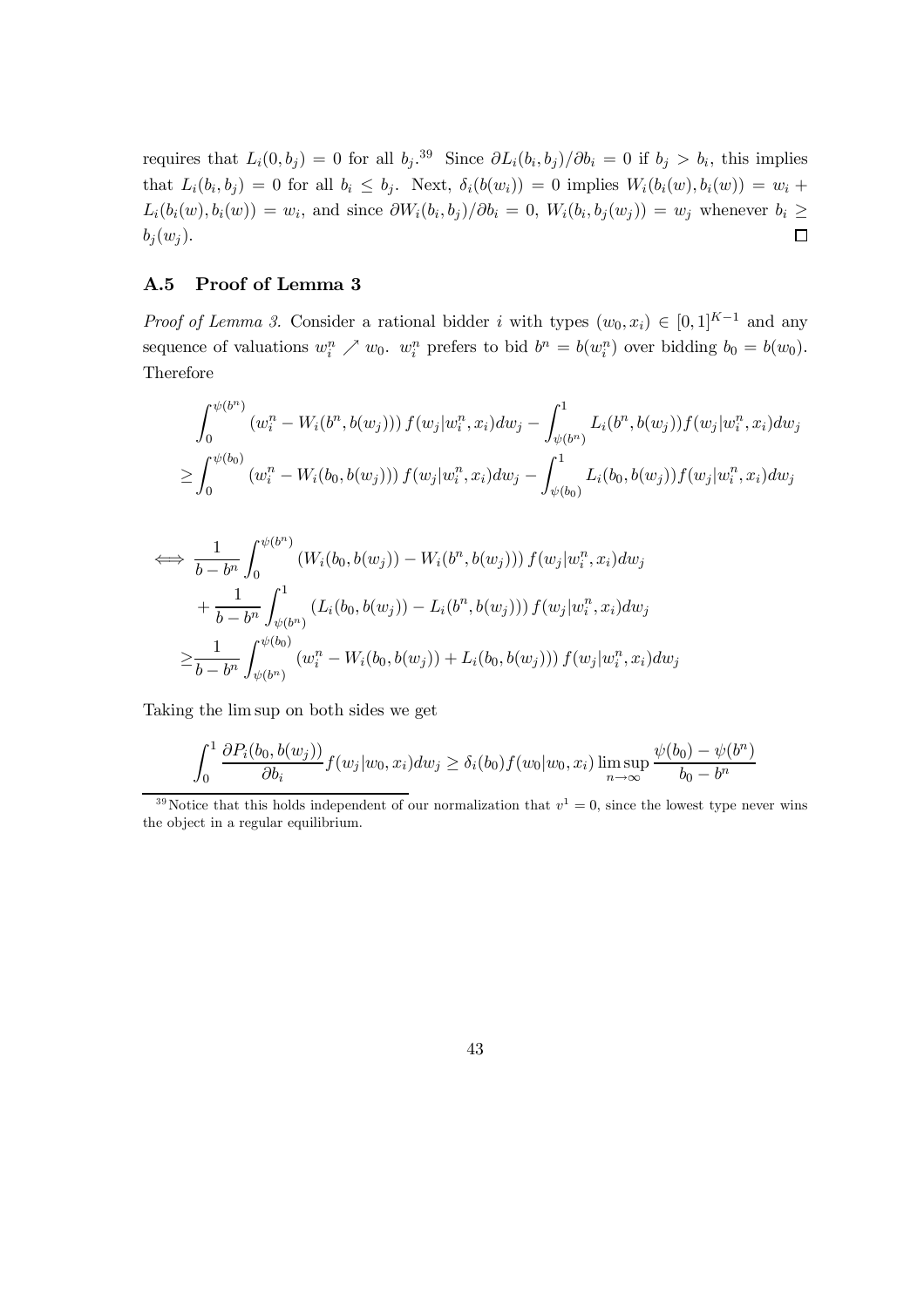requires that $L_i(0, b_j) = 0$ for all $b_j$.[39] Since $\partial L_i(b_i, b_j)/\partial b_i = 0$ if $b_j > b_i$, this implies that $L_i(b_i, b_j) = 0$ for all $b_i \leq b_j$. Next, $\delta_i(b(w_i)) = 0$ implies $W_i(b_i(w), b_i(w)) = w_i + L_i(b_i(w), b_i(w)) = w_i$, and since $\partial W_i(b_i, b_j)/\partial b_i = 0$, $W_i(b_i, b_j(w_j)) = w_j$ whenever $b_i \geq b_j(w_j)$. $\square$

## A.5 Proof of Lemma 3

*Proof of Lemma 3.* Consider a rational bidder $i$ with types $(w_0, x_i) \in [0,1]^{K-1}$ and any sequence of valuations $w_i^n \nearrow w_0$. $w_i^n$ prefers to bid $b^n = b(w_i^n)$ over bidding $b_0 = b(w_0)$. Therefore

$$
\begin{aligned}
&\int_0^{\psi(b^n)} \left(w_i^n - W_i(b^n, b(w_j))\right) f(w_j|w_i^n, x_i) dw_j - \int_{\psi(b^n)}^1 L_i(b^n, b(w_j)) f(w_j|w_i^n, x_i) dw_j \\
\geq &\int_0^{\psi(b_0)} \left(w_i^n - W_i(b_0, b(w_j))\right) f(w_j|w_i^n, x_i) dw_j - \int_{\psi(b_0)}^1 L_i(b_0, b(w_j)) f(w_j|w_i^n, x_i) dw_j
\end{aligned}
$$

$$
\begin{aligned}
\iff &\frac{1}{b - b^n} \int_0^{\psi(b^n)} \left(W_i(b_0, b(w_j)) - W_i(b^n, b(w_j))\right) f(w_j|w_i^n, x_i) dw_j \\
&+ \frac{1}{b - b^n} \int_{\psi(b^n)}^1 \left(L_i(b_0, b(w_j)) - L_i(b^n, b(w_j))\right) f(w_j|w_i^n, x_i) dw_j \\
\geq &\frac{1}{b - b^n} \int_{\psi(b^n)}^{\psi(b_0)} \left(w_i^n - W_i(b_0, b(w_j)) + L_i(b_0, b(w_j))\right) f(w_j|w_i^n, x_i) dw_j
\end{aligned}
$$

Taking the lim sup on both sides we get

$$
\int_0^1 \frac{\partial P_i(b_0, b(w_j))}{\partial b_i} f(w_j|w_0, x_i) dw_j \geq \delta_i(b_0) f(w_0|w_0, x_i) \limsup_{n \to \infty} \frac{\psi(b_0) - \psi(b^n)}{b_0 - b^n}
$$

[39] Notice that this holds independent of our normalization that $v^1 = 0$, since the lowest type never wins the object in a regular equilibrium.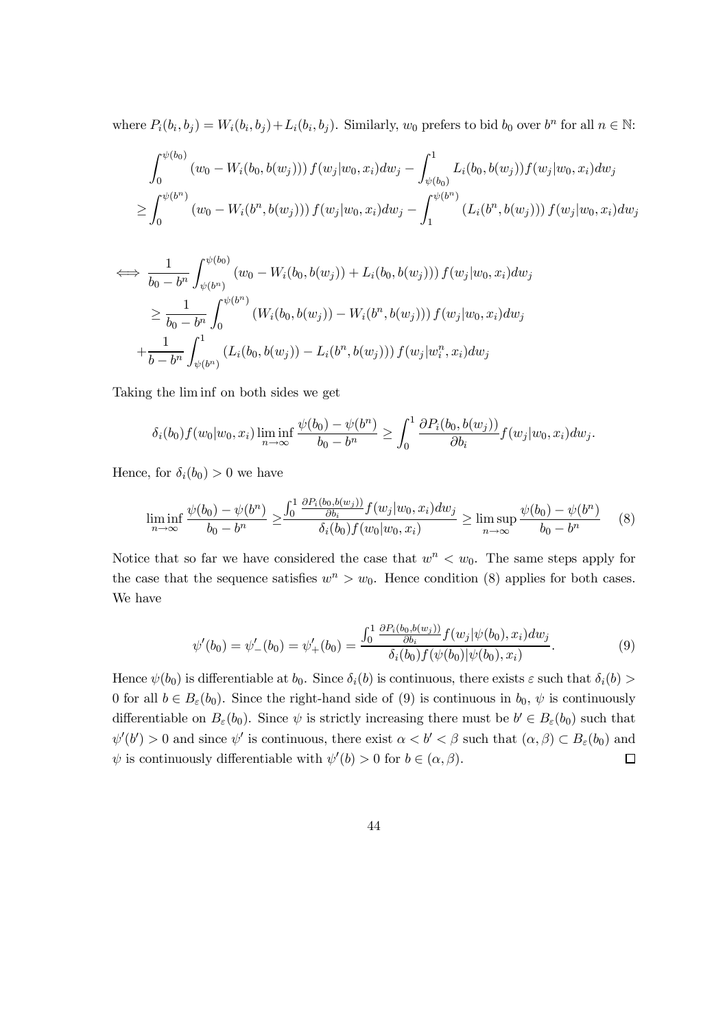where $P_i(b_i, b_j) = W_i(b_i, b_j) + L_i(b_i, b_j)$. Similarly, $w_0$ prefers to bid $b_0$ over $b^n$ for all $n \in \mathbb{N}$:

$$
\begin{aligned}
&\int_0^{\psi(b_0)} (w_0 - W_i(b_0, b(w_j)))\, f(w_j|w_0, x_i) dw_j - \int_{\psi(b_0)}^1 L_i(b_0, b(w_j)) f(w_j|w_0, x_i) dw_j \\
\geq &\int_0^{\psi(b^n)} (w_0 - W_i(b^n, b(w_j)))\, f(w_j|w_0, x_i) dw_j - \int_1^{\psi(b^n)} (L_i(b^n, b(w_j)))\, f(w_j|w_0, x_i) dw_j
\end{aligned}
$$

$$
\begin{aligned}
\iff &\frac{1}{b_0 - b^n} \int_{\psi(b^n)}^{\psi(b_0)} (w_0 - W_i(b_0, b(w_j)) + L_i(b_0, b(w_j)))\, f(w_j|w_0, x_i) dw_j \\
&\geq \frac{1}{b_0 - b^n} \int_0^{\psi(b^n)} (W_i(b_0, b(w_j)) - W_i(b^n, b(w_j)))\, f(w_j|w_0, x_i) dw_j \\
&+ \frac{1}{b - b^n} \int_{\psi(b^n)}^1 (L_i(b_0, b(w_j)) - L_i(b^n, b(w_j)))\, f(w_j|w_i^n, x_i) dw_j
\end{aligned}
$$

Taking the lim inf on both sides we get

$$
\delta_i(b_0) f(w_0|w_0, x_i) \liminf_{n \to \infty} \frac{\psi(b_0) - \psi(b^n)}{b_0 - b^n} \geq \int_0^1 \frac{\partial P_i(b_0, b(w_j))}{\partial b_i} f(w_j|w_0, x_i) dw_j.
$$

Hence, for $\delta_i(b_0) > 0$ we have

$$
\liminf_{n \to \infty} \frac{\psi(b_0) - \psi(b^n)}{b_0 - b^n} \geq \frac{\int_0^1 \frac{\partial P_i(b_0, b(w_j))}{\partial b_i} f(w_j|w_0, x_i) dw_j}{\delta_i(b_0) f(w_0|w_0, x_i)} \geq \limsup_{n \to \infty} \frac{\psi(b_0) - \psi(b^n)}{b_0 - b^n} \tag{8}
$$

Notice that so far we have considered the case that $w^n < w_0$. The same steps apply for the case that the sequence satisfies $w^n > w_0$. Hence condition (8) applies for both cases. We have

$$
\psi'(b_0) = \psi'_-(b_0) = \psi'_+(b_0) = \frac{\int_0^1 \frac{\partial P_i(b_0, b(w_j))}{\partial b_i} f(w_j|\psi(b_0), x_i) dw_j}{\delta_i(b_0) f(\psi(b_0)|\psi(b_0), x_i)}. \tag{9}
$$

Hence $\psi(b_0)$ is differentiable at $b_0$. Since $\delta_i(b)$ is continuous, there exists $\varepsilon$ such that $\delta_i(b) > 0$ for all $b \in B_\varepsilon(b_0)$. Since the right-hand side of (9) is continuous in $b_0$, $\psi$ is continuously differentiable on $B_\varepsilon(b_0)$. Since $\psi$ is strictly increasing there must be $b' \in B_\varepsilon(b_0)$ such that $\psi'(b') > 0$ and since $\psi'$ is continuous, there exist $\alpha < b' < \beta$ such that $(\alpha, \beta) \subset B_\varepsilon(b_0)$ and $\psi$ is continuously differentiable with $\psi'(b) > 0$ for $b \in (\alpha, \beta)$. $\square$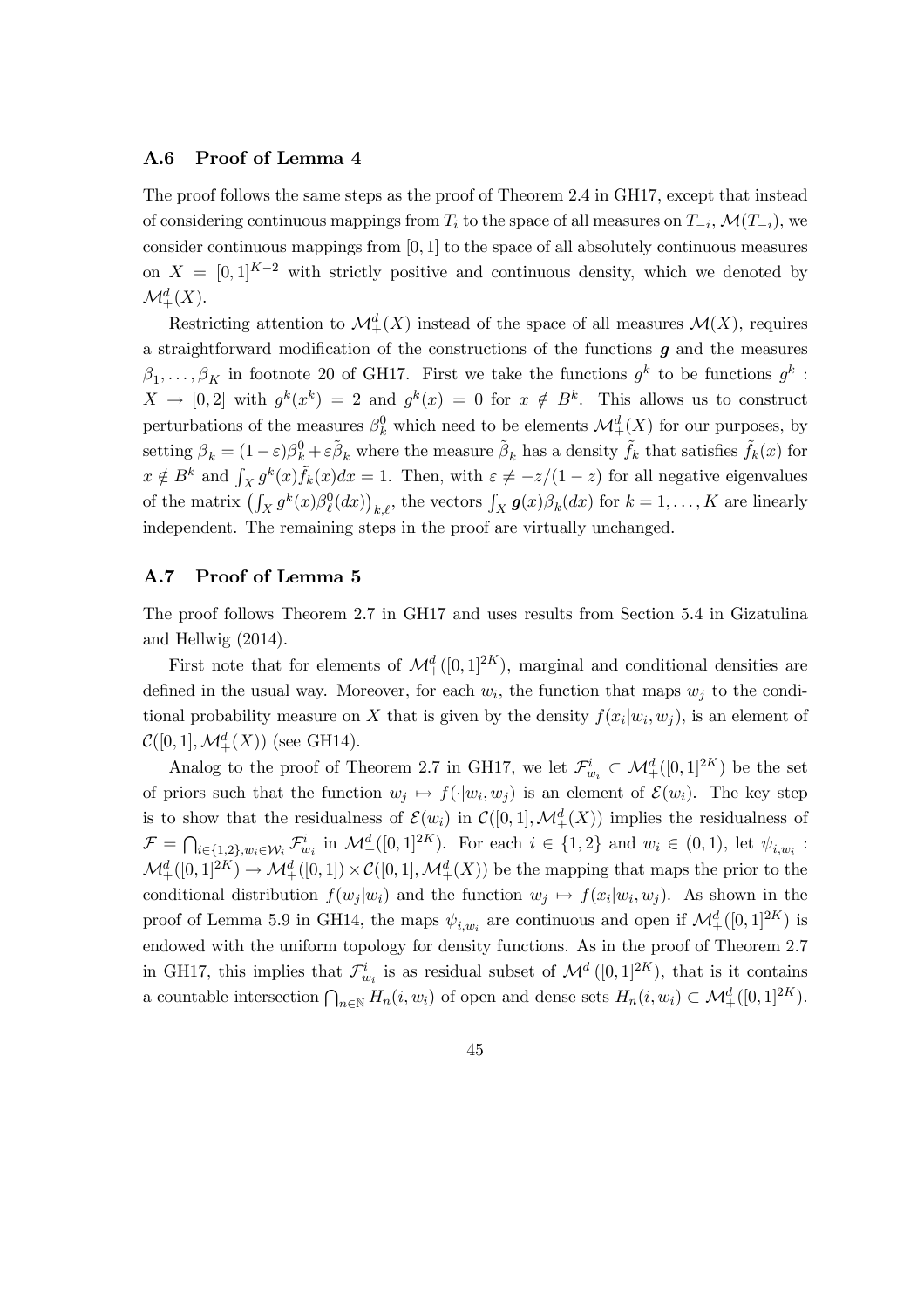### A.6 Proof of Lemma 4

The proof follows the same steps as the proof of Theorem 2.4 in GH17, except that instead of considering continuous mappings from $T_i$ to the space of all measures on $T_{-i}$, $\mathcal{M}(T_{-i})$, we consider continuous mappings from $[0,1]$ to the space of all absolutely continuous measures on $X = [0,1]^{K-2}$ with strictly positive and continuous density, which we denoted by $\mathcal{M}_+^d(X)$.

Restricting attention to $\mathcal{M}_+^d(X)$ instead of the space of all measures $\mathcal{M}(X)$, requires a straightforward modification of the constructions of the functions $\boldsymbol{g}$ and the measures $\beta_1, \ldots, \beta_K$ in footnote 20 of GH17. First we take the functions $g^k$ to be functions $g^k : X \to [0,2]$ with $g^k(x^k) = 2$ and $g^k(x) = 0$ for $x \notin B^k$. This allows us to construct perturbations of the measures $\beta_k^0$ which need to be elements $\mathcal{M}_+^d(X)$ for our purposes, by setting $\beta_k = (1-\varepsilon)\beta_k^0 + \varepsilon\tilde{\beta}_k$ where the measure $\tilde{\beta}_k$ has a density $\tilde{f}_k$ that satisfies $\tilde{f}_k(x)$ for $x \notin B^k$ and $\int_X g^k(x)\tilde{f}_k(x)dx = 1$. Then, with $\varepsilon \neq -z/(1-z)$ for all negative eigenvalues of the matrix $\left(\int_X g^k(x)\beta_\ell^0(dx)\right)_{k,\ell}$, the vectors $\int_X \boldsymbol{g}(x)\beta_k(dx)$ for $k = 1, \ldots, K$ are linearly independent. The remaining steps in the proof are virtually unchanged.

### A.7 Proof of Lemma 5

The proof follows Theorem 2.7 in GH17 and uses results from Section 5.4 in Gizatulina and Hellwig (2014).

First note that for elements of $\mathcal{M}_+^d([0,1]^{2K})$, marginal and conditional densities are defined in the usual way. Moreover, for each $w_i$, the function that maps $w_j$ to the conditional probability measure on $X$ that is given by the density $f(x_i|w_i, w_j)$, is an element of $\mathcal{C}([0,1], \mathcal{M}_+^d(X))$ (see GH14).

Analog to the proof of Theorem 2.7 in GH17, we let $\mathcal{F}_{w_i}^i \subset \mathcal{M}_+^d([0,1]^{2K})$ be the set of priors such that the function $w_j \mapsto f(\cdot|w_i, w_j)$ is an element of $\mathcal{E}(w_i)$. The key step is to show that the residualness of $\mathcal{E}(w_i)$ in $\mathcal{C}([0,1], \mathcal{M}_+^d(X))$ implies the residualness of $\mathcal{F} = \bigcap_{i \in \{1,2\}, w_i \in \mathcal{W}_i} \mathcal{F}_{w_i}^i$ in $\mathcal{M}_+^d([0,1]^{2K})$. For each $i \in \{1,2\}$ and $w_i \in (0,1)$, let $\psi_{i,w_i} : \mathcal{M}_+^d([0,1]^{2K}) \to \mathcal{M}_+^d([0,1]) \times \mathcal{C}([0,1], \mathcal{M}_+^d(X))$ be the mapping that maps the prior to the conditional distribution $f(w_j|w_i)$ and the function $w_j \mapsto f(x_i|w_i, w_j)$. As shown in the proof of Lemma 5.9 in GH14, the maps $\psi_{i,w_i}$ are continuous and open if $\mathcal{M}_+^d([0,1]^{2K})$ is endowed with the uniform topology for density functions. As in the proof of Theorem 2.7 in GH17, this implies that $\mathcal{F}_{w_i}^i$ is as residual subset of $\mathcal{M}_+^d([0,1]^{2K})$, that is it contains a countable intersection $\bigcap_{n \in \mathbb{N}} H_n(i, w_i)$ of open and dense sets $H_n(i, w_i) \subset \mathcal{M}_+^d([0,1]^{2K})$.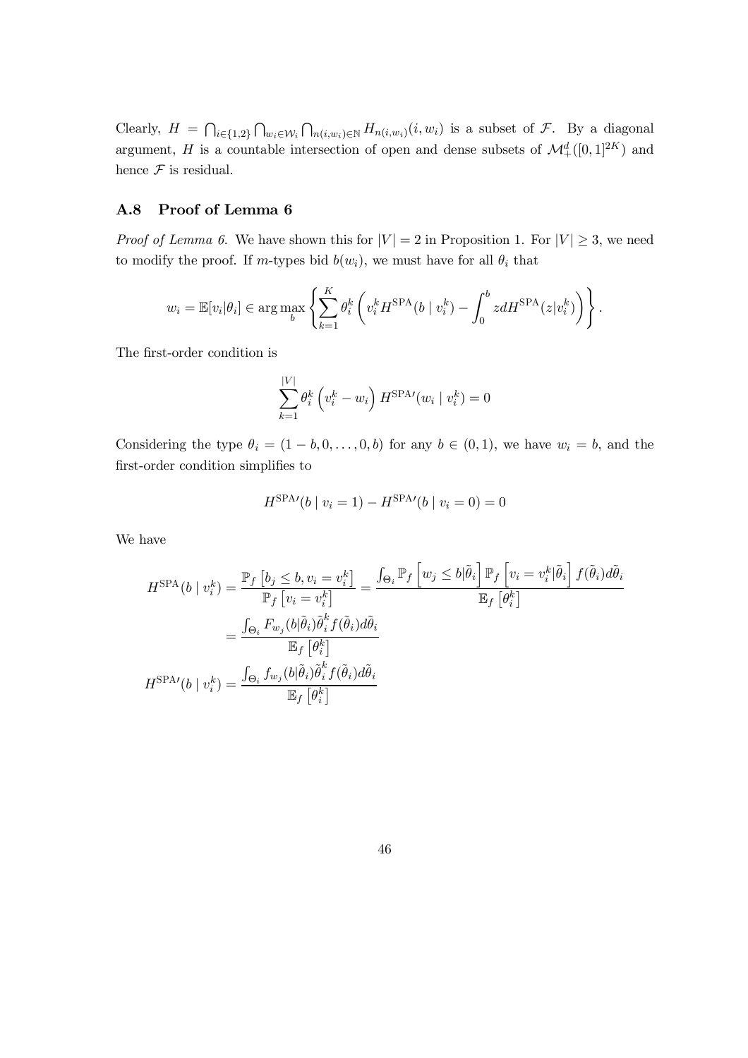Clearly, $H = \bigcap_{i\in\{1,2\}} \bigcap_{w_i \in \mathcal{W}_i} \bigcap_{n(i,w_i)\in\mathbb{N}} H_{n(i,w_i)}(i, w_i)$ is a subset of $\mathcal{F}$. By a diagonal argument, $H$ is a countable intersection of open and dense subsets of $\mathcal{M}_+^d([0,1]^{2K})$ and hence $\mathcal{F}$ is residual.

### A.8 Proof of Lemma 6

*Proof of Lemma 6.* We have shown this for $|V| = 2$ in Proposition 1. For $|V| \geq 3$, we need to modify the proof. If $m$-types bid $b(w_i)$, we must have for all $\theta_i$ that

$$w_i = \mathbb{E}[v_i|\theta_i] \in \arg\max_b \left\{ \sum_{k=1}^K \theta_i^k \left( v_i^k H^{\text{SPA}}(b \mid v_i^k) - \int_0^b z dH^{\text{SPA}}(z|v_i^k) \right) \right\}.$$

The first-order condition is

$$\sum_{k=1}^{|V|} \theta_i^k \left( v_i^k - w_i \right) H^{\text{SPA}\prime}(w_i \mid v_i^k) = 0$$

Considering the type $\theta_i = (1-b, 0, \ldots, 0, b)$ for any $b \in (0,1)$, we have $w_i = b$, and the first-order condition simplifies to

$$H^{\text{SPA}\prime}(b \mid v_i = 1) - H^{\text{SPA}\prime}(b \mid v_i = 0) = 0$$

We have

$$\begin{aligned}
H^{\text{SPA}}(b \mid v_i^k) &= \frac{\mathbb{P}_f\left[b_j \leq b, v_i = v_i^k\right]}{\mathbb{P}_f\left[v_i = v_i^k\right]} = \frac{\int_{\Theta_i} \mathbb{P}_f\left[w_j \leq b|\tilde{\theta}_i\right] \mathbb{P}_f\left[v_i = v_i^k|\tilde{\theta}_i\right] f(\tilde{\theta}_i) d\tilde{\theta}_i}{\mathbb{E}_f\left[\theta_i^k\right]} \\
&= \frac{\int_{\Theta_i} F_{w_j}(b|\tilde{\theta}_i)\tilde{\theta}_i^k f(\tilde{\theta}_i) d\tilde{\theta}_i}{\mathbb{E}_f\left[\theta_i^k\right]} \\
H^{\text{SPA}\prime}(b \mid v_i^k) &= \frac{\int_{\Theta_i} f_{w_j}(b|\tilde{\theta}_i)\tilde{\theta}_i^k f(\tilde{\theta}_i) d\tilde{\theta}_i}{\mathbb{E}_f\left[\theta_i^k\right]}
\end{aligned}$$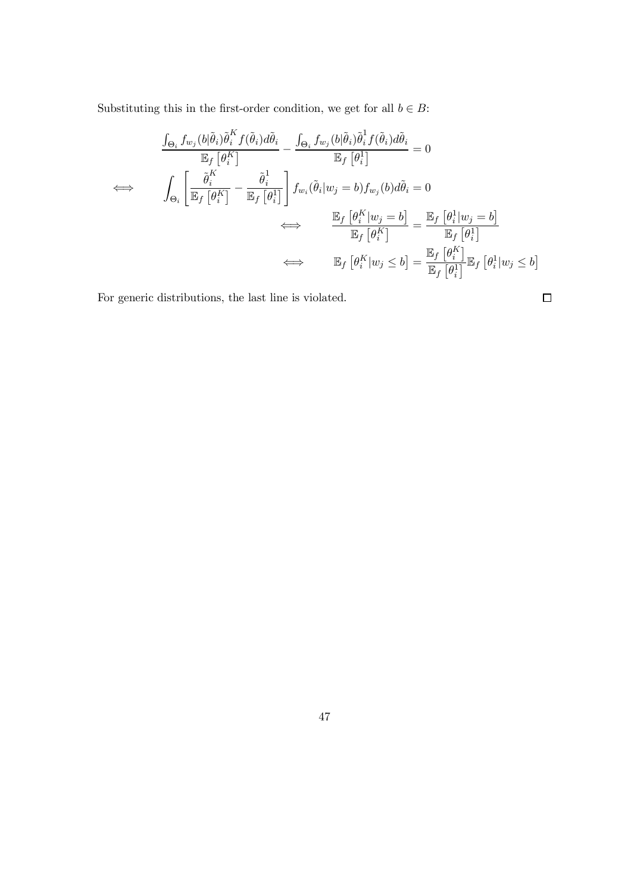Substituting this in the first-order condition, we get for all $b \in B$:

$$
\begin{aligned}
& \frac{\int_{\Theta_i} f_{w_j}(b|\tilde{\theta}_i)\tilde{\theta}_i^K f(\tilde{\theta}_i)d\tilde{\theta}_i}{\mathbb{E}_f\left[\theta_i^K\right]} - \frac{\int_{\Theta_i} f_{w_j}(b|\tilde{\theta}_i)\tilde{\theta}_i^1 f(\tilde{\theta}_i)d\tilde{\theta}_i}{\mathbb{E}_f\left[\theta_i^1\right]} = 0 \\
\iff \quad & \int_{\Theta_i} \left[\frac{\tilde{\theta}_i^K}{\mathbb{E}_f\left[\theta_i^K\right]} - \frac{\tilde{\theta}_i^1}{\mathbb{E}_f\left[\theta_i^1\right]}\right] f_{w_i}(\tilde{\theta}_i|w_j = b) f_{w_j}(b) d\tilde{\theta}_i = 0 \\
& \qquad \iff \quad \frac{\mathbb{E}_f\left[\theta_i^K|w_j = b\right]}{\mathbb{E}_f\left[\theta_i^K\right]} = \frac{\mathbb{E}_f\left[\theta_i^1|w_j = b\right]}{\mathbb{E}_f\left[\theta_i^1\right]} \\
& \qquad \iff \quad \mathbb{E}_f\left[\theta_i^K|w_j \leq b\right] = \frac{\mathbb{E}_f\left[\theta_i^K\right]}{\mathbb{E}_f\left[\theta_i^1\right]}\mathbb{E}_f\left[\theta_i^1|w_j \leq b\right]
\end{aligned}
$$

For generic distributions, the last line is violated. □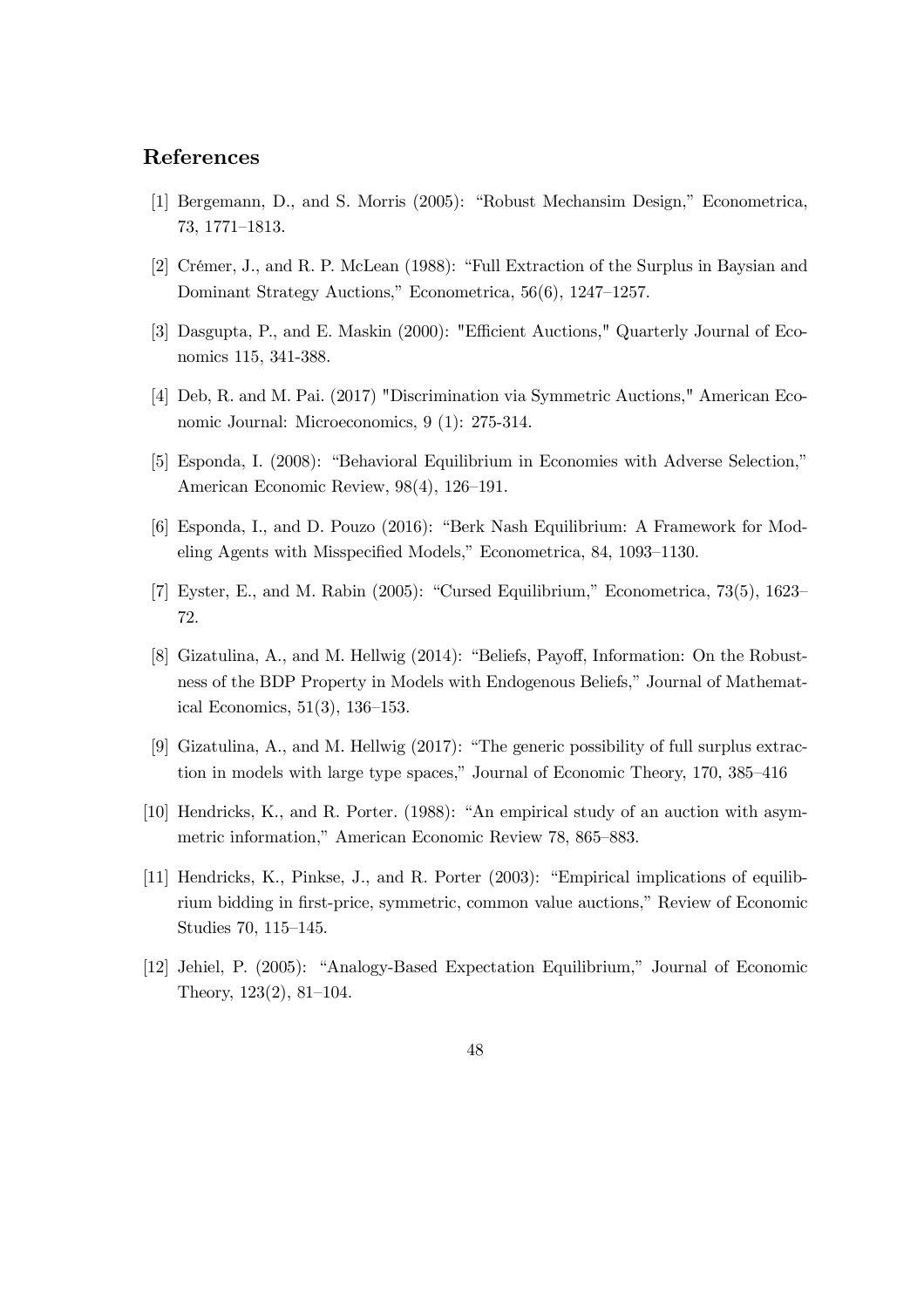## References

[1] Bergemann, D., and S. Morris (2005): "Robust Mechansim Design," Econometrica, 73, 1771–1813.

[2] Crémer, J., and R. P. McLean (1988): "Full Extraction of the Surplus in Baysian and Dominant Strategy Auctions," Econometrica, 56(6), 1247–1257.

[3] Dasgupta, P., and E. Maskin (2000): "Efficient Auctions," Quarterly Journal of Economics 115, 341-388.

[4] Deb, R. and M. Pai. (2017) "Discrimination via Symmetric Auctions," American Economic Journal: Microeconomics, 9 (1): 275-314.

[5] Esponda, I. (2008): "Behavioral Equilibrium in Economies with Adverse Selection," American Economic Review, 98(4), 126–191.

[6] Esponda, I., and D. Pouzo (2016): "Berk Nash Equilibrium: A Framework for Modeling Agents with Misspecified Models," Econometrica, 84, 1093–1130.

[7] Eyster, E., and M. Rabin (2005): "Cursed Equilibrium," Econometrica, 73(5), 1623–72.

[8] Gizatulina, A., and M. Hellwig (2014): "Beliefs, Payoff, Information: On the Robustness of the BDP Property in Models with Endogenous Beliefs," Journal of Mathematical Economics, 51(3), 136–153.

[9] Gizatulina, A., and M. Hellwig (2017): "The generic possibility of full surplus extraction in models with large type spaces," Journal of Economic Theory, 170, 385–416

[10] Hendricks, K., and R. Porter. (1988): "An empirical study of an auction with asymmetric information," American Economic Review 78, 865–883.

[11] Hendricks, K., Pinkse, J., and R. Porter (2003): "Empirical implications of equilibrium bidding in first-price, symmetric, common value auctions," Review of Economic Studies 70, 115–145.

[12] Jehiel, P. (2005): "Analogy-Based Expectation Equilibrium," Journal of Economic Theory, 123(2), 81–104.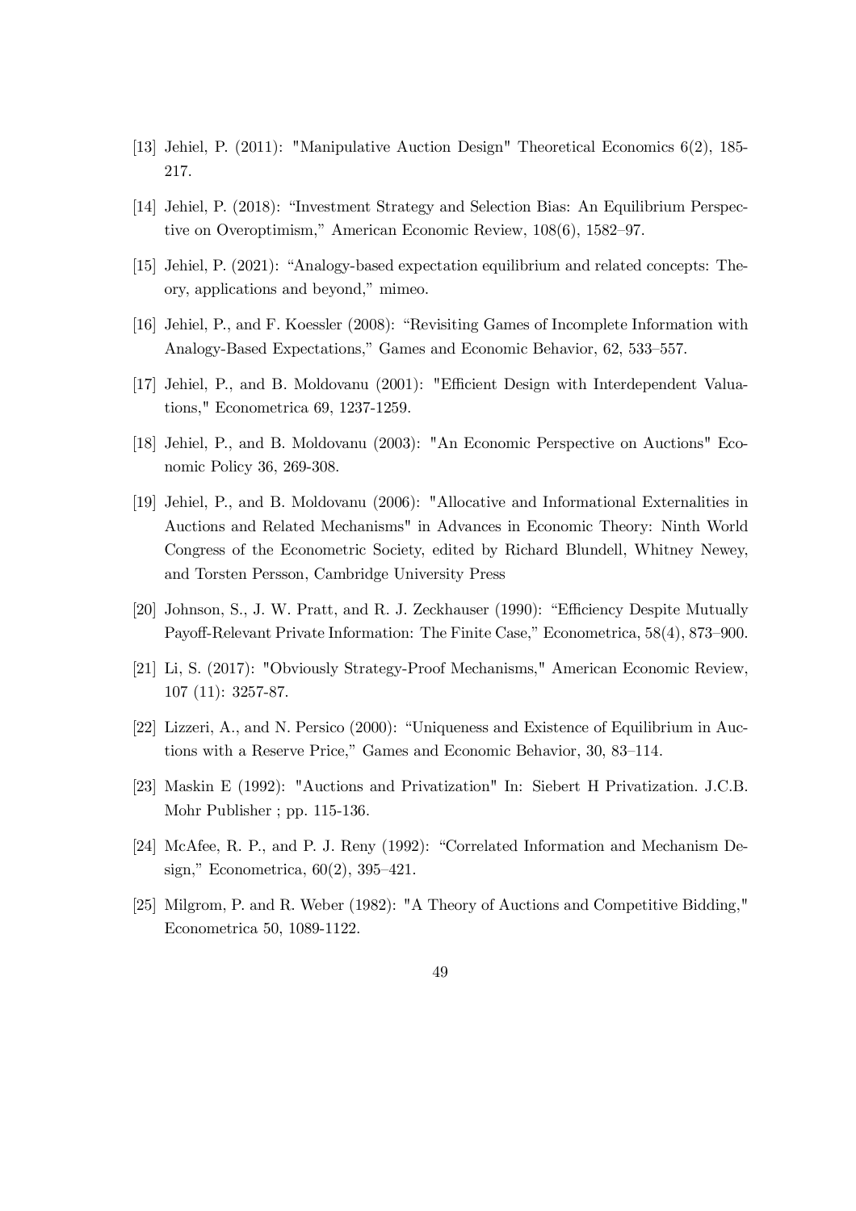[13] Jehiel, P. (2011): "Manipulative Auction Design" Theoretical Economics 6(2), 185-217.

[14] Jehiel, P. (2018): "Investment Strategy and Selection Bias: An Equilibrium Perspective on Overoptimism," American Economic Review, 108(6), 1582–97.

[15] Jehiel, P. (2021): "Analogy-based expectation equilibrium and related concepts: Theory, applications and beyond," mimeo.

[16] Jehiel, P., and F. Koessler (2008): "Revisiting Games of Incomplete Information with Analogy-Based Expectations," Games and Economic Behavior, 62, 533–557.

[17] Jehiel, P., and B. Moldovanu (2001): "Efficient Design with Interdependent Valuations," Econometrica 69, 1237-1259.

[18] Jehiel, P., and B. Moldovanu (2003): "An Economic Perspective on Auctions" Economic Policy 36, 269-308.

[19] Jehiel, P., and B. Moldovanu (2006): "Allocative and Informational Externalities in Auctions and Related Mechanisms" in Advances in Economic Theory: Ninth World Congress of the Econometric Society, edited by Richard Blundell, Whitney Newey, and Torsten Persson, Cambridge University Press

[20] Johnson, S., J. W. Pratt, and R. J. Zeckhauser (1990): "Efficiency Despite Mutually Payoff-Relevant Private Information: The Finite Case," Econometrica, 58(4), 873–900.

[21] Li, S. (2017): "Obviously Strategy-Proof Mechanisms," American Economic Review, 107 (11): 3257-87.

[22] Lizzeri, A., and N. Persico (2000): "Uniqueness and Existence of Equilibrium in Auctions with a Reserve Price," Games and Economic Behavior, 30, 83–114.

[23] Maskin E (1992): "Auctions and Privatization" In: Siebert H Privatization. J.C.B. Mohr Publisher ; pp. 115-136.

[24] McAfee, R. P., and P. J. Reny (1992): "Correlated Information and Mechanism Design," Econometrica, 60(2), 395–421.

[25] Milgrom, P. and R. Weber (1982): "A Theory of Auctions and Competitive Bidding," Econometrica 50, 1089-1122.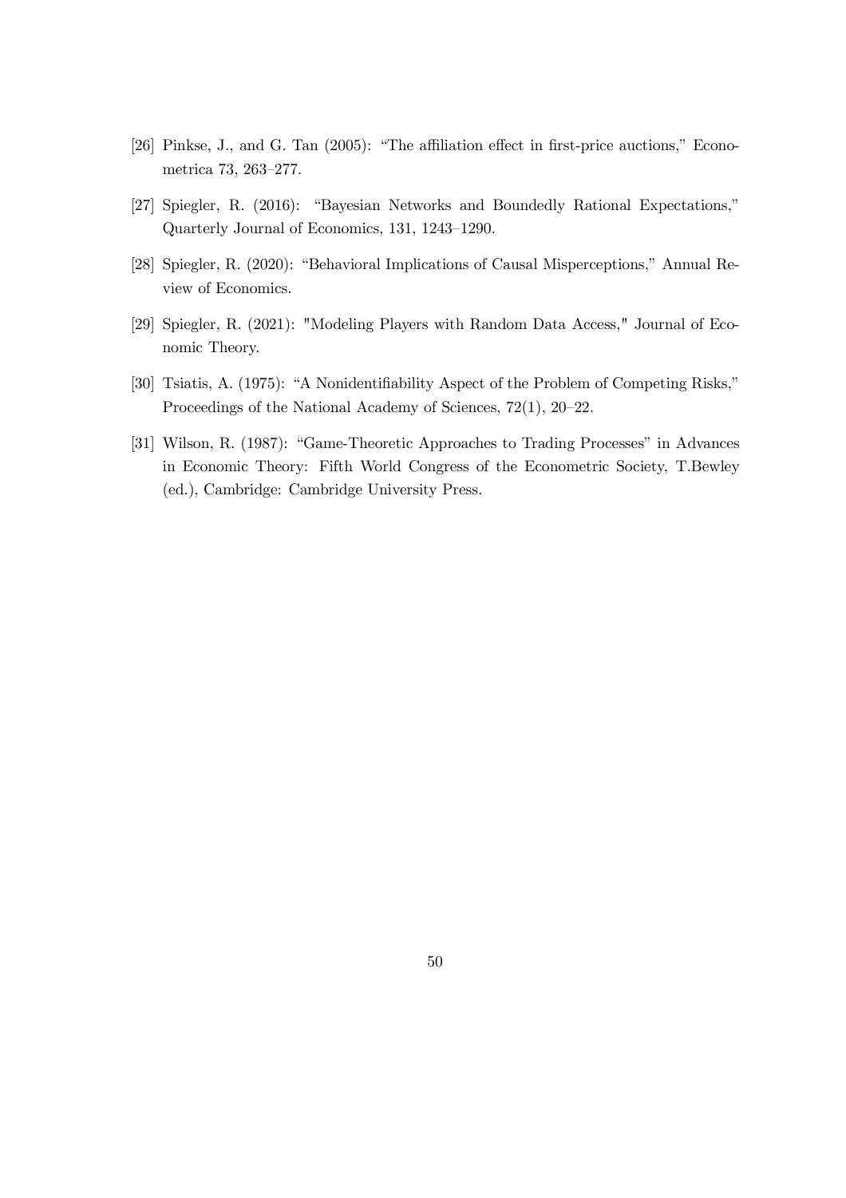[26] Pinkse, J., and G. Tan (2005): “The affiliation effect in first-price auctions,” Econometrica 73, 263–277.

[27] Spiegler, R. (2016): “Bayesian Networks and Boundedly Rational Expectations,” Quarterly Journal of Economics, 131, 1243–1290.

[28] Spiegler, R. (2020): “Behavioral Implications of Causal Misperceptions,” Annual Review of Economics.

[29] Spiegler, R. (2021): "Modeling Players with Random Data Access," Journal of Economic Theory.

[30] Tsiatis, A. (1975): “A Nonidentifiability Aspect of the Problem of Competing Risks,” Proceedings of the National Academy of Sciences, 72(1), 20–22.

[31] Wilson, R. (1987): “Game-Theoretic Approaches to Trading Processes” in Advances in Economic Theory: Fifth World Congress of the Econometric Society, T.Bewley (ed.), Cambridge: Cambridge University Press.